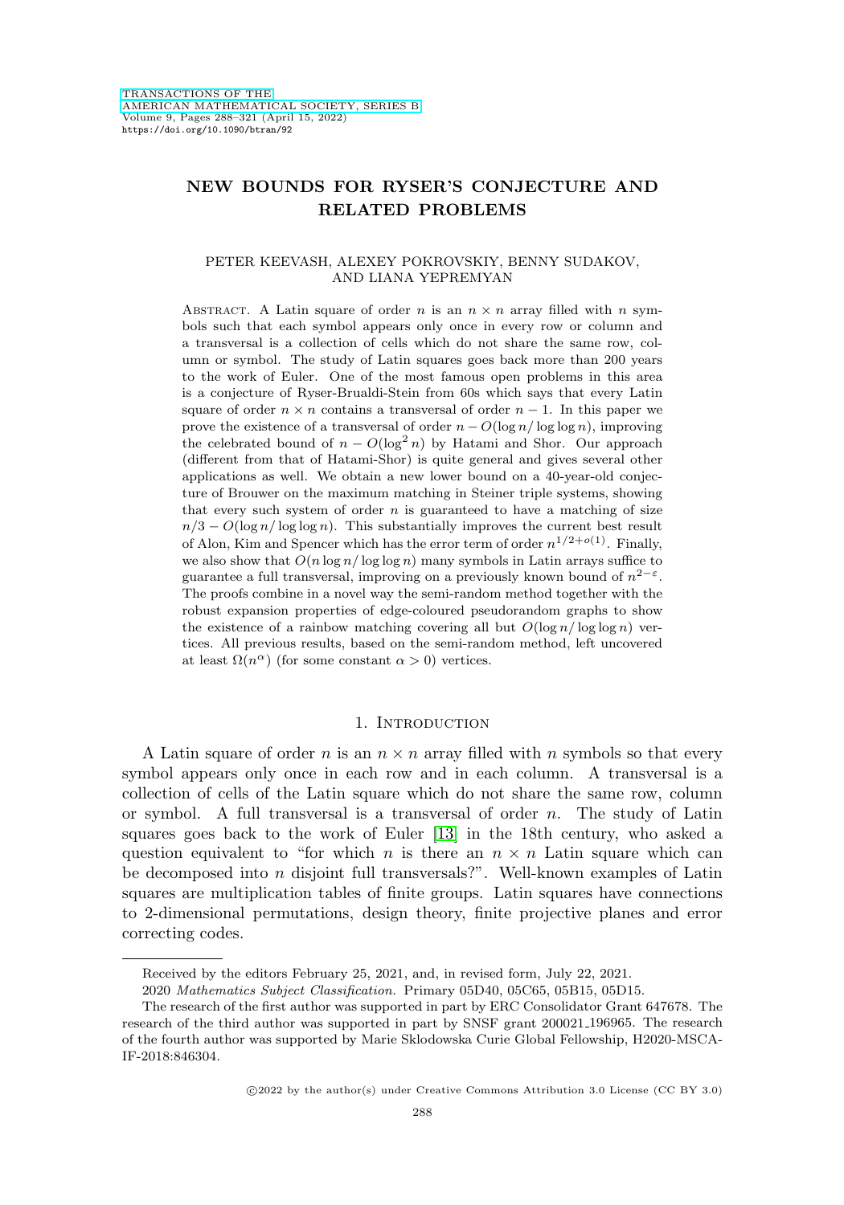# NEW BOUNDS FOR RYSER'S CONJECTURE AND RELATED PROBLEMS

PETER KEEVASH, ALEXEY POKROVSKIY, BENNY SUDAKOV, AND LIANA YEPREMYAN

ABSTRACT. A Latin square of order $n$ is an $n \times n$ array filled with $n$ symbols such that each symbol appears only once in every row or column and a transversal is a collection of cells which do not share the same row, column or symbol. The study of Latin squares goes back more than 200 years to the work of Euler. One of the most famous open problems in this area is a conjecture of Ryser-Brualdi-Stein from 60s which says that every Latin square of order $n \times n$ contains a transversal of order $n - 1$. In this paper we prove the existence of a transversal of order $n - O(\log n / \log \log n)$, improving the celebrated bound of $n - O(\log^2 n)$ by Hatami and Shor. Our approach (different from that of Hatami-Shor) is quite general and gives several other applications as well. We obtain a new lower bound on a 40-year-old conjecture of Brouwer on the maximum matching in Steiner triple systems, showing that every such system of order $n$ is guaranteed to have a matching of size $n/3 - O(\log n / \log \log n)$. This substantially improves the current best result of Alon, Kim and Spencer which has the error term of order $n^{1/2+o(1)}$. Finally, we also show that $O(n \log n / \log \log n)$ many symbols in Latin arrays suffice to guarantee a full transversal, improving on a previously known bound of $n^{2-\varepsilon}$. The proofs combine in a novel way the semi-random method together with the robust expansion properties of edge-coloured pseudorandom graphs to show the existence of a rainbow matching covering all but $O(\log n / \log \log n)$ vertices. All previous results, based on the semi-random method, left uncovered at least $\Omega(n^\alpha)$ (for some constant $\alpha > 0$) vertices.

## 1. INTRODUCTION

A Latin square of order $n$ is an $n \times n$ array filled with $n$ symbols so that every symbol appears only once in each row and in each column. A transversal is a collection of cells of the Latin square which do not share the same row, column or symbol. A full transversal is a transversal of order $n$. The study of Latin squares goes back to the work of Euler [13] in the 18th century, who asked a question equivalent to "for which $n$ is there an $n \times n$ Latin square which can be decomposed into $n$ disjoint full transversals?". Well-known examples of Latin squares are multiplication tables of finite groups. Latin squares have connections to 2-dimensional permutations, design theory, finite projective planes and error correcting codes.

---

Received by the editors February 25, 2021, and, in revised form, July 22, 2021.

2020 *Mathematics Subject Classification.* Primary 05D40, 05C65, 05B15, 05D15.

The research of the first author was supported in part by ERC Consolidator Grant 647678. The research of the third author was supported in part by SNSF grant 200021_196965. The research of the fourth author was supported by Marie Sklodowska Curie Global Fellowship, H2020-MSCA-IF-2018:846304.

©2022 by the author(s) under Creative Commons Attribution 3.0 License (CC BY 3.0)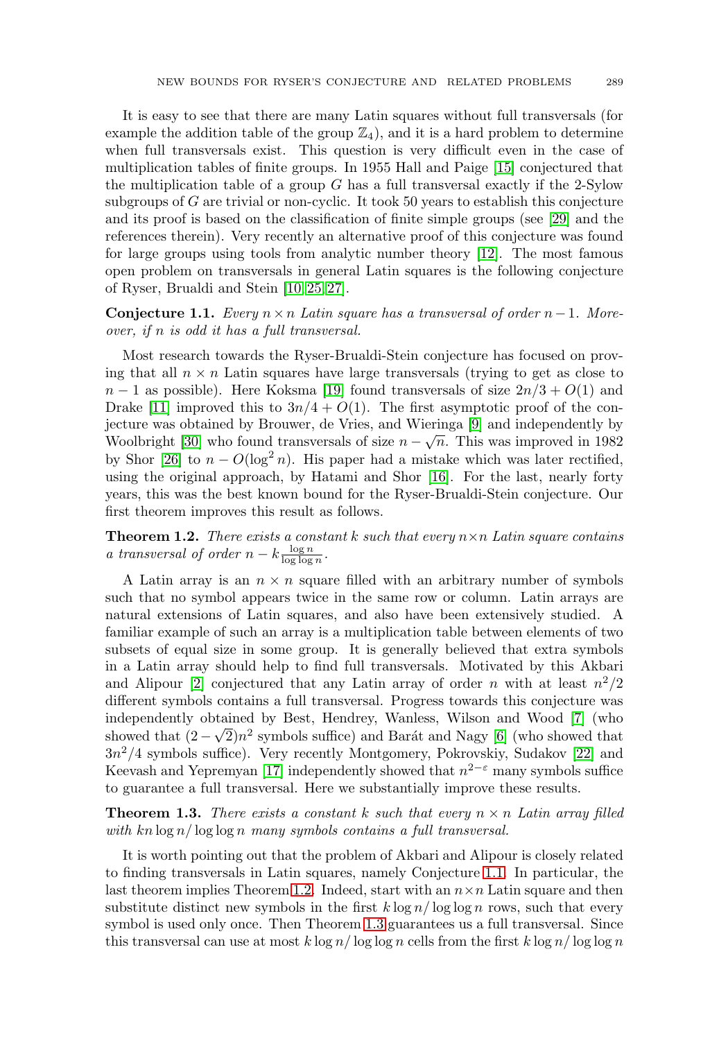It is easy to see that there are many Latin squares without full transversals (for example the addition table of the group $\mathbb{Z}_4$), and it is a hard problem to determine when full transversals exist. This question is very difficult even in the case of multiplication tables of finite groups. In 1955 Hall and Paige [15] conjectured that the multiplication table of a group $G$ has a full transversal exactly if the 2-Sylow subgroups of $G$ are trivial or non-cyclic. It took 50 years to establish this conjecture and its proof is based on the classification of finite simple groups (see [29] and the references therein). Very recently an alternative proof of this conjecture was found for large groups using tools from analytic number theory [12]. The most famous open problem on transversals in general Latin squares is the following conjecture of Ryser, Brualdi and Stein [10, 25, 27].

**Conjecture 1.1.** *Every $n \times n$ Latin square has a transversal of order $n-1$. Moreover, if $n$ is odd it has a full transversal.*

Most research towards the Ryser-Brualdi-Stein conjecture has focused on proving that all $n \times n$ Latin squares have large transversals (trying to get as close to $n-1$ as possible). Here Koksma [19] found transversals of size $2n/3 + O(1)$ and Drake [11] improved this to $3n/4 + O(1)$. The first asymptotic proof of the conjecture was obtained by Brouwer, de Vries, and Wieringa [9] and independently by Woolbright [30] who found transversals of size $n - \sqrt{n}$. This was improved in 1982 by Shor [26] to $n - O(\log^2 n)$. His paper had a mistake which was later rectified, using the original approach, by Hatami and Shor [16]. For the last, nearly forty years, this was the best known bound for the Ryser-Brualdi-Stein conjecture. Our first theorem improves this result as follows.

**Theorem 1.2.** *There exists a constant $k$ such that every $n \times n$ Latin square contains a transversal of order $n - k\frac{\log n}{\log \log n}$.*

A Latin array is an $n \times n$ square filled with an arbitrary number of symbols such that no symbol appears twice in the same row or column. Latin arrays are natural extensions of Latin squares, and also have been extensively studied. A familiar example of such an array is a multiplication table between elements of two subsets of equal size in some group. It is generally believed that extra symbols in a Latin array should help to find full transversals. Motivated by this Akbari and Alipour [2] conjectured that any Latin array of order $n$ with at least $n^2/2$ different symbols contains a full transversal. Progress towards this conjecture was independently obtained by Best, Hendrey, Wanless, Wilson and Wood [7] (who showed that $(2 - \sqrt{2})n^2$ symbols suffice) and Barát and Nagy [6] (who showed that $3n^2/4$ symbols suffice). Very recently Montgomery, Pokrovskiy, Sudakov [22] and Keevash and Yepremyan [17] independently showed that $n^{2-\varepsilon}$ many symbols suffice to guarantee a full transversal. Here we substantially improve these results.

**Theorem 1.3.** *There exists a constant $k$ such that every $n \times n$ Latin array filled with $kn \log n / \log \log n$ many symbols contains a full transversal.*

It is worth pointing out that the problem of Akbari and Alipour is closely related to finding transversals in Latin squares, namely Conjecture 1.1. In particular, the last theorem implies Theorem 1.2. Indeed, start with an $n \times n$ Latin square and then substitute distinct new symbols in the first $k \log n / \log \log n$ rows, such that every symbol is used only once. Then Theorem 1.3 guarantees us a full transversal. Since this transversal can use at most $k \log n / \log \log n$ cells from the first $k \log n / \log \log n$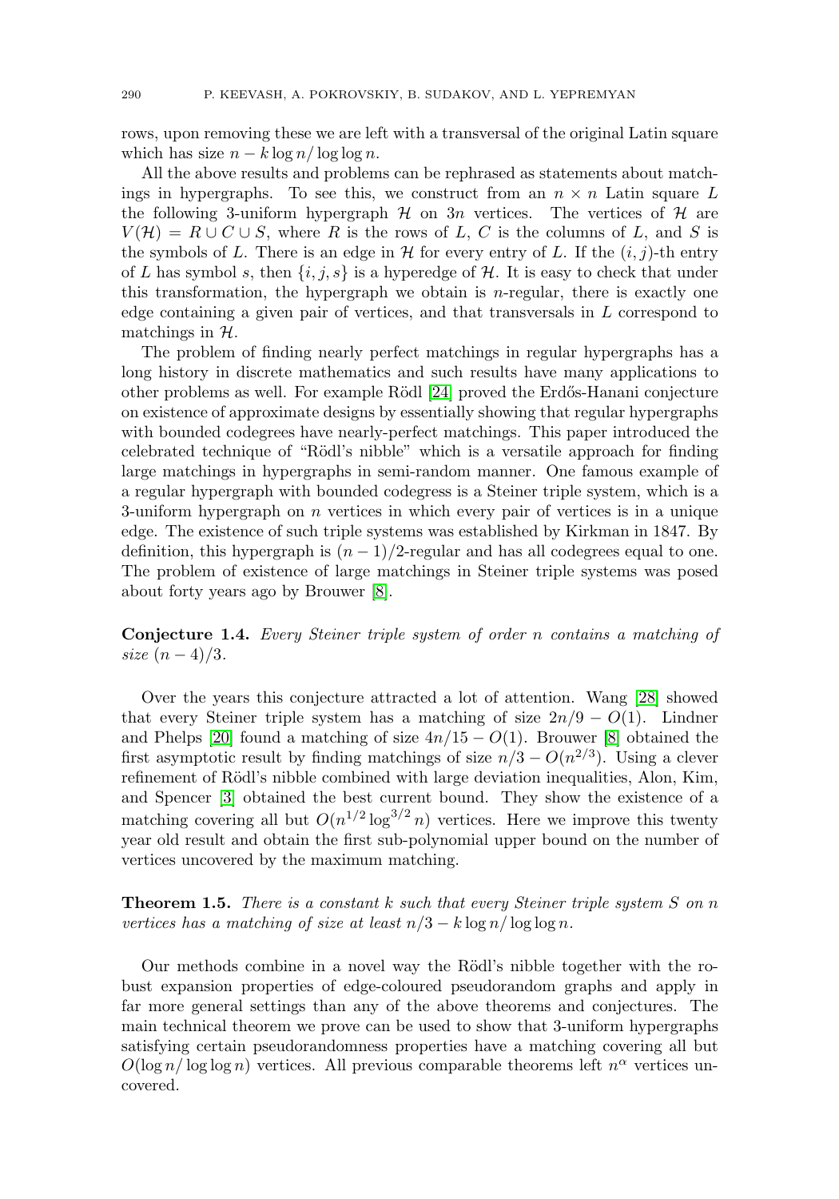rows, upon removing these we are left with a transversal of the original Latin square which has size $n - k\log n/\log\log n$.

All the above results and problems can be rephrased as statements about matchings in hypergraphs. To see this, we construct from an $n \times n$ Latin square $L$ the following 3-uniform hypergraph $\mathcal{H}$ on $3n$ vertices. The vertices of $\mathcal{H}$ are $V(\mathcal{H}) = R \cup C \cup S$, where $R$ is the rows of $L$, $C$ is the columns of $L$, and $S$ is the symbols of $L$. There is an edge in $\mathcal{H}$ for every entry of $L$. If the $(i, j)$-th entry of $L$ has symbol $s$, then $\{i, j, s\}$ is a hyperedge of $\mathcal{H}$. It is easy to check that under this transformation, the hypergraph we obtain is $n$-regular, there is exactly one edge containing a given pair of vertices, and that transversals in $L$ correspond to matchings in $\mathcal{H}$.

The problem of finding nearly perfect matchings in regular hypergraphs has a long history in discrete mathematics and such results have many applications to other problems as well. For example Rödl [24] proved the Erdős-Hanani conjecture on existence of approximate designs by essentially showing that regular hypergraphs with bounded codegrees have nearly-perfect matchings. This paper introduced the celebrated technique of "Rödl's nibble" which is a versatile approach for finding large matchings in hypergraphs in semi-random manner. One famous example of a regular hypergraph with bounded codegress is a Steiner triple system, which is a 3-uniform hypergraph on $n$ vertices in which every pair of vertices is in a unique edge. The existence of such triple systems was established by Kirkman in 1847. By definition, this hypergraph is $(n - 1)/2$-regular and has all codegrees equal to one. The problem of existence of large matchings in Steiner triple systems was posed about forty years ago by Brouwer [8].

**Conjecture 1.4.** *Every Steiner triple system of order $n$ contains a matching of size $(n - 4)/3$.*

Over the years this conjecture attracted a lot of attention. Wang [28] showed that every Steiner triple system has a matching of size $2n/9 - O(1)$. Lindner and Phelps [20] found a matching of size $4n/15 - O(1)$. Brouwer [8] obtained the first asymptotic result by finding matchings of size $n/3 - O(n^{2/3})$. Using a clever refinement of Rödl's nibble combined with large deviation inequalities, Alon, Kim, and Spencer [3] obtained the best current bound. They show the existence of a matching covering all but $O(n^{1/2}\log^{3/2} n)$ vertices. Here we improve this twenty year old result and obtain the first sub-polynomial upper bound on the number of vertices uncovered by the maximum matching.

**Theorem 1.5.** *There is a constant $k$ such that every Steiner triple system $S$ on $n$ vertices has a matching of size at least $n/3 - k\log n/\log\log n$.*

Our methods combine in a novel way the Rödl's nibble together with the robust expansion properties of edge-coloured pseudorandom graphs and apply in far more general settings than any of the above theorems and conjectures. The main technical theorem we prove can be used to show that 3-uniform hypergraphs satisfying certain pseudorandomness properties have a matching covering all but $O(\log n/\log\log n)$ vertices. All previous comparable theorems left $n^\alpha$ vertices uncovered.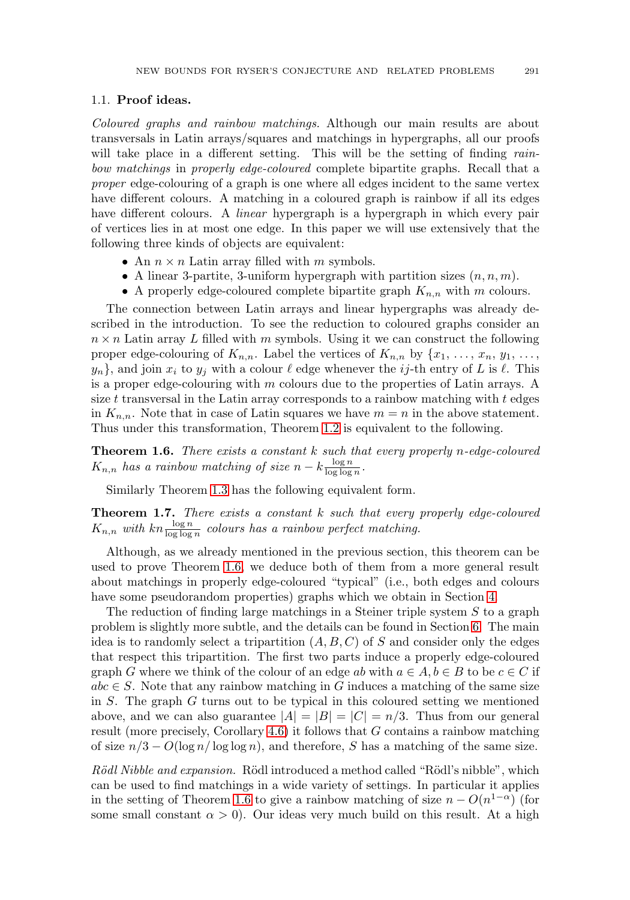### 1.1. **Proof ideas.**

*Coloured graphs and rainbow matchings.* Although our main results are about transversals in Latin arrays/squares and matchings in hypergraphs, all our proofs will take place in a different setting. This will be the setting of finding *rainbow matchings* in *properly edge-coloured* complete bipartite graphs. Recall that a *proper* edge-colouring of a graph is one where all edges incident to the same vertex have different colours. A matching in a coloured graph is rainbow if all its edges have different colours. A *linear* hypergraph is a hypergraph in which every pair of vertices lies in at most one edge. In this paper we will use extensively that the following three kinds of objects are equivalent:

- An $n \times n$ Latin array filled with $m$ symbols.
- A linear 3-partite, 3-uniform hypergraph with partition sizes $(n, n, m)$.
- A properly edge-coloured complete bipartite graph $K_{n,n}$ with $m$ colours.

The connection between Latin arrays and linear hypergraphs was already described in the introduction. To see the reduction to coloured graphs consider an $n \times n$ Latin array $L$ filled with $m$ symbols. Using it we can construct the following proper edge-colouring of $K_{n,n}$. Label the vertices of $K_{n,n}$ by $\{x_1, \ldots, x_n, y_1, \ldots, y_n\}$, and join $x_i$ to $y_j$ with a colour $\ell$ edge whenever the $ij$-th entry of $L$ is $\ell$. This is a proper edge-colouring with $m$ colours due to the properties of Latin arrays. A size $t$ transversal in the Latin array corresponds to a rainbow matching with $t$ edges in $K_{n,n}$. Note that in case of Latin squares we have $m = n$ in the above statement. Thus under this transformation, Theorem 1.2 is equivalent to the following.

**Theorem 1.6.** *There exists a constant $k$ such that every properly $n$-edge-coloured $K_{n,n}$ has a rainbow matching of size $n - k\frac{\log n}{\log \log n}$.*

Similarly Theorem 1.3 has the following equivalent form.

**Theorem 1.7.** *There exists a constant $k$ such that every properly edge-coloured $K_{n,n}$ with $kn\frac{\log n}{\log \log n}$ colours has a rainbow perfect matching.*

Although, as we already mentioned in the previous section, this theorem can be used to prove Theorem 1.6, we deduce both of them from a more general result about matchings in properly edge-coloured "typical" (i.e., both edges and colours have some pseudorandom properties) graphs which we obtain in Section 4.

The reduction of finding large matchings in a Steiner triple system $S$ to a graph problem is slightly more subtle, and the details can be found in Section 6. The main idea is to randomly select a tripartition $(A, B, C)$ of $S$ and consider only the edges that respect this tripartition. The first two parts induce a properly edge-coloured graph $G$ where we think of the colour of an edge $ab$ with $a \in A, b \in B$ to be $c \in C$ if $abc \in S$. Note that any rainbow matching in $G$ induces a matching of the same size in $S$. The graph $G$ turns out to be typical in this coloured setting we mentioned above, and we can also guarantee $|A| = |B| = |C| = n/3$. Thus from our general result (more precisely, Corollary 4.6) it follows that $G$ contains a rainbow matching of size $n/3 - O(\log n/ \log \log n)$, and therefore, $S$ has a matching of the same size.

*Rödl Nibble and expansion.* Rödl introduced a method called "Rödl's nibble", which can be used to find matchings in a wide variety of settings. In particular it applies in the setting of Theorem 1.6 to give a rainbow matching of size $n - O(n^{1-\alpha})$ (for some small constant $\alpha > 0$). Our ideas very much build on this result. At a high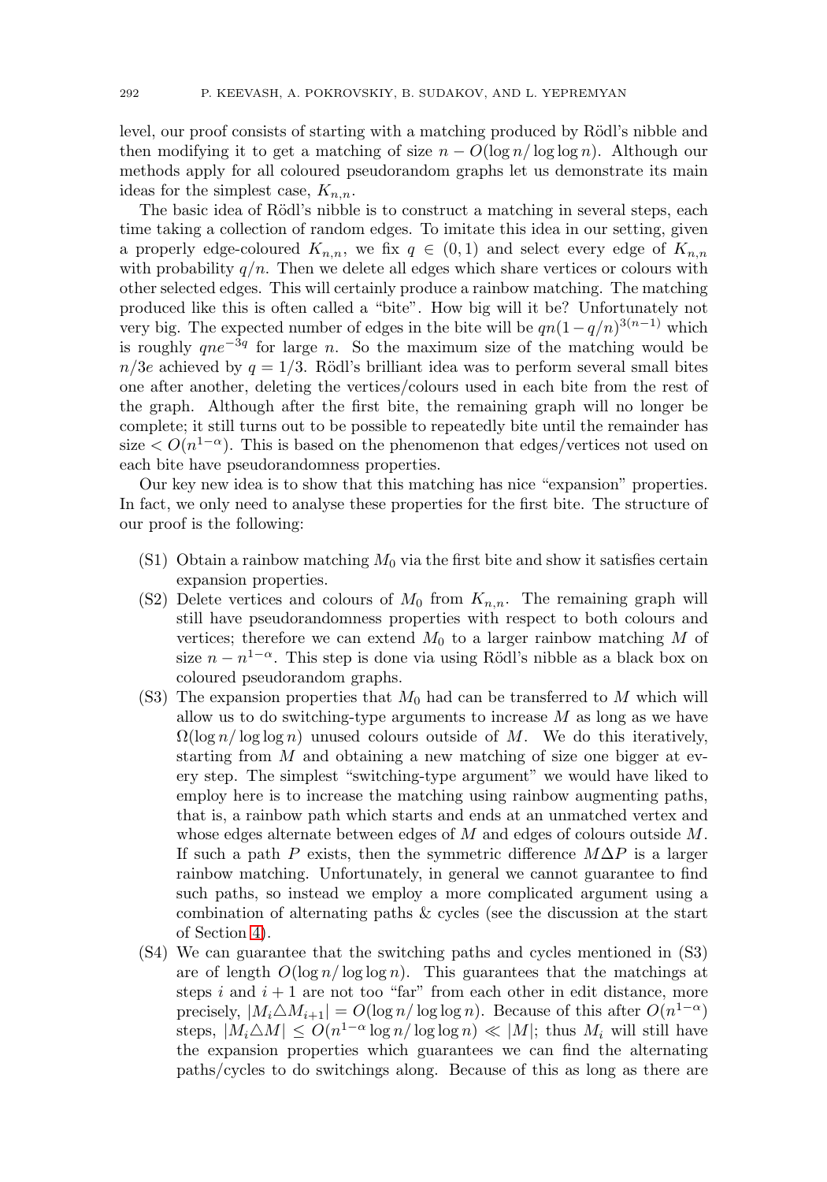level, our proof consists of starting with a matching produced by Rödl's nibble and then modifying it to get a matching of size $n - O(\log n/\log\log n)$. Although our methods apply for all coloured pseudorandom graphs let us demonstrate its main ideas for the simplest case, $K_{n,n}$.

The basic idea of Rödl's nibble is to construct a matching in several steps, each time taking a collection of random edges. To imitate this idea in our setting, given a properly edge-coloured $K_{n,n}$, we fix $q \in (0,1)$ and select every edge of $K_{n,n}$ with probability $q/n$. Then we delete all edges which share vertices or colours with other selected edges. This will certainly produce a rainbow matching. The matching produced like this is often called a "bite". How big will it be? Unfortunately not very big. The expected number of edges in the bite will be $qn(1-q/n)^{3(n-1)}$ which is roughly $qne^{-3q}$ for large $n$. So the maximum size of the matching would be $n/3e$ achieved by $q = 1/3$. Rödl's brilliant idea was to perform several small bites one after another, deleting the vertices/colours used in each bite from the rest of the graph. Although after the first bite, the remaining graph will no longer be complete; it still turns out to be possible to repeatedly bite until the remainder has size $< O(n^{1-\alpha})$. This is based on the phenomenon that edges/vertices not used on each bite have pseudorandomness properties.

Our key new idea is to show that this matching has nice "expansion" properties. In fact, we only need to analyse these properties for the first bite. The structure of our proof is the following:

- (S1) Obtain a rainbow matching $M_0$ via the first bite and show it satisfies certain expansion properties.
- (S2) Delete vertices and colours of $M_0$ from $K_{n,n}$. The remaining graph will still have pseudorandomness properties with respect to both colours and vertices; therefore we can extend $M_0$ to a larger rainbow matching $M$ of size $n - n^{1-\alpha}$. This step is done via using Rödl's nibble as a black box on coloured pseudorandom graphs.
- (S3) The expansion properties that $M_0$ had can be transferred to $M$ which will allow us to do switching-type arguments to increase $M$ as long as we have $\Omega(\log n/\log\log n)$ unused colours outside of $M$. We do this iteratively, starting from $M$ and obtaining a new matching of size one bigger at every step. The simplest "switching-type argument" we would have liked to employ here is to increase the matching using rainbow augmenting paths, that is, a rainbow path which starts and ends at an unmatched vertex and whose edges alternate between edges of $M$ and edges of colours outside $M$. If such a path $P$ exists, then the symmetric difference $M\Delta P$ is a larger rainbow matching. Unfortunately, in general we cannot guarantee to find such paths, so instead we employ a more complicated argument using a combination of alternating paths & cycles (see the discussion at the start of Section 4).
- (S4) We can guarantee that the switching paths and cycles mentioned in (S3) are of length $O(\log n/\log\log n)$. This guarantees that the matchings at steps $i$ and $i+1$ are not too "far" from each other in edit distance, more precisely, $|M_i \triangle M_{i+1}| = O(\log n/\log\log n)$. Because of this after $O(n^{1-\alpha})$ steps, $|M_i \triangle M| \leq O(n^{1-\alpha}\log n/\log\log n) \ll |M|$; thus $M_i$ will still have the expansion properties which guarantees we can find the alternating paths/cycles to do switchings along. Because of this as long as there are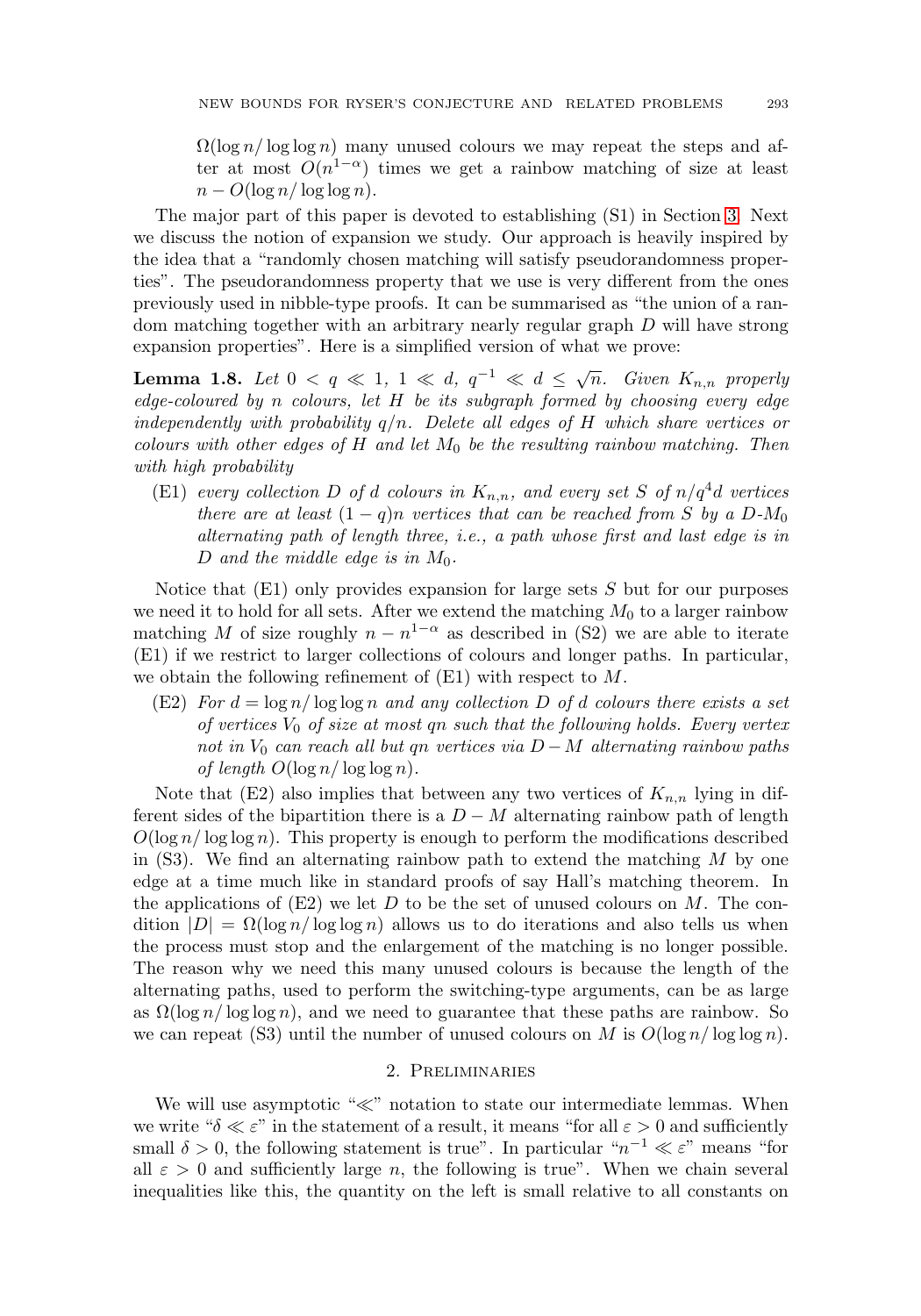$\Omega(\log n/\log\log n)$ many unused colours we may repeat the steps and after at most $O(n^{1-\alpha})$ times we get a rainbow matching of size at least $n - O(\log n/\log\log n)$.

The major part of this paper is devoted to establishing (S1) in Section 3. Next we discuss the notion of expansion we study. Our approach is heavily inspired by the idea that a "randomly chosen matching will satisfy pseudorandomness properties". The pseudorandomness property that we use is very different from the ones previously used in nibble-type proofs. It can be summarised as "the union of a random matching together with an arbitrary nearly regular graph $D$ will have strong expansion properties". Here is a simplified version of what we prove:

**Lemma 1.8.** *Let $0 < q \ll 1$, $1 \ll d$, $q^{-1} \ll d \leq \sqrt{n}$. Given $K_{n,n}$ properly edge-coloured by $n$ colours, let $H$ be its subgraph formed by choosing every edge independently with probability $q/n$. Delete all edges of $H$ which share vertices or colours with other edges of $H$ and let $M_0$ be the resulting rainbow matching. Then with high probability*

- (E1) *every collection $D$ of $d$ colours in $K_{n,n}$, and every set $S$ of $n/q^4 d$ vertices there are at least $(1-q)n$ vertices that can be reached from $S$ by a $D$-$M_0$ alternating path of length three, i.e., a path whose first and last edge is in $D$ and the middle edge is in $M_0$.*

Notice that (E1) only provides expansion for large sets $S$ but for our purposes we need it to hold for all sets. After we extend the matching $M_0$ to a larger rainbow matching $M$ of size roughly $n - n^{1-\alpha}$ as described in (S2) we are able to iterate (E1) if we restrict to larger collections of colours and longer paths. In particular, we obtain the following refinement of (E1) with respect to $M$.

- (E2) *For $d = \log n/\log\log n$ and any collection $D$ of $d$ colours there exists a set of vertices $V_0$ of size at most $qn$ such that the following holds. Every vertex not in $V_0$ can reach all but $qn$ vertices via $D - M$ alternating rainbow paths of length $O(\log n/\log\log n)$.*

Note that (E2) also implies that between any two vertices of $K_{n,n}$ lying in different sides of the bipartition there is a $D - M$ alternating rainbow path of length $O(\log n/\log\log n)$. This property is enough to perform the modifications described in (S3). We find an alternating rainbow path to extend the matching $M$ by one edge at a time much like in standard proofs of say Hall's matching theorem. In the applications of (E2) we let $D$ to be the set of unused colours on $M$. The condition $|D| = \Omega(\log n/\log\log n)$ allows us to do iterations and also tells us when the process must stop and the enlargement of the matching is no longer possible. The reason why we need this many unused colours is because the length of the alternating paths, used to perform the switching-type arguments, can be as large as $\Omega(\log n/\log\log n)$, and we need to guarantee that these paths are rainbow. So we can repeat (S3) until the number of unused colours on $M$ is $O(\log n/\log\log n)$.

## 2. Preliminaries

We will use asymptotic "$\ll$" notation to state our intermediate lemmas. When we write "$\delta \ll \varepsilon$" in the statement of a result, it means "for all $\varepsilon > 0$ and sufficiently small $\delta > 0$, the following statement is true". In particular "$n^{-1} \ll \varepsilon$" means "for all $\varepsilon > 0$ and sufficiently large $n$, the following is true". When we chain several inequalities like this, the quantity on the left is small relative to all constants on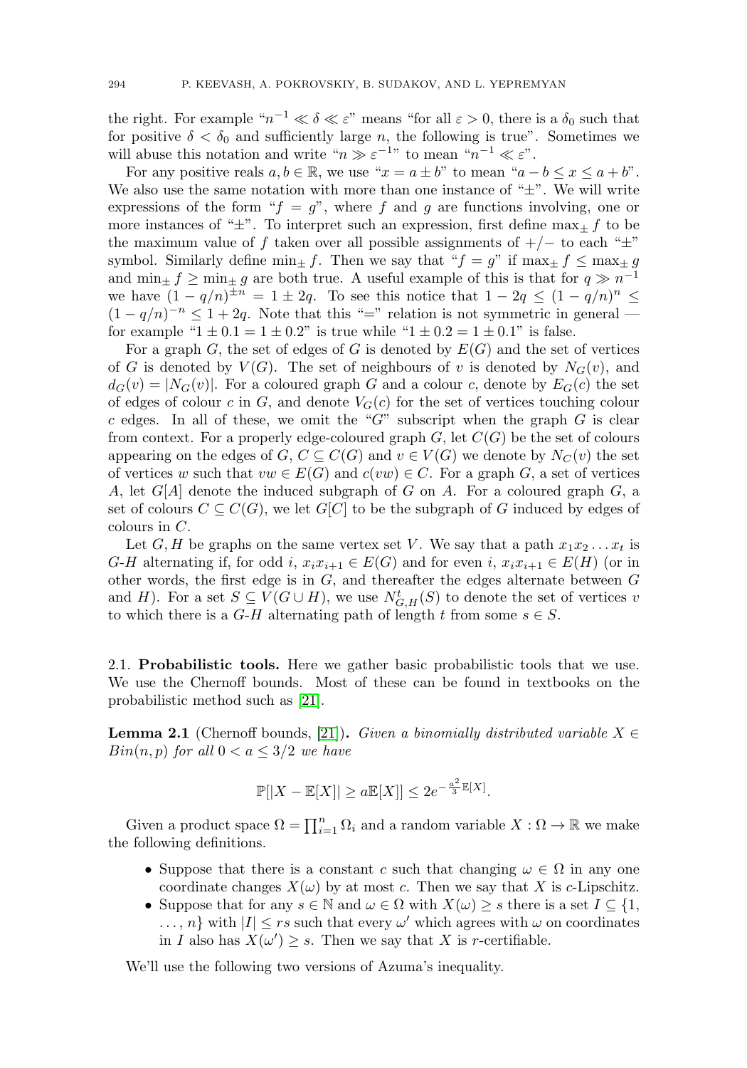the right. For example "$n^{-1} \ll \delta \ll \varepsilon$" means "for all $\varepsilon > 0$, there is a $\delta_0$ such that for positive $\delta < \delta_0$ and sufficiently large $n$, the following is true". Sometimes we will abuse this notation and write "$n \gg \varepsilon^{-1}$" to mean "$n^{-1} \ll \varepsilon$".

For any positive reals $a, b \in \mathbb{R}$, we use "$x = a \pm b$" to mean "$a - b \leq x \leq a + b$". We also use the same notation with more than one instance of "$\pm$". We will write expressions of the form "$f = g$", where $f$ and $g$ are functions involving, one or more instances of "$\pm$". To interpret such an expression, first define $\max_\pm f$ to be the maximum value of $f$ taken over all possible assignments of $+/-$ to each "$\pm$" symbol. Similarly define $\min_\pm f$. Then we say that "$f = g$" if $\max_\pm f \leq \max_\pm g$ and $\min_\pm f \geq \min_\pm g$ are both true. A useful example of this is that for $q \gg n^{-1}$ we have $(1 - q/n)^{\pm n} = 1 \pm 2q$. To see this notice that $1 - 2q \leq (1 - q/n)^n \leq (1 - q/n)^{-n} \leq 1 + 2q$. Note that this "$=$" relation is not symmetric in general — for example "$1 \pm 0.1 = 1 \pm 0.2$" is true while "$1 \pm 0.2 = 1 \pm 0.1$" is false.

For a graph $G$, the set of edges of $G$ is denoted by $E(G)$ and the set of vertices of $G$ is denoted by $V(G)$. The set of neighbours of $v$ is denoted by $N_G(v)$, and $d_G(v) = |N_G(v)|$. For a coloured graph $G$ and a colour $c$, denote by $E_G(c)$ the set of edges of colour $c$ in $G$, and denote $V_G(c)$ for the set of vertices touching colour $c$ edges. In all of these, we omit the "$G$" subscript when the graph $G$ is clear from context. For a properly edge-coloured graph $G$, let $C(G)$ be the set of colours appearing on the edges of $G$, $C \subseteq C(G)$ and $v \in V(G)$ we denote by $N_C(v)$ the set of vertices $w$ such that $vw \in E(G)$ and $c(vw) \in C$. For a graph $G$, a set of vertices $A$, let $G[A]$ denote the induced subgraph of $G$ on $A$. For a coloured graph $G$, a set of colours $C \subseteq C(G)$, we let $G[C]$ to be the subgraph of $G$ induced by edges of colours in $C$.

Let $G, H$ be graphs on the same vertex set $V$. We say that a path $x_1x_2\dots x_t$ is $G$-$H$ alternating if, for odd $i$, $x_ix_{i+1} \in E(G)$ and for even $i$, $x_ix_{i+1} \in E(H)$ (or in other words, the first edge is in $G$, and thereafter the edges alternate between $G$ and $H$). For a set $S \subseteq V(G \cup H)$, we use $N^t_{G,H}(S)$ to denote the set of vertices $v$ to which there is a $G$-$H$ alternating path of length $t$ from some $s \in S$.

## 2.1. Probabilistic tools.

Here we gather basic probabilistic tools that we use. We use the Chernoff bounds. Most of these can be found in textbooks on the probabilistic method such as [21].

**Lemma 2.1** (Chernoff bounds, [21]). *Given a binomially distributed variable $X \in Bin(n, p)$ for all $0 < a \leq 3/2$ we have*

$$\mathbb{P}[|X - \mathbb{E}[X]| \geq a\mathbb{E}[X]] \leq 2e^{-\frac{a^2}{3}\mathbb{E}[X]}.$$

Given a product space $\Omega = \prod_{i=1}^n \Omega_i$ and a random variable $X : \Omega \to \mathbb{R}$ we make the following definitions.

- Suppose that there is a constant $c$ such that changing $\omega \in \Omega$ in any one coordinate changes $X(\omega)$ by at most $c$. Then we say that $X$ is $c$-Lipschitz.
- Suppose that for any $s \in \mathbb{N}$ and $\omega \in \Omega$ with $X(\omega) \geq s$ there is a set $I \subseteq \{1, \dots, n\}$ with $|I| \leq rs$ such that every $\omega'$ which agrees with $\omega$ on coordinates in $I$ also has $X(\omega') \geq s$. Then we say that $X$ is $r$-certifiable.

We'll use the following two versions of Azuma's inequality.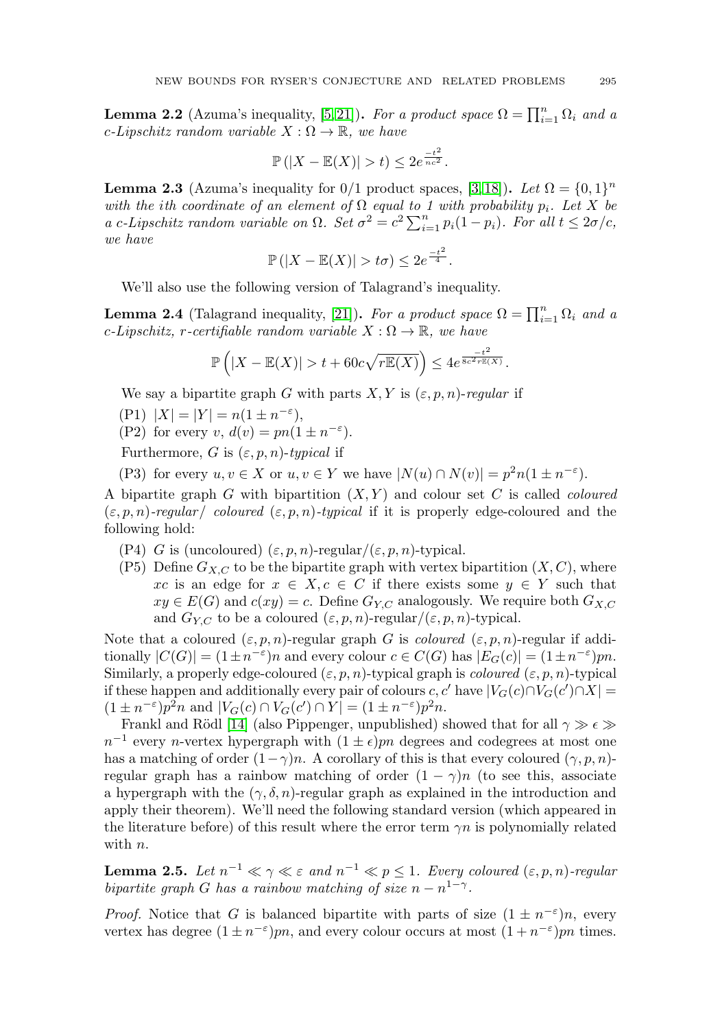**Lemma 2.2** (Azuma's inequality, [5,21])**.** *For a product space $\Omega = \prod_{i=1}^{n} \Omega_i$ and a $c$-Lipschitz random variable $X : \Omega \to \mathbb{R}$, we have*

$$\mathbb{P}\left(|X - \mathbb{E}(X)| > t\right) \leq 2e^{\frac{-t^2}{nc^2}}.$$

**Lemma 2.3** (Azuma's inequality for 0/1 product spaces, [3,18])**.** *Let $\Omega = \{0,1\}^n$ with the $i$th coordinate of an element of $\Omega$ equal to 1 with probability $p_i$. Let $X$ be a $c$-Lipschitz random variable on $\Omega$. Set $\sigma^2 = c^2 \sum_{i=1}^{n} p_i(1-p_i)$. For all $t \leq 2\sigma/c$, we have*

$$\mathbb{P}\left(|X - \mathbb{E}(X)| > t\sigma\right) \leq 2e^{\frac{-t^2}{4}}.$$

We'll also use the following version of Talagrand's inequality.

**Lemma 2.4** (Talagrand inequality, [21])**.** *For a product space $\Omega = \prod_{i=1}^{n} \Omega_i$ and a $c$-Lipschitz, $r$-certifiable random variable $X : \Omega \to \mathbb{R}$, we have*

$$\mathbb{P}\left(|X - \mathbb{E}(X)| > t + 60c\sqrt{r\mathbb{E}(X)}\right) \leq 4e^{\frac{-t^2}{8c^2 r\mathbb{E}(X)}}.$$

We say a bipartite graph $G$ with parts $X, Y$ is *$(\varepsilon, p, n)$-regular* if

(P1) $|X| = |Y| = n(1 \pm n^{-\varepsilon})$,

(P2) for every $v$, $d(v) = pn(1 \pm n^{-\varepsilon})$.

Furthermore, $G$ is *$(\varepsilon, p, n)$-typical* if

(P3) for every $u, v \in X$ or $u, v \in Y$ we have $|N(u) \cap N(v)| = p^2 n(1 \pm n^{-\varepsilon})$.

A bipartite graph $G$ with bipartition $(X, Y)$ and colour set $C$ is called *coloured $(\varepsilon, p, n)$-regular*/ *coloured $(\varepsilon, p, n)$-typical* if it is properly edge-coloured and the following hold:

(P4) $G$ is (uncoloured) $(\varepsilon, p, n)$-regular/$(\varepsilon, p, n)$-typical.

(P5) Define $G_{X,C}$ to be the bipartite graph with vertex bipartition $(X, C)$, where $xc$ is an edge for $x \in X, c \in C$ if there exists some $y \in Y$ such that $xy \in E(G)$ and $c(xy) = c$. Define $G_{Y,C}$ analogously. We require both $G_{X,C}$ and $G_{Y,C}$ to be a coloured $(\varepsilon, p, n)$-regular/$(\varepsilon, p, n)$-typical.

Note that a coloured $(\varepsilon, p, n)$-regular graph $G$ is *coloured* $(\varepsilon, p, n)$-regular if additionally $|C(G)| = (1 \pm n^{-\varepsilon})n$ and every colour $c \in C(G)$ has $|E_G(c)| = (1 \pm n^{-\varepsilon})pn$. Similarly, a properly edge-coloured $(\varepsilon, p, n)$-typical graph is *coloured* $(\varepsilon, p, n)$-typical if these happen and additionally every pair of colours $c, c'$ have $|V_G(c) \cap V_G(c') \cap X| = (1 \pm n^{-\varepsilon})p^2 n$ and $|V_G(c) \cap V_G(c') \cap Y| = (1 \pm n^{-\varepsilon})p^2 n$.

Frankl and Rödl [14] (also Pippenger, unpublished) showed that for all $\gamma \gg \epsilon \gg n^{-1}$ every $n$-vertex hypergraph with $(1 \pm \epsilon)pn$ degrees and codegrees at most one has a matching of order $(1-\gamma)n$. A corollary of this is that every coloured $(\gamma, p, n)$-regular graph has a rainbow matching of order $(1 - \gamma)n$ (to see this, associate a hypergraph with the $(\gamma, \delta, n)$-regular graph as explained in the introduction and apply their theorem). We'll need the following standard version (which appeared in the literature before) of this result where the error term $\gamma n$ is polynomially related with $n$.

**Lemma 2.5.** *Let $n^{-1} \ll \gamma \ll \varepsilon$ and $n^{-1} \ll p \leq 1$. Every coloured $(\varepsilon, p, n)$-regular bipartite graph $G$ has a rainbow matching of size $n - n^{1-\gamma}$.*

*Proof.* Notice that $G$ is balanced bipartite with parts of size $(1 \pm n^{-\varepsilon})n$, every vertex has degree $(1 \pm n^{-\varepsilon})pn$, and every colour occurs at most $(1 + n^{-\varepsilon})pn$ times.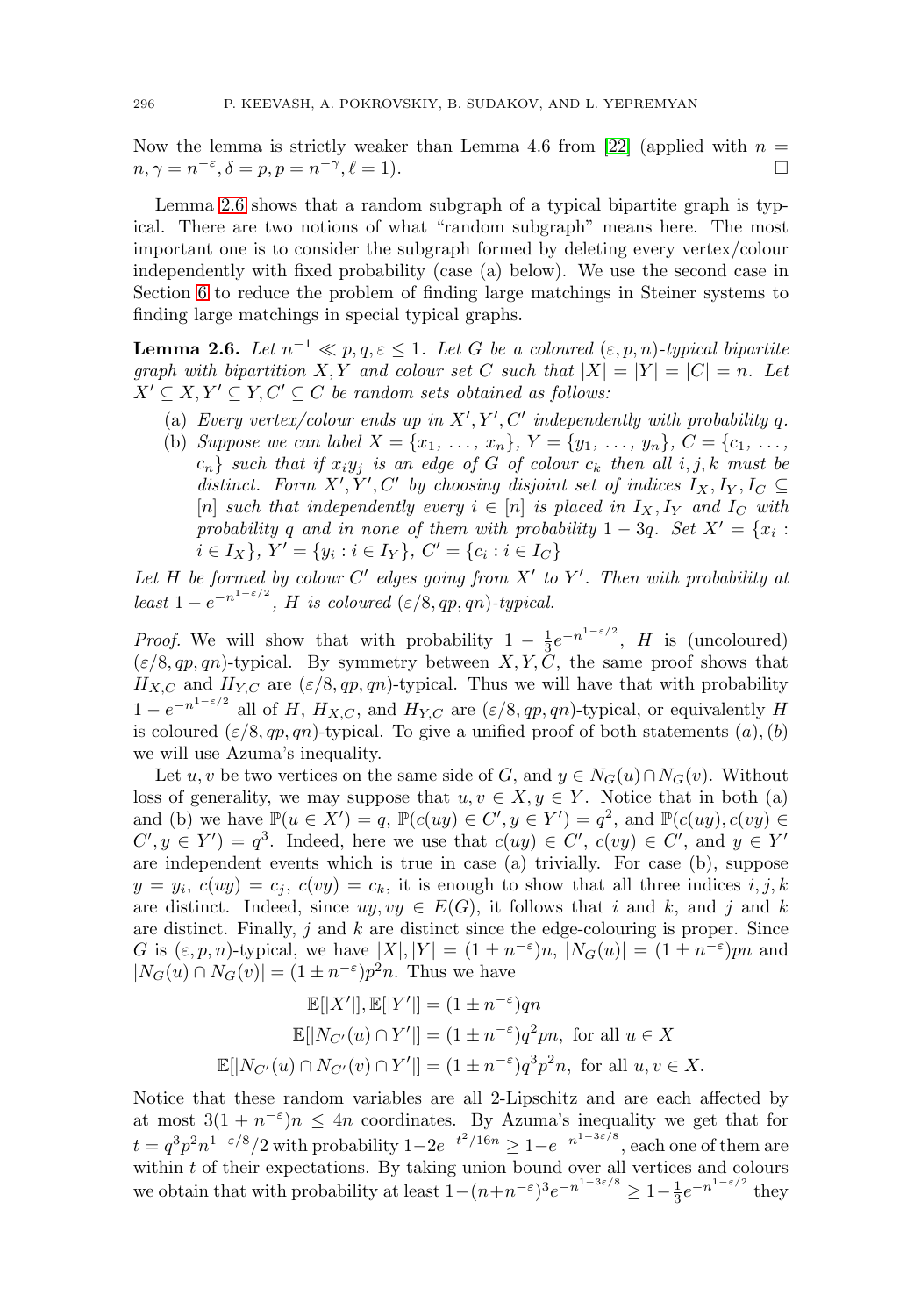Now the lemma is strictly weaker than Lemma 4.6 from [22] (applied with $n = n, \gamma = n^{-\varepsilon}, \delta = p, p = n^{-\gamma}, \ell = 1$). □

Lemma 2.6 shows that a random subgraph of a typical bipartite graph is typical. There are two notions of what "random subgraph" means here. The most important one is to consider the subgraph formed by deleting every vertex/colour independently with fixed probability (case (a) below). We use the second case in Section 6 to reduce the problem of finding large matchings in Steiner systems to finding large matchings in special typical graphs.

**Lemma 2.6.** *Let $n^{-1} \ll p, q, \varepsilon \leq 1$. Let $G$ be a coloured $(\varepsilon, p, n)$-typical bipartite graph with bipartition $X, Y$ and colour set $C$ such that $|X| = |Y| = |C| = n$. Let $X' \subseteq X, Y' \subseteq Y, C' \subseteq C$ be random sets obtained as follows:*

- (a) *Every vertex/colour ends up in $X', Y', C'$ independently with probability $q$.*
- (b) *Suppose we can label $X = \{x_1, \ldots, x_n\}$, $Y = \{y_1, \ldots, y_n\}$, $C = \{c_1, \ldots, c_n\}$ such that if $x_i y_j$ is an edge of $G$ of colour $c_k$ then all $i, j, k$ must be distinct. Form $X', Y', C'$ by choosing disjoint set of indices $I_X, I_Y, I_C \subseteq [n]$ such that independently every $i \in [n]$ is placed in $I_X, I_Y$ and $I_C$ with probability $q$ and in none of them with probability $1 - 3q$. Set $X' = \{x_i : i \in I_X\}$, $Y' = \{y_i : i \in I_Y\}$, $C' = \{c_i : i \in I_C\}$*

*Let $H$ be formed by colour $C'$ edges going from $X'$ to $Y'$. Then with probability at least $1 - e^{-n^{1-\varepsilon/2}}$, $H$ is coloured $(\varepsilon/8, qp, qn)$-typical.*

*Proof.* We will show that with probability $1 - \frac{1}{3}e^{-n^{1-\varepsilon/2}}$, $H$ is (uncoloured) $(\varepsilon/8, qp, qn)$-typical. By symmetry between $X, Y, C$, the same proof shows that $H_{X,C}$ and $H_{Y,C}$ are $(\varepsilon/8, qp, qn)$-typical. Thus we will have that with probability $1 - e^{-n^{1-\varepsilon/2}}$ all of $H$, $H_{X,C}$, and $H_{Y,C}$ are $(\varepsilon/8, qp, qn)$-typical, or equivalently $H$ is coloured $(\varepsilon/8, qp, qn)$-typical. To give a unified proof of both statements $(a), (b)$ we will use Azuma's inequality.

Let $u, v$ be two vertices on the same side of $G$, and $y \in N_G(u) \cap N_G(v)$. Without loss of generality, we may suppose that $u, v \in X, y \in Y$. Notice that in both (a) and (b) we have $\mathbb{P}(u \in X') = q$, $\mathbb{P}(c(uy) \in C', y \in Y') = q^2$, and $\mathbb{P}(c(uy), c(vy) \in C', y \in Y') = q^3$. Indeed, here we use that $c(uy) \in C'$, $c(vy) \in C'$, and $y \in Y'$ are independent events which is true in case (a) trivially. For case (b), suppose $y = y_i$, $c(uy) = c_j$, $c(vy) = c_k$, it is enough to show that all three indices $i, j, k$ are distinct. Indeed, since $uy, vy \in E(G)$, it follows that $i$ and $k$, and $j$ and $k$ are distinct. Finally, $j$ and $k$ are distinct since the edge-colouring is proper. Since $G$ is $(\varepsilon, p, n)$-typical, we have $|X|, |Y| = (1 \pm n^{-\varepsilon})n$, $|N_G(u)| = (1 \pm n^{-\varepsilon})pn$ and $|N_G(u) \cap N_G(v)| = (1 \pm n^{-\varepsilon})p^2 n$. Thus we have

$$
\begin{aligned}
\mathbb{E}[|X'|], \mathbb{E}[|Y'|] &= (1 \pm n^{-\varepsilon})qn \\
\mathbb{E}[|N_{C'}(u) \cap Y'|] &= (1 \pm n^{-\varepsilon})q^2 pn, \text{ for all } u \in X \\
\mathbb{E}[|N_{C'}(u) \cap N_{C'}(v) \cap Y'|] &= (1 \pm n^{-\varepsilon})q^3 p^2 n, \text{ for all } u, v \in X.
\end{aligned}
$$

Notice that these random variables are all 2-Lipschitz and are each affected by at most $3(1 + n^{-\varepsilon})n \leq 4n$ coordinates. By Azuma's inequality we get that for $t = q^3 p^2 n^{1-\varepsilon/8}/2$ with probability $1 - 2e^{-t^2/16n} \geq 1 - e^{-n^{1-3\varepsilon/8}}$, each one of them are within $t$ of their expectations. By taking union bound over all vertices and colours we obtain that with probability at least $1 - (n + n^{-\varepsilon})^3 e^{-n^{1-3\varepsilon/8}} \geq 1 - \frac{1}{3}e^{-n^{1-\varepsilon/2}}$ they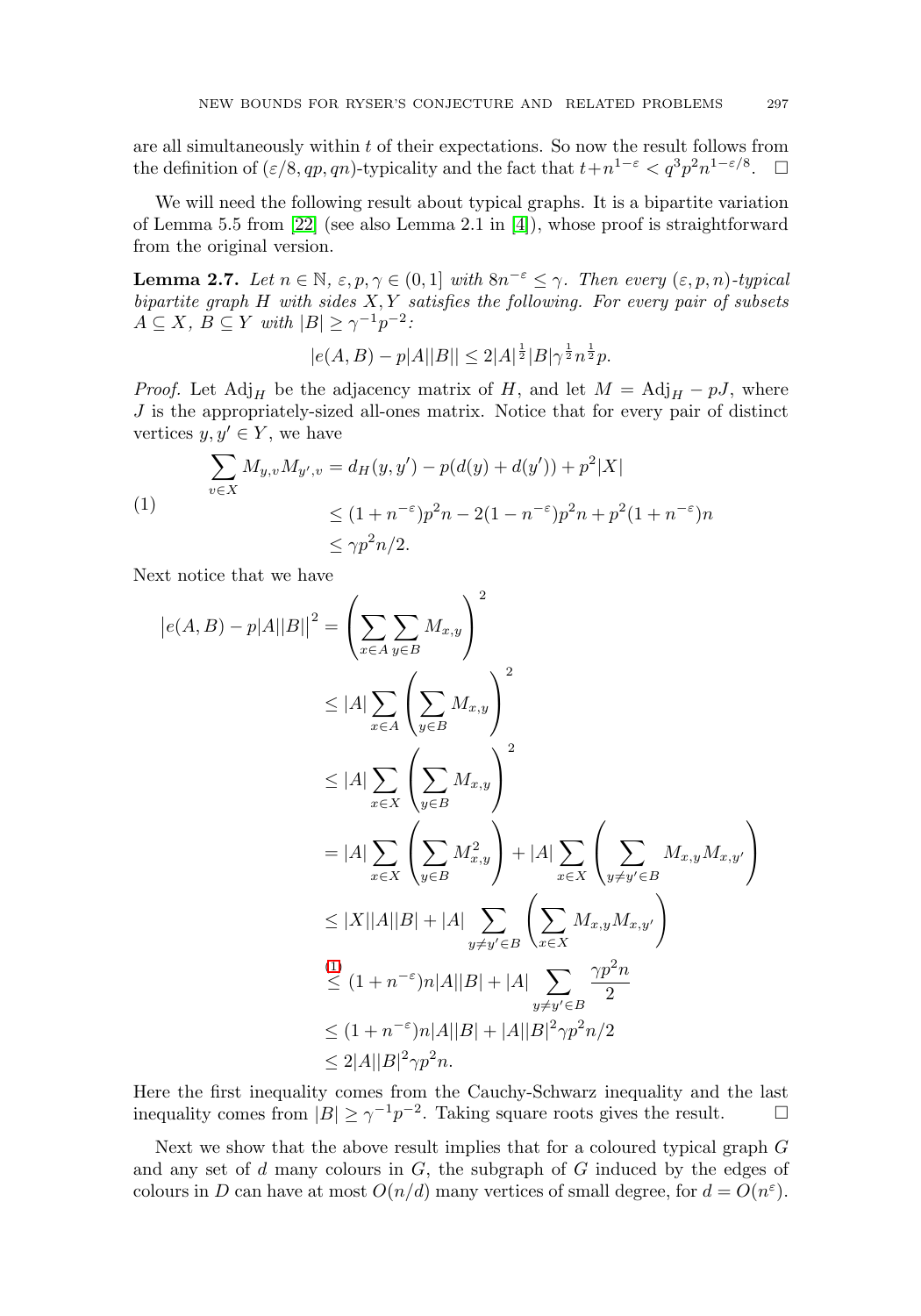are all simultaneously within $t$ of their expectations. So now the result follows from the definition of $(\varepsilon/8, qp, qn)$-typicality and the fact that $t + n^{1-\varepsilon} < q^3p^2n^{1-\varepsilon/8}$. $\square$

We will need the following result about typical graphs. It is a bipartite variation of Lemma 5.5 from [22] (see also Lemma 2.1 in [4]), whose proof is straightforward from the original version.

**Lemma 2.7.** *Let $n \in \mathbb{N}$, $\varepsilon, p, \gamma \in (0, 1]$ with $8n^{-\varepsilon} \leq \gamma$. Then every $(\varepsilon, p, n)$-typical bipartite graph $H$ with sides $X, Y$ satisfies the following. For every pair of subsets $A \subseteq X$, $B \subseteq Y$ with $|B| \geq \gamma^{-1}p^{-2}$:*

$$|e(A, B) - p|A||B|| \leq 2|A|^{\frac{1}{2}}|B|\gamma^{\frac{1}{2}}n^{\frac{1}{2}}p.$$

*Proof.* Let $\mathrm{Adj}_H$ be the adjacency matrix of $H$, and let $M = \mathrm{Adj}_H - pJ$, where $J$ is the appropriately-sized all-ones matrix. Notice that for every pair of distinct vertices $y, y' \in Y$, we have

$$\begin{aligned}
\sum_{v \in X} M_{y,v}M_{y',v} &= d_H(y, y') - p(d(y) + d(y')) + p^2|X| \\
&\leq (1 + n^{-\varepsilon})p^2n - 2(1 - n^{-\varepsilon})p^2n + p^2(1 + n^{-\varepsilon})n \\
&\leq \gamma p^2n/2.
\end{aligned} \tag{1}$$

Next notice that we have

$$\begin{aligned}
\left|e(A, B) - p|A||B|\right|^2 &= \left(\sum_{x \in A}\sum_{y \in B} M_{x,y}\right)^2 \\
&\leq |A|\sum_{x \in A}\left(\sum_{y \in B} M_{x,y}\right)^2 \\
&\leq |A|\sum_{x \in X}\left(\sum_{y \in B} M_{x,y}\right)^2 \\
&= |A|\sum_{x \in X}\left(\sum_{y \in B} M_{x,y}^2\right) + |A|\sum_{x \in X}\left(\sum_{y \neq y' \in B} M_{x,y}M_{x,y'}\right) \\
&\leq |X||A||B| + |A|\sum_{y \neq y' \in B}\left(\sum_{x \in X} M_{x,y}M_{x,y'}\right) \\
&\overset{(1)}{\leq} (1 + n^{-\varepsilon})n|A||B| + |A|\sum_{y \neq y' \in B}\frac{\gamma p^2n}{2} \\
&\leq (1 + n^{-\varepsilon})n|A||B| + |A||B|^2\gamma p^2n/2 \\
&\leq 2|A||B|^2\gamma p^2n.
\end{aligned}$$

Here the first inequality comes from the Cauchy-Schwarz inequality and the last inequality comes from $|B| \geq \gamma^{-1}p^{-2}$. Taking square roots gives the result. $\square$

Next we show that the above result implies that for a coloured typical graph $G$ and any set of $d$ many colours in $G$, the subgraph of $G$ induced by the edges of colours in $D$ can have at most $O(n/d)$ many vertices of small degree, for $d = O(n^{\varepsilon})$.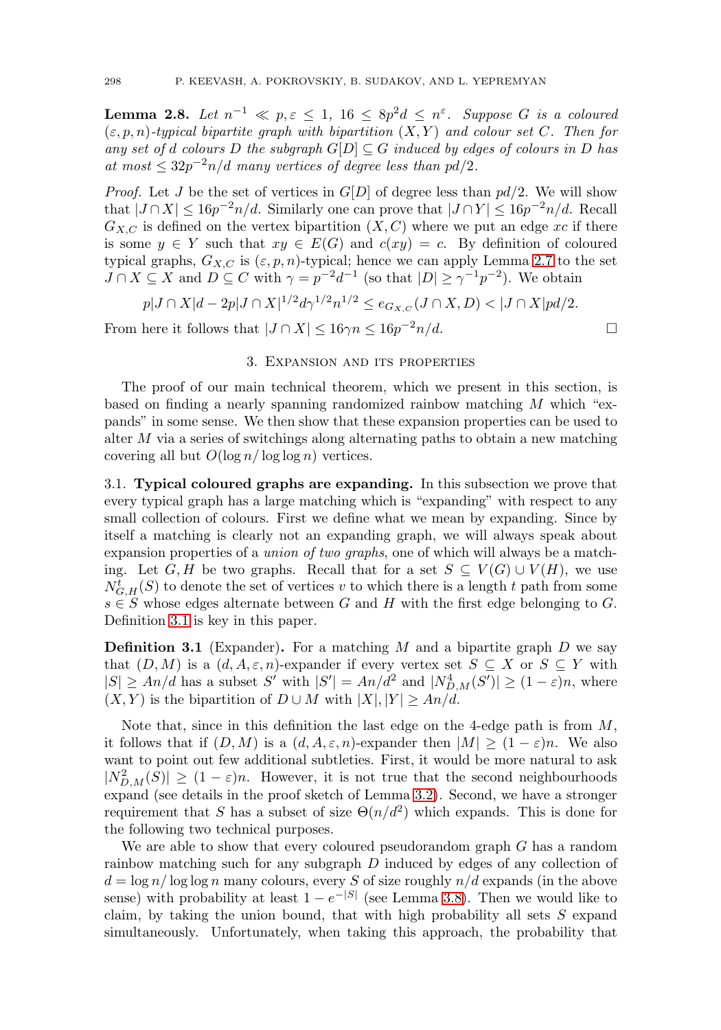**Lemma 2.8.** *Let $n^{-1} \ll p, \varepsilon \leq 1$, $16 \leq 8p^2 d \leq n^{\varepsilon}$. Suppose $G$ is a coloured $(\varepsilon, p, n)$-typical bipartite graph with bipartition $(X, Y)$ and colour set $C$. Then for any set of $d$ colours $D$ the subgraph $G[D] \subseteq G$ induced by edges of colours in $D$ has at most $\leq 32p^{-2}n/d$ many vertices of degree less than $pd/2$.*

*Proof.* Let $J$ be the set of vertices in $G[D]$ of degree less than $pd/2$. We will show that $|J \cap X| \leq 16p^{-2}n/d$. Similarly one can prove that $|J \cap Y| \leq 16p^{-2}n/d$. Recall $G_{X,C}$ is defined on the vertex bipartition $(X, C)$ where we put an edge $xc$ if there is some $y \in Y$ such that $xy \in E(G)$ and $c(xy) = c$. By definition of coloured typical graphs, $G_{X,C}$ is $(\varepsilon, p, n)$-typical; hence we can apply Lemma 2.7 to the set $J \cap X \subseteq X$ and $D \subseteq C$ with $\gamma = p^{-2}d^{-1}$ (so that $|D| \geq \gamma^{-1}p^{-2}$). We obtain

$$p|J \cap X|d - 2p|J \cap X|^{1/2} d\gamma^{1/2} n^{1/2} \leq e_{G_{X,C}}(J \cap X, D) < |J \cap X|pd/2.$$

From here it follows that $|J \cap X| \leq 16\gamma n \leq 16p^{-2}n/d$. □

## 3. Expansion and its properties

The proof of our main technical theorem, which we present in this section, is based on finding a nearly spanning randomized rainbow matching $M$ which "expands" in some sense. We then show that these expansion properties can be used to alter $M$ via a series of switchings along alternating paths to obtain a new matching covering all but $O(\log n / \log \log n)$ vertices.

### 3.1. Typical coloured graphs are expanding.

In this subsection we prove that every typical graph has a large matching which is "expanding" with respect to any small collection of colours. First we define what we mean by expanding. Since by itself a matching is clearly not an expanding graph, we will always speak about expansion properties of a *union of two graphs*, one of which will always be a matching. Let $G, H$ be two graphs. Recall that for a set $S \subseteq V(G) \cup V(H)$, we use $N^t_{G,H}(S)$ to denote the set of vertices $v$ to which there is a length $t$ path from some $s \in S$ whose edges alternate between $G$ and $H$ with the first edge belonging to $G$. Definition 3.1 is key in this paper.

**Definition 3.1** (Expander)**.** For a matching $M$ and a bipartite graph $D$ we say that $(D, M)$ is a $(d, A, \varepsilon, n)$-expander if every vertex set $S \subseteq X$ or $S \subseteq Y$ with $|S| \geq An/d$ has a subset $S'$ with $|S'| = An/d^2$ and $|N^4_{D,M}(S')| \geq (1 - \varepsilon)n$, where $(X, Y)$ is the bipartition of $D \cup M$ with $|X|, |Y| \geq An/d$.

Note that, since in this definition the last edge on the 4-edge path is from $M$, it follows that if $(D, M)$ is a $(d, A, \varepsilon, n)$-expander then $|M| \geq (1 - \varepsilon)n$. We also want to point out few additional subtleties. First, it would be more natural to ask $|N^2_{D,M}(S)| \geq (1 - \varepsilon)n$. However, it is not true that the second neighbourhoods expand (see details in the proof sketch of Lemma 3.2). Second, we have a stronger requirement that $S$ has a subset of size $\Theta(n/d^2)$ which expands. This is done for the following two technical purposes.

We are able to show that every coloured pseudorandom graph $G$ has a random rainbow matching such for any subgraph $D$ induced by edges of any collection of $d = \log n / \log \log n$ many colours, every $S$ of size roughly $n/d$ expands (in the above sense) with probability at least $1 - e^{-|S|}$ (see Lemma 3.8). Then we would like to claim, by taking the union bound, that with high probability all sets $S$ expand simultaneously. Unfortunately, when taking this approach, the probability that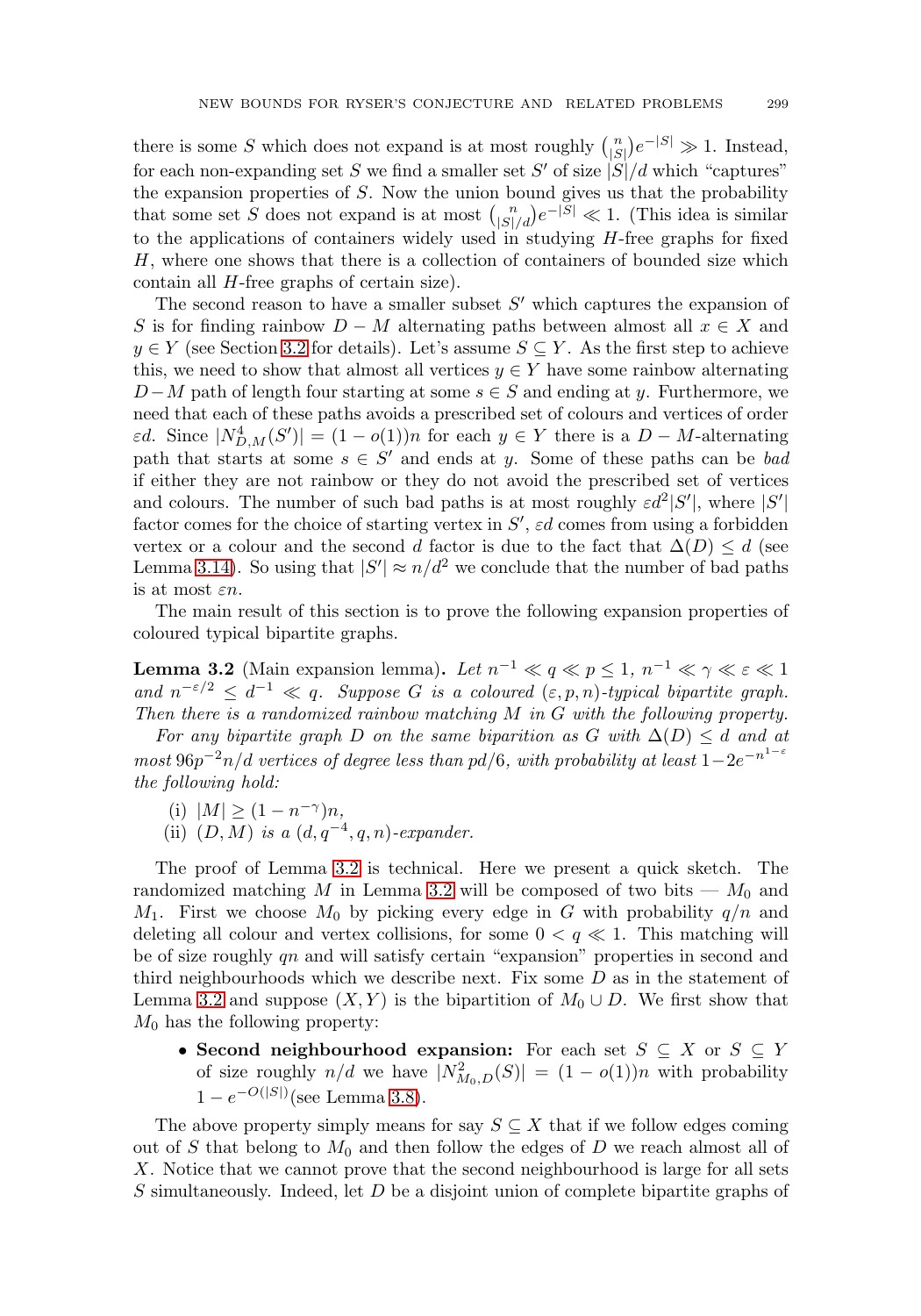there is some $S$ which does not expand is at most roughly $\binom{n}{|S|}e^{-|S|} \gg 1$. Instead, for each non-expanding set $S$ we find a smaller set $S'$ of size $|S|/d$ which "captures" the expansion properties of $S$. Now the union bound gives us that the probability that some set $S$ does not expand is at most $\binom{n}{|S|/d}e^{-|S|} \ll 1$. (This idea is similar to the applications of containers widely used in studying $H$-free graphs for fixed $H$, where one shows that there is a collection of containers of bounded size which contain all $H$-free graphs of certain size).

The second reason to have a smaller subset $S'$ which captures the expansion of $S$ is for finding rainbow $D-M$ alternating paths between almost all $x \in X$ and $y \in Y$ (see Section 3.2 for details). Let's assume $S \subseteq Y$. As the first step to achieve this, we need to show that almost all vertices $y \in Y$ have some rainbow alternating $D-M$ path of length four starting at some $s \in S$ and ending at $y$. Furthermore, we need that each of these paths avoids a prescribed set of colours and vertices of order $\varepsilon d$. Since $|N^4_{D,M}(S')| = (1-o(1))n$ for each $y \in Y$ there is a $D-M$-alternating path that starts at some $s \in S'$ and ends at $y$. Some of these paths can be *bad* if either they are not rainbow or they do not avoid the prescribed set of vertices and colours. The number of such bad paths is at most roughly $\varepsilon d^2|S'|$, where $|S'|$ factor comes for the choice of starting vertex in $S'$, $\varepsilon d$ comes from using a forbidden vertex or a colour and the second $d$ factor is due to the fact that $\Delta(D) \leq d$ (see Lemma 3.14). So using that $|S'| \approx n/d^2$ we conclude that the number of bad paths is at most $\varepsilon n$.

The main result of this section is to prove the following expansion properties of coloured typical bipartite graphs.

**Lemma 3.2** (Main expansion lemma)**.** *Let $n^{-1} \ll q \ll p \leq 1$, $n^{-1} \ll \gamma \ll \varepsilon \ll 1$ and $n^{-\varepsilon/2} \leq d^{-1} \ll q$. Suppose $G$ is a coloured $(\varepsilon, p, n)$-typical bipartite graph. Then there is a randomized rainbow matching $M$ in $G$ with the following property.*

*For any bipartite graph $D$ on the same biparition as $G$ with $\Delta(D) \leq d$ and at most $96p^{-2}n/d$ vertices of degree less than $pd/6$, with probability at least $1-2e^{-n^{1-\varepsilon}}$ the following hold:*

- (i) *$|M| \geq (1-n^{-\gamma})n$,*
- (ii) *$(D, M)$ is a $(d, q^{-4}, q, n)$-expander.*

The proof of Lemma 3.2 is technical. Here we present a quick sketch. The randomized matching $M$ in Lemma 3.2 will be composed of two bits — $M_0$ and $M_1$. First we choose $M_0$ by picking every edge in $G$ with probability $q/n$ and deleting all colour and vertex collisions, for some $0 < q \ll 1$. This matching will be of size roughly $qn$ and will satisfy certain "expansion" properties in second and third neighbourhoods which we describe next. Fix some $D$ as in the statement of Lemma 3.2 and suppose $(X, Y)$ is the bipartition of $M_0 \cup D$. We first show that $M_0$ has the following property:

- **Second neighbourhood expansion:** For each set $S \subseteq X$ or $S \subseteq Y$ of size roughly $n/d$ we have $|N^2_{M_0,D}(S)| = (1-o(1))n$ with probability $1-e^{-O(|S|)}$(see Lemma 3.8).

The above property simply means for say $S \subseteq X$ that if we follow edges coming out of $S$ that belong to $M_0$ and then follow the edges of $D$ we reach almost all of $X$. Notice that we cannot prove that the second neighbourhood is large for all sets $S$ simultaneously. Indeed, let $D$ be a disjoint union of complete bipartite graphs of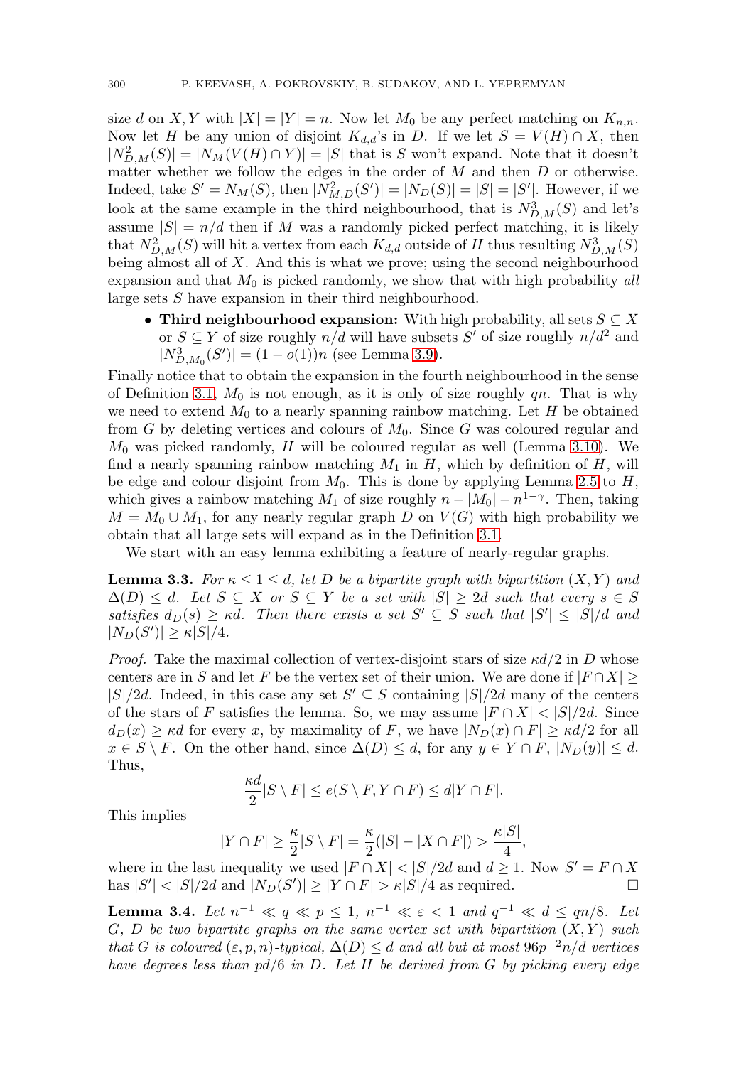size $d$ on $X, Y$ with $|X| = |Y| = n$. Now let $M_0$ be any perfect matching on $K_{n,n}$. Now let $H$ be any union of disjoint $K_{d,d}$'s in $D$. If we let $S = V(H) \cap X$, then $|N^2_{D,M}(S)| = |N_M(V(H) \cap Y)| = |S|$ that is $S$ won't expand. Note that it doesn't matter whether we follow the edges in the order of $M$ and then $D$ or otherwise. Indeed, take $S' = N_M(S)$, then $|N^2_{M,D}(S')| = |N_D(S)| = |S| = |S'|$. However, if we look at the same example in the third neighbourhood, that is $N^3_{D,M}(S)$ and let's assume $|S| = n/d$ then if $M$ was a randomly picked perfect matching, it is likely that $N^2_{D,M}(S)$ will hit a vertex from each $K_{d,d}$ outside of $H$ thus resulting $N^3_{D,M}(S)$ being almost all of $X$. And this is what we prove; using the second neighbourhood expansion and that $M_0$ is picked randomly, we show that with high probability *all* large sets $S$ have expansion in their third neighbourhood.

- **Third neighbourhood expansion:** With high probability, all sets $S \subseteq X$ or $S \subseteq Y$ of size roughly $n/d$ will have subsets $S'$ of size roughly $n/d^2$ and $|N^3_{D,M_0}(S')| = (1 - o(1))n$ (see Lemma 3.9).

Finally notice that to obtain the expansion in the fourth neighbourhood in the sense of Definition 3.1, $M_0$ is not enough, as it is only of size roughly $qn$. That is why we need to extend $M_0$ to a nearly spanning rainbow matching. Let $H$ be obtained from $G$ by deleting vertices and colours of $M_0$. Since $G$ was coloured regular and $M_0$ was picked randomly, $H$ will be coloured regular as well (Lemma 3.10). We find a nearly spanning rainbow matching $M_1$ in $H$, which by definition of $H$, will be edge and colour disjoint from $M_0$. This is done by applying Lemma 2.5 to $H$, which gives a rainbow matching $M_1$ of size roughly $n - |M_0| - n^{1-\gamma}$. Then, taking $M = M_0 \cup M_1$, for any nearly regular graph $D$ on $V(G)$ with high probability we obtain that all large sets will expand as in the Definition 3.1.

We start with an easy lemma exhibiting a feature of nearly-regular graphs.

**Lemma 3.3.** *For $\kappa \le 1 \le d$, let $D$ be a bipartite graph with bipartition $(X, Y)$ and $\Delta(D) \le d$. Let $S \subseteq X$ or $S \subseteq Y$ be a set with $|S| \ge 2d$ such that every $s \in S$ satisfies $d_D(s) \ge \kappa d$. Then there exists a set $S' \subseteq S$ such that $|S'| \le |S|/d$ and $|N_D(S')| \ge \kappa|S|/4$.*

*Proof.* Take the maximal collection of vertex-disjoint stars of size $\kappa d/2$ in $D$ whose centers are in $S$ and let $F$ be the vertex set of their union. We are done if $|F \cap X| \ge |S|/2d$. Indeed, in this case any set $S' \subseteq S$ containing $|S|/2d$ many of the centers of the stars of $F$ satisfies the lemma. So, we may assume $|F \cap X| < |S|/2d$. Since $d_D(x) \ge \kappa d$ for every $x$, by maximality of $F$, we have $|N_D(x) \cap F| \ge \kappa d/2$ for all $x \in S \setminus F$. On the other hand, since $\Delta(D) \le d$, for any $y \in Y \cap F$, $|N_D(y)| \le d$. Thus,

$$\frac{\kappa d}{2}|S \setminus F| \le e(S \setminus F, Y \cap F) \le d|Y \cap F|.$$

This implies

$$|Y \cap F| \ge \frac{\kappa}{2}|S \setminus F| = \frac{\kappa}{2}(|S| - |X \cap F|) > \frac{\kappa|S|}{4},$$

where in the last inequality we used $|F \cap X| < |S|/2d$ and $d \ge 1$. Now $S' = F \cap X$ has $|S'| < |S|/2d$ and $|N_D(S')| \ge |Y \cap F| > \kappa|S|/4$ as required. □

**Lemma 3.4.** *Let $n^{-1} \ll q \ll p \le 1$, $n^{-1} \ll \varepsilon < 1$ and $q^{-1} \ll d \le qn/8$. Let $G$, $D$ be two bipartite graphs on the same vertex set with bipartition $(X, Y)$ such that $G$ is coloured $(\varepsilon, p, n)$-typical, $\Delta(D) \le d$ and all but at most $96p^{-2}n/d$ vertices have degrees less than $pd/6$ in $D$. Let $H$ be derived from $G$ by picking every edge*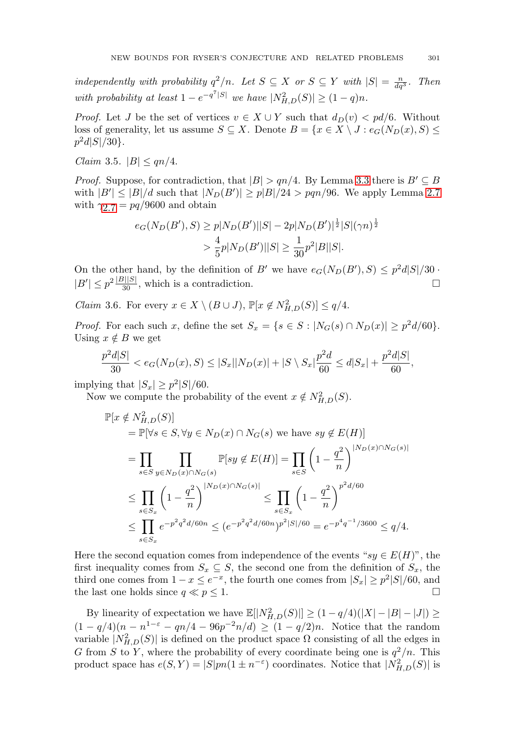*independently with probability $q^2/n$. Let $S \subseteq X$ or $S \subseteq Y$ with $|S| = \frac{n}{dq^3}$. Then with probability at least $1 - e^{-q^7|S|}$ we have $|N^2_{H,D}(S)| \geq (1-q)n$.*

*Proof.* Let $J$ be the set of vertices $v \in X \cup Y$ such that $d_D(v) < pd/6$. Without loss of generality, let us assume $S \subseteq X$. Denote $B = \{x \in X \setminus J : e_G(N_D(x), S) \leq p^2 d|S|/30\}$.

*Claim* 3.5. $|B| \leq qn/4$.

*Proof.* Suppose, for contradiction, that $|B| > qn/4$. By Lemma 3.3 there is $B' \subseteq B$ with $|B'| \leq |B|/d$ such that $|N_D(B')| \geq p|B|/24 > pqn/96$. We apply Lemma 2.7 with $\gamma_{2.7} = pq/9600$ and obtain

$$e_G(N_D(B'), S) \geq p|N_D(B')||S| - 2p|N_D(B')|^{\frac{1}{2}}|S|(\gamma n)^{\frac{1}{2}}$$
$$> \frac{4}{5}p|N_D(B')||S| \geq \frac{1}{30}p^2|B||S|.$$

On the other hand, by the definition of $B'$ we have $e_G(N_D(B'), S) \leq p^2 d|S|/30 \cdot |B'| \leq p^2 \frac{|B||S|}{30}$, which is a contradiction. $\square$

*Claim* 3.6. For every $x \in X \setminus (B \cup J)$, $\mathbb{P}[x \notin N^2_{H,D}(S)] \leq q/4$.

*Proof.* For each such $x$, define the set $S_x = \{s \in S : |N_G(s) \cap N_D(x)| \geq p^2 d/60\}$. Using $x \notin B$ we get

$$\frac{p^2 d|S|}{30} < e_G(N_D(x), S) \leq |S_x||N_D(x)| + |S \setminus S_x|\frac{p^2 d}{60} \leq d|S_x| + \frac{p^2 d|S|}{60},$$

implying that $|S_x| \geq p^2|S|/60$.

Now we compute the probability of the event $x \notin N^2_{H,D}(S)$.

$$\begin{aligned}
&\mathbb{P}[x \notin N^2_{H,D}(S)] \\
&\quad = \mathbb{P}[\forall s \in S, \forall y \in N_D(x) \cap N_G(s) \text{ we have } sy \notin E(H)] \\
&\quad = \prod_{s \in S} \prod_{y \in N_D(x) \cap N_G(s)} \mathbb{P}[sy \notin E(H)] = \prod_{s \in S} \left(1 - \frac{q^2}{n}\right)^{|N_D(x) \cap N_G(s)|} \\
&\quad \leq \prod_{s \in S_x} \left(1 - \frac{q^2}{n}\right)^{|N_D(x) \cap N_G(s)|} \leq \prod_{s \in S_x} \left(1 - \frac{q^2}{n}\right)^{p^2 d/60} \\
&\quad \leq \prod_{s \in S_x} e^{-p^2 q^2 d/60n} \leq (e^{-p^2 q^2 d/60n})^{p^2|S|/60} = e^{-p^4 q^{-1}/3600} \leq q/4.
\end{aligned}$$

Here the second equation comes from independence of the events "$sy \in E(H)$", the first inequality comes from $S_x \subseteq S$, the second one from the definition of $S_x$, the third one comes from $1 - x \leq e^{-x}$, the fourth one comes from $|S_x| \geq p^2|S|/60$, and the last one holds since $q \ll p \leq 1$. $\square$

By linearity of expectation we have $\mathbb{E}[|N^2_{H,D}(S)|] \geq (1 - q/4)(|X| - |B| - |J|) \geq (1 - q/4)(n - n^{1-\varepsilon} - qn/4 - 96p^{-2}n/d) \geq (1 - q/2)n$. Notice that the random variable $|N^2_{H,D}(S)|$ is defined on the product space $\Omega$ consisting of all the edges in $G$ from $S$ to $Y$, where the probability of every coordinate being one is $q^2/n$. This product space has $e(S, Y) = |S|pn(1 \pm n^{-\varepsilon})$ coordinates. Notice that $|N^2_{H,D}(S)|$ is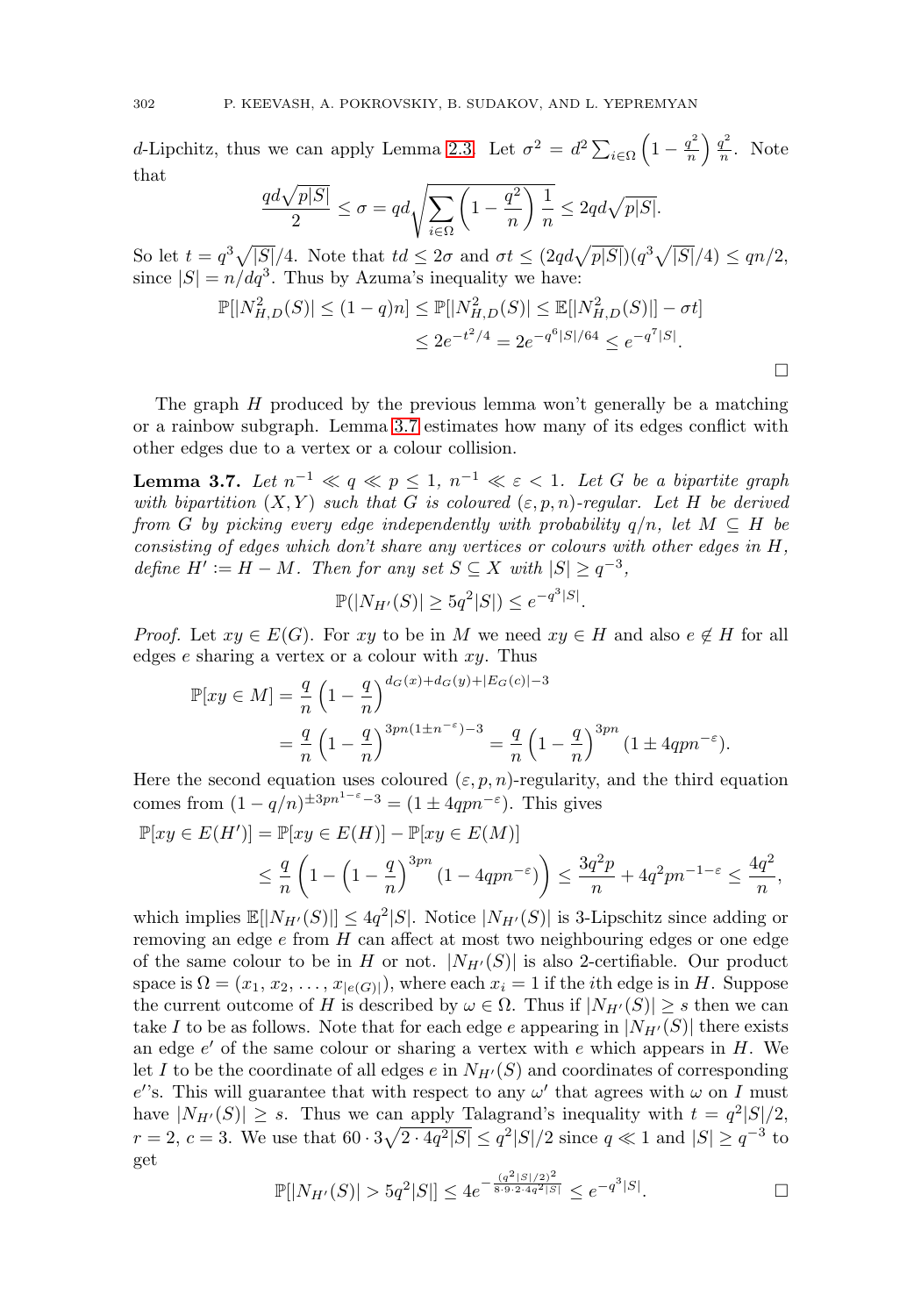$d$-Lipchitz, thus we can apply Lemma 2.3. Let $\sigma^2 = d^2 \sum_{i\in\Omega}\left(1-\frac{q^2}{n}\right)\frac{q^2}{n}$. Note that

$$\frac{qd\sqrt{p|S|}}{2} \le \sigma = qd\sqrt{\sum_{i\in\Omega}\left(1-\frac{q^2}{n}\right)\frac{1}{n}} \le 2qd\sqrt{p|S|}.$$

So let $t = q^3\sqrt{|S|}/4$. Note that $td \le 2\sigma$ and $\sigma t \le (2qd\sqrt{p|S|})(q^3\sqrt{|S|}/4) \le qn/2$, since $|S| = n/dq^3$. Thus by Azuma's inequality we have:

$$\begin{aligned}\mathbb{P}[|N^2_{H,D}(S)| \le (1-q)n] &\le \mathbb{P}[|N^2_{H,D}(S)| \le \mathbb{E}[|N^2_{H,D}(S)|] - \sigma t] \\ &\le 2e^{-t^2/4} = 2e^{-q^6|S|/64} \le e^{-q^7|S|}.\end{aligned}$$

□

The graph $H$ produced by the previous lemma won't generally be a matching or a rainbow subgraph. Lemma 3.7 estimates how many of its edges conflict with other edges due to a vertex or a colour collision.

**Lemma 3.7.** *Let $n^{-1} \ll q \ll p \le 1$, $n^{-1} \ll \varepsilon < 1$. Let $G$ be a bipartite graph with bipartition $(X,Y)$ such that $G$ is coloured $(\varepsilon, p, n)$-regular. Let $H$ be derived from $G$ by picking every edge independently with probability $q/n$, let $M \subseteq H$ be consisting of edges which don't share any vertices or colours with other edges in $H$, define $H' := H - M$. Then for any set $S \subseteq X$ with $|S| \ge q^{-3}$,*

$$\mathbb{P}(|N_{H'}(S)| \ge 5q^2|S|) \le e^{-q^3|S|}.$$

*Proof.* Let $xy \in E(G)$. For $xy$ to be in $M$ we need $xy \in H$ and also $e \notin H$ for all edges $e$ sharing a vertex or a colour with $xy$. Thus

$$\begin{aligned}\mathbb{P}[xy \in M] &= \frac{q}{n}\left(1-\frac{q}{n}\right)^{d_G(x)+d_G(y)+|E_G(c)|-3} \\ &= \frac{q}{n}\left(1-\frac{q}{n}\right)^{3pn(1\pm n^{-\varepsilon})-3} = \frac{q}{n}\left(1-\frac{q}{n}\right)^{3pn}(1\pm 4qpn^{-\varepsilon}).\end{aligned}$$

Here the second equation uses coloured $(\varepsilon, p, n)$-regularity, and the third equation comes from $(1-q/n)^{\pm 3pn^{1-\varepsilon}-3} = (1 \pm 4qpn^{-\varepsilon})$. This gives

$$\begin{aligned}\mathbb{P}[xy \in E(H')] &= \mathbb{P}[xy \in E(H)] - \mathbb{P}[xy \in E(M)] \\ &\le \frac{q}{n}\left(1-\left(1-\frac{q}{n}\right)^{3pn}(1-4qpn^{-\varepsilon})\right) \le \frac{3q^2p}{n} + 4q^2pn^{-1-\varepsilon} \le \frac{4q^2}{n},\end{aligned}$$

which implies $\mathbb{E}[|N_{H'}(S)|] \le 4q^2|S|$. Notice $|N_{H'}(S)|$ is 3-Lipschitz since adding or removing an edge $e$ from $H$ can affect at most two neighbouring edges or one edge of the same colour to be in $H$ or not. $|N_{H'}(S)|$ is also 2-certifiable. Our product space is $\Omega = (x_1, x_2, \ldots, x_{|e(G)|})$, where each $x_i = 1$ if the $i$th edge is in $H$. Suppose the current outcome of $H$ is described by $\omega \in \Omega$. Thus if $|N_{H'}(S)| \ge s$ then we can take $I$ to be as follows. Note that for each edge $e$ appearing in $|N_{H'}(S)|$ there exists an edge $e'$ of the same colour or sharing a vertex with $e$ which appears in $H$. We let $I$ to be the coordinate of all edges $e$ in $N_{H'}(S)$ and coordinates of corresponding $e'$'s. This will guarantee that with respect to any $\omega'$ that agrees with $\omega$ on $I$ must have $|N_{H'}(S)| \ge s$. Thus we can apply Talagrand's inequality with $t = q^2|S|/2$, $r = 2$, $c = 3$. We use that $60 \cdot 3\sqrt{2 \cdot 4q^2|S|} \le q^2|S|/2$ since $q \ll 1$ and $|S| \ge q^{-3}$ to get

$$\mathbb{P}[|N_{H'}(S)| > 5q^2|S|] \le 4e^{-\frac{(q^2|S|/2)^2}{8\cdot 9\cdot 2\cdot 4q^2|S|}} \le e^{-q^3|S|}.$$

□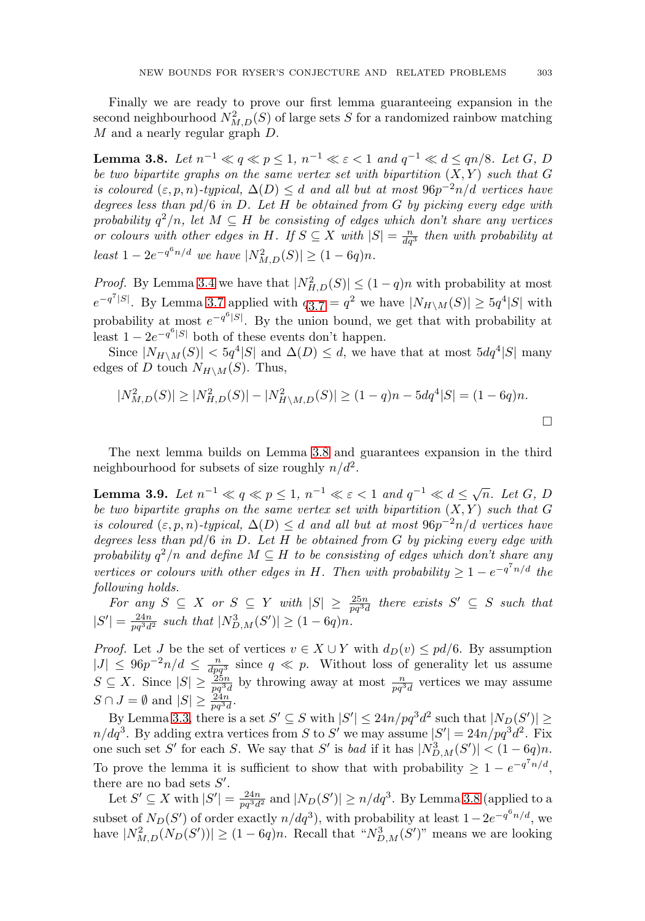Finally we are ready to prove our first lemma guaranteeing expansion in the second neighbourhood $N^2_{M,D}(S)$ of large sets $S$ for a randomized rainbow matching $M$ and a nearly regular graph $D$.

**Lemma 3.8.** *Let $n^{-1} \ll q \ll p \leq 1$, $n^{-1} \ll \varepsilon < 1$ and $q^{-1} \ll d \leq qn/8$. Let $G$, $D$ be two bipartite graphs on the same vertex set with bipartition $(X,Y)$ such that $G$ is coloured $(\varepsilon, p, n)$-typical, $\Delta(D) \leq d$ and all but at most $96p^{-2}n/d$ vertices have degrees less than $pd/6$ in $D$. Let $H$ be obtained from $G$ by picking every edge with probability $q^2/n$, let $M \subseteq H$ be consisting of edges which don't share any vertices or colours with other edges in $H$. If $S \subseteq X$ with $|S| = \frac{n}{dq^3}$ then with probability at least $1 - 2e^{-q^6 n/d}$ we have $|N^2_{M,D}(S)| \geq (1-6q)n$.*

*Proof.* By Lemma 3.4 we have that $|N^2_{H,D}(S)| \leq (1-q)n$ with probability at most $e^{-q^7|S|}$. By Lemma 3.7 applied with $q_{3.7} = q^2$ we have $|N_{H\setminus M}(S)| \geq 5q^4|S|$ with probability at most $e^{-q^6|S|}$. By the union bound, we get that with probability at least $1 - 2e^{-q^6|S|}$ both of these events don't happen.

Since $|N_{H\setminus M}(S)| < 5q^4|S|$ and $\Delta(D) \leq d$, we have that at most $5dq^4|S|$ many edges of $D$ touch $N_{H\setminus M}(S)$. Thus,

$$|N^2_{M,D}(S)| \geq |N^2_{H,D}(S)| - |N^2_{H\setminus M,D}(S)| \geq (1-q)n - 5dq^4|S| = (1-6q)n.$$

$\square$

The next lemma builds on Lemma 3.8 and guarantees expansion in the third neighbourhood for subsets of size roughly $n/d^2$.

**Lemma 3.9.** *Let $n^{-1} \ll q \ll p \leq 1$, $n^{-1} \ll \varepsilon < 1$ and $q^{-1} \ll d \leq \sqrt{n}$. Let $G$, $D$ be two bipartite graphs on the same vertex set with bipartition $(X,Y)$ such that $G$ is coloured $(\varepsilon, p, n)$-typical, $\Delta(D) \leq d$ and all but at most $96p^{-2}n/d$ vertices have degrees less than $pd/6$ in $D$. Let $H$ be obtained from $G$ by picking every edge with probability $q^2/n$ and define $M \subseteq H$ to be consisting of edges which don't share any vertices or colours with other edges in $H$. Then with probability $\geq 1 - e^{-q^7 n/d}$ the following holds.*

*For any $S \subseteq X$ or $S \subseteq Y$ with $|S| \geq \frac{25n}{pq^3d}$ there exists $S' \subseteq S$ such that $|S'| = \frac{24n}{pq^3d^2}$ such that $|N^3_{D,M}(S')| \geq (1-6q)n$.*

*Proof.* Let $J$ be the set of vertices $v \in X \cup Y$ with $d_D(v) \leq pd/6$. By assumption $|J| \leq 96p^{-2}n/d \leq \frac{n}{dpq^3}$ since $q \ll p$. Without loss of generality let us assume $S \subseteq X$. Since $|S| \geq \frac{25n}{pq^3d}$ by throwing away at most $\frac{n}{pq^3d}$ vertices we may assume $S \cap J = \emptyset$ and $|S| \geq \frac{24n}{pq^3d}$.

By Lemma 3.3, there is a set $S' \subseteq S$ with $|S'| \leq 24n/pq^3d^2$ such that $|N_D(S')| \geq n/dq^3$. By adding extra vertices from $S$ to $S'$ we may assume $|S'| = 24n/pq^3d^2$. Fix one such set $S'$ for each $S$. We say that $S'$ is *bad* if it has $|N^3_{D,M}(S')| < (1-6q)n$. To prove the lemma it is sufficient to show that with probability $\geq 1 - e^{-q^7 n/d}$, there are no bad sets $S'$.

Let $S' \subseteq X$ with $|S'| = \frac{24n}{pq^3d^2}$ and $|N_D(S')| \geq n/dq^3$. By Lemma 3.8 (applied to a subset of $N_D(S')$ of order exactly $n/dq^3$), with probability at least $1 - 2e^{-q^6 n/d}$, we have $|N^2_{M,D}(N_D(S'))| \geq (1-6q)n$. Recall that "$N^3_{D,M}(S')$" means we are looking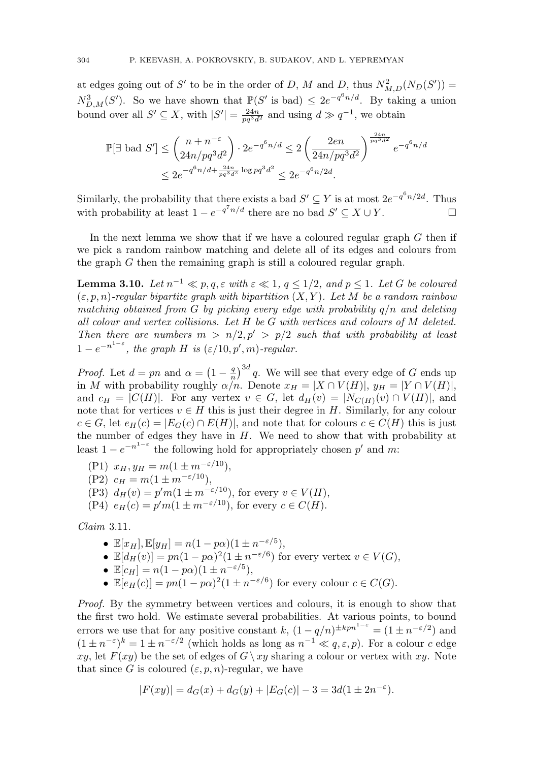at edges going out of $S'$ to be in the order of $D$, $M$ and $D$, thus $N^2_{M,D}(N_D(S')) = N^3_{D,M}(S')$. So we have shown that $\mathbb{P}(S' \text{ is bad}) \leq 2e^{-q^6 n/d}$. By taking a union bound over all $S' \subseteq X$, with $|S'| = \frac{24n}{pq^3 d^2}$ and using $d \gg q^{-1}$, we obtain

$$\mathbb{P}[\exists \text{ bad } S'] \leq \binom{n + n^{-\varepsilon}}{24n/pq^3 d^2} \cdot 2e^{-q^6 n/d} \leq 2\left(\frac{2en}{24n/pq^3 d^2}\right)^{\frac{24n}{pq^3 d^2}} e^{-q^6 n/d}$$
$$\leq 2e^{-q^6 n/d + \frac{24n}{pq^3 d^2}\log pq^3 d^2} \leq 2e^{-q^6 n/2d}.$$

Similarly, the probability that there exists a bad $S' \subseteq Y$ is at most $2e^{-q^6 n/2d}$. Thus with probability at least $1 - e^{-q^7 n/d}$ there are no bad $S' \subseteq X \cup Y$. $\square$

In the next lemma we show that if we have a coloured regular graph $G$ then if we pick a random rainbow matching and delete all of its edges and colours from the graph $G$ then the remaining graph is still a coloured regular graph.

**Lemma 3.10.** *Let $n^{-1} \ll p, q, \varepsilon$ with $\varepsilon \ll 1$, $q \leq 1/2$, and $p \leq 1$. Let $G$ be coloured $(\varepsilon, p, n)$-regular bipartite graph with bipartition $(X, Y)$. Let $M$ be a random rainbow matching obtained from $G$ by picking every edge with probability $q/n$ and deleting all colour and vertex collisions. Let $H$ be $G$ with vertices and colours of $M$ deleted. Then there are numbers $m > n/2, p' > p/2$ such that with probability at least $1 - e^{-n^{1-\varepsilon}}$, the graph $H$ is $(\varepsilon/10, p', m)$-regular.*

*Proof.* Let $d = pn$ and $\alpha = \left(1 - \frac{q}{n}\right)^{3d} q$. We will see that every edge of $G$ ends up in $M$ with probability roughly $\alpha/n$. Denote $x_H = |X \cap V(H)|$, $y_H = |Y \cap V(H)|$, and $c_H = |C(H)|$. For any vertex $v \in G$, let $d_H(v) = |N_{C(H)}(v) \cap V(H)|$, and note that for vertices $v \in H$ this is just their degree in $H$. Similarly, for any colour $c \in G$, let $e_H(c) = |E_G(c) \cap E(H)|$, and note that for colours $c \in C(H)$ this is just the number of edges they have in $H$. We need to show that with probability at least $1 - e^{-n^{1-\varepsilon}}$ the following hold for appropriately chosen $p'$ and $m$:

(P1) $x_H, y_H = m(1 \pm m^{-\varepsilon/10})$,

(P2) $c_H = m(1 \pm m^{-\varepsilon/10})$,

(P3) $d_H(v) = p'm(1 \pm m^{-\varepsilon/10})$, for every $v \in V(H)$,

(P4) $e_H(c) = p'm(1 \pm m^{-\varepsilon/10})$, for every $c \in C(H)$.

*Claim* 3.11.

- $\mathbb{E}[x_H], \mathbb{E}[y_H] = n(1 - p\alpha)(1 \pm n^{-\varepsilon/5})$,
- $\mathbb{E}[d_H(v)] = pn(1 - p\alpha)^2(1 \pm n^{-\varepsilon/6})$ for every vertex $v \in V(G)$,
- $\mathbb{E}[c_H] = n(1 - p\alpha)(1 \pm n^{-\varepsilon/5})$,
- $\mathbb{E}[e_H(c)] = pn(1 - p\alpha)^2(1 \pm n^{-\varepsilon/6})$ for every colour $c \in C(G)$.

*Proof.* By the symmetry between vertices and colours, it is enough to show that the first two hold. We estimate several probabilities. At various points, to bound errors we use that for any positive constant $k$, $(1 - q/n)^{\pm kpn^{1-\varepsilon}} = (1 \pm n^{-\varepsilon/2})$ and $(1 \pm n^{-\varepsilon})^k = 1 \pm n^{-\varepsilon/2}$ (which holds as long as $n^{-1} \ll q, \varepsilon, p$). For a colour $c$ edge $xy$, let $F(xy)$ be the set of edges of $G \setminus xy$ sharing a colour or vertex with $xy$. Note that since $G$ is coloured $(\varepsilon, p, n)$-regular, we have

$$|F(xy)| = d_G(x) + d_G(y) + |E_G(c)| - 3 = 3d(1 \pm 2n^{-\varepsilon}).$$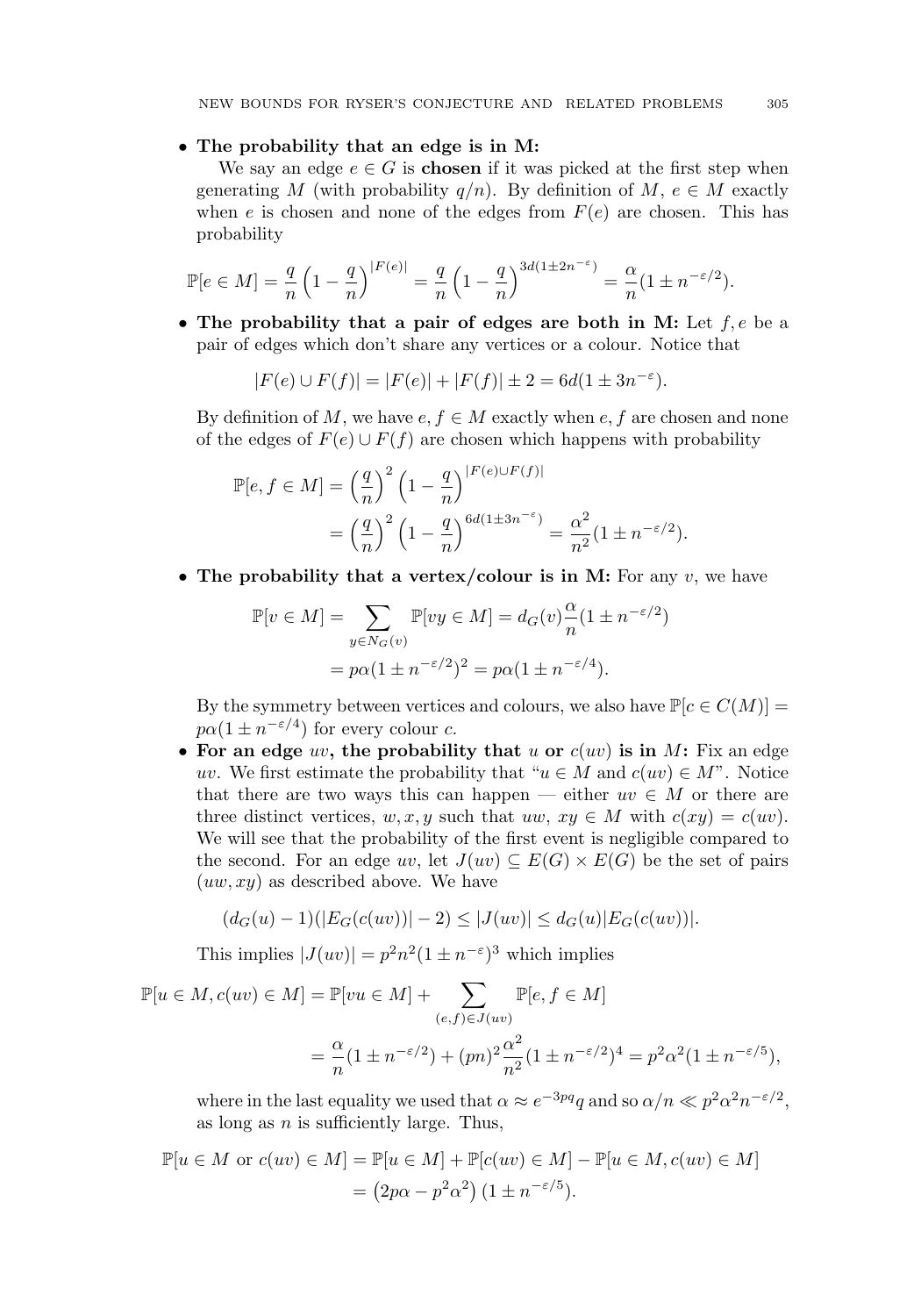- **The probability that an edge is in M:**
  We say an edge $e \in G$ is **chosen** if it was picked at the first step when generating $M$ (with probability $q/n$). By definition of $M$, $e \in M$ exactly when $e$ is chosen and none of the edges from $F(e)$ are chosen. This has probability

$$\mathbb{P}[e \in M] = \frac{q}{n}\left(1 - \frac{q}{n}\right)^{|F(e)|} = \frac{q}{n}\left(1 - \frac{q}{n}\right)^{3d(1 \pm 2n^{-\varepsilon})} = \frac{\alpha}{n}(1 \pm n^{-\varepsilon/2}).$$

- **The probability that a pair of edges are both in M:** Let $f, e$ be a pair of edges which don't share any vertices or a colour. Notice that

$$|F(e) \cup F(f)| = |F(e)| + |F(f)| \pm 2 = 6d(1 \pm 3n^{-\varepsilon}).$$

  By definition of $M$, we have $e, f \in M$ exactly when $e, f$ are chosen and none of the edges of $F(e) \cup F(f)$ are chosen which happens with probability

$$\begin{aligned}\mathbb{P}[e, f \in M] &= \left(\frac{q}{n}\right)^2\left(1 - \frac{q}{n}\right)^{|F(e)\cup F(f)|} \\ &= \left(\frac{q}{n}\right)^2\left(1 - \frac{q}{n}\right)^{6d(1 \pm 3n^{-\varepsilon})} = \frac{\alpha^2}{n^2}(1 \pm n^{-\varepsilon/2}).\end{aligned}$$

- **The probability that a vertex/colour is in M:** For any $v$, we have

$$\begin{aligned}\mathbb{P}[v \in M] &= \sum_{y \in N_G(v)} \mathbb{P}[vy \in M] = d_G(v)\frac{\alpha}{n}(1 \pm n^{-\varepsilon/2}) \\ &= p\alpha(1 \pm n^{-\varepsilon/2})^2 = p\alpha(1 \pm n^{-\varepsilon/4}).\end{aligned}$$

  By the symmetry between vertices and colours, we also have $\mathbb{P}[c \in C(M)] = p\alpha(1 \pm n^{-\varepsilon/4})$ for every colour $c$.

- **For an edge $uv$, the probability that $u$ or $c(uv)$ is in $M$:** Fix an edge $uv$. We first estimate the probability that "$u \in M$ and $c(uv) \in M$". Notice that there are two ways this can happen — either $uv \in M$ or there are three distinct vertices, $w, x, y$ such that $uw$, $xy \in M$ with $c(xy) = c(uv)$. We will see that the probability of the first event is negligible compared to the second. For an edge $uv$, let $J(uv) \subseteq E(G) \times E(G)$ be the set of pairs $(uw, xy)$ as described above. We have

$$(d_G(u) - 1)(|E_G(c(uv))| - 2) \leq |J(uv)| \leq d_G(u)|E_G(c(uv))|.$$

  This implies $|J(uv)| = p^2n^2(1 \pm n^{-\varepsilon})^3$ which implies

$$\begin{aligned}\mathbb{P}[u \in M, c(uv) \in M] &= \mathbb{P}[vu \in M] + \sum_{(e,f) \in J(uv)} \mathbb{P}[e, f \in M] \\ &= \frac{\alpha}{n}(1 \pm n^{-\varepsilon/2}) + (pn)^2\frac{\alpha^2}{n^2}(1 \pm n^{-\varepsilon/2})^4 = p^2\alpha^2(1 \pm n^{-\varepsilon/5}),\end{aligned}$$

  where in the last equality we used that $\alpha \approx e^{-3pq}q$ and so $\alpha/n \ll p^2\alpha^2 n^{-\varepsilon/2}$, as long as $n$ is sufficiently large. Thus,

$$\begin{aligned}\mathbb{P}[u \in M \text{ or } c(uv) \in M] &= \mathbb{P}[u \in M] + \mathbb{P}[c(uv) \in M] - \mathbb{P}[u \in M, c(uv) \in M] \\ &= \left(2p\alpha - p^2\alpha^2\right)(1 \pm n^{-\varepsilon/5}).\end{aligned}$$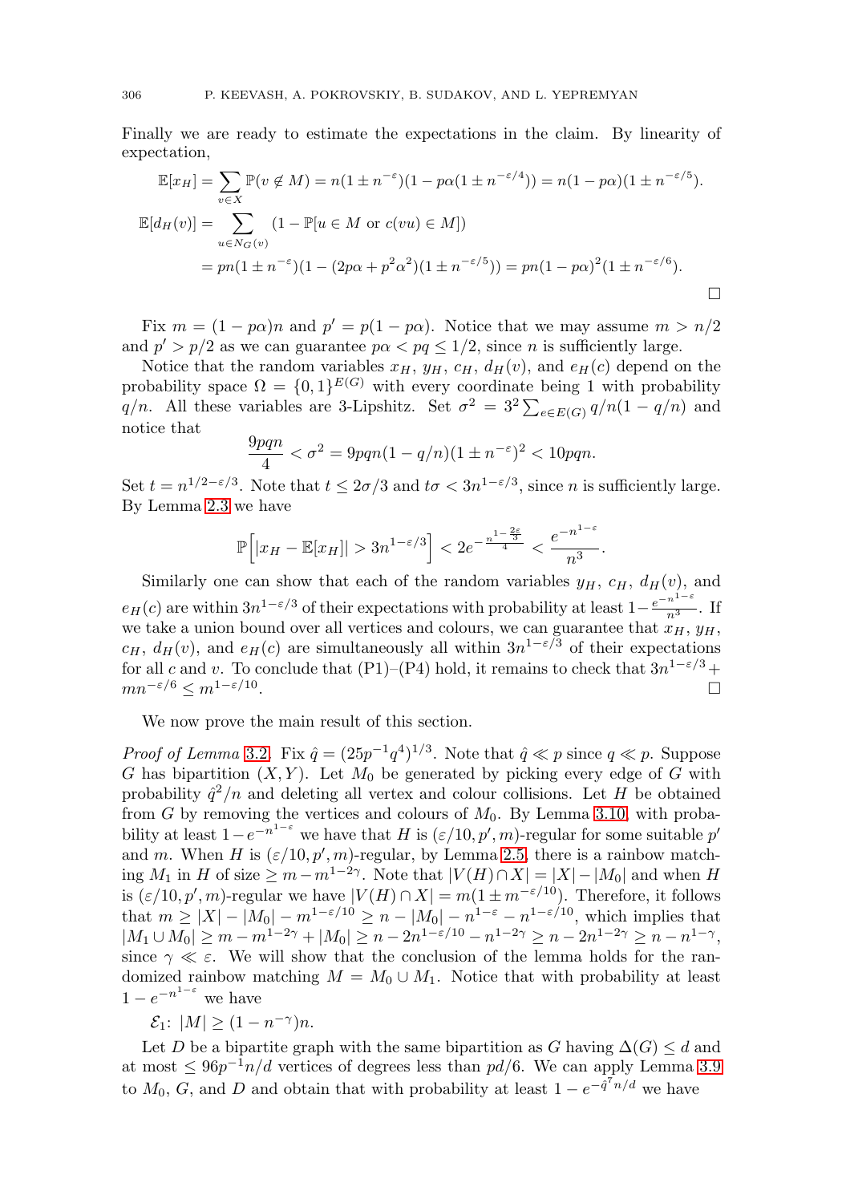Finally we are ready to estimate the expectations in the claim. By linearity of expectation,

$$\mathbb{E}[x_H] = \sum_{v \in X} \mathbb{P}(v \notin M) = n(1 \pm n^{-\varepsilon})(1 - p\alpha(1 \pm n^{-\varepsilon/4})) = n(1-p\alpha)(1 \pm n^{-\varepsilon/5}).$$

$$\begin{aligned}\mathbb{E}[d_H(v)] &= \sum_{u \in N_G(v)} (1 - \mathbb{P}[u \in M \text{ or } c(vu) \in M]) \\ &= pn(1 \pm n^{-\varepsilon})(1 - (2p\alpha + p^2\alpha^2)(1 \pm n^{-\varepsilon/5})) = pn(1-p\alpha)^2(1 \pm n^{-\varepsilon/6}).\end{aligned}$$

□

Fix $m = (1-p\alpha)n$ and $p' = p(1-p\alpha)$. Notice that we may assume $m > n/2$ and $p' > p/2$ as we can guarantee $p\alpha < pq \leq 1/2$, since $n$ is sufficiently large.

Notice that the random variables $x_H$, $y_H$, $c_H$, $d_H(v)$, and $e_H(c)$ depend on the probability space $\Omega = \{0,1\}^{E(G)}$ with every coordinate being 1 with probability $q/n$. All these variables are 3-Lipshitz. Set $\sigma^2 = 3^2 \sum_{e \in E(G)} q/n(1-q/n)$ and notice that

$$\frac{9pqn}{4} < \sigma^2 = 9pqn(1-q/n)(1 \pm n^{-\varepsilon})^2 < 10pqn.$$

Set $t = n^{1/2 - \varepsilon/3}$. Note that $t \leq 2\sigma/3$ and $t\sigma < 3n^{1-\varepsilon/3}$, since $n$ is sufficiently large. By Lemma 2.3 we have

$$\mathbb{P}\Big[|x_H - \mathbb{E}[x_H]| > 3n^{1-\varepsilon/3}\Big] < 2e^{-\frac{n^{1-\frac{2\varepsilon}{3}}}{4}} < \frac{e^{-n^{1-\varepsilon}}}{n^3}.$$

Similarly one can show that each of the random variables $y_H$, $c_H$, $d_H(v)$, and $e_H(c)$ are within $3n^{1-\varepsilon/3}$ of their expectations with probability at least $1 - \frac{e^{-n^{1-\varepsilon}}}{n^3}$. If we take a union bound over all vertices and colours, we can guarantee that $x_H$, $y_H$, $c_H$, $d_H(v)$, and $e_H(c)$ are simultaneously all within $3n^{1-\varepsilon/3}$ of their expectations for all $c$ and $v$. To conclude that (P1)–(P4) hold, it remains to check that $3n^{1-\varepsilon/3} + mn^{-\varepsilon/6} \leq m^{1-\varepsilon/10}$. □

We now prove the main result of this section.

*Proof of Lemma 3.2.* Fix $\hat{q} = (25p^{-1}q^4)^{1/3}$. Note that $\hat{q} \ll p$ since $q \ll p$. Suppose $G$ has bipartition $(X, Y)$. Let $M_0$ be generated by picking every edge of $G$ with probability $\hat{q}^2/n$ and deleting all vertex and colour collisions. Let $H$ be obtained from $G$ by removing the vertices and colours of $M_0$. By Lemma 3.10, with probability at least $1 - e^{-n^{1-\varepsilon}}$ we have that $H$ is $(\varepsilon/10, p', m)$-regular for some suitable $p'$ and $m$. When $H$ is $(\varepsilon/10, p', m)$-regular, by Lemma 2.5, there is a rainbow matching $M_1$ in $H$ of size $\geq m - m^{1-2\gamma}$. Note that $|V(H) \cap X| = |X| - |M_0|$ and when $H$ is $(\varepsilon/10, p', m)$-regular we have $|V(H) \cap X| = m(1 \pm m^{-\varepsilon/10})$. Therefore, it follows that $m \geq |X| - |M_0| - m^{1-\varepsilon/10} \geq n - |M_0| - n^{1-\varepsilon} - n^{1-\varepsilon/10}$, which implies that $|M_1 \cup M_0| \geq m - m^{1-2\gamma} + |M_0| \geq n - 2n^{1-\varepsilon/10} - n^{1-2\gamma} \geq n - 2n^{1-2\gamma} \geq n - n^{1-\gamma}$, since $\gamma \ll \varepsilon$. We will show that the conclusion of the lemma holds for the randomized rainbow matching $M = M_0 \cup M_1$. Notice that with probability at least $1 - e^{-n^{1-\varepsilon}}$ we have

$\mathcal{E}_1$: $|M| \geq (1 - n^{-\gamma})n$.

Let $D$ be a bipartite graph with the same bipartition as $G$ having $\Delta(G) \leq d$ and at most $\leq 96p^{-1}n/d$ vertices of degrees less than $pd/6$. We can apply Lemma 3.9 to $M_0$, $G$, and $D$ and obtain that with probability at least $1 - e^{-\hat{q}^7 n/d}$ we have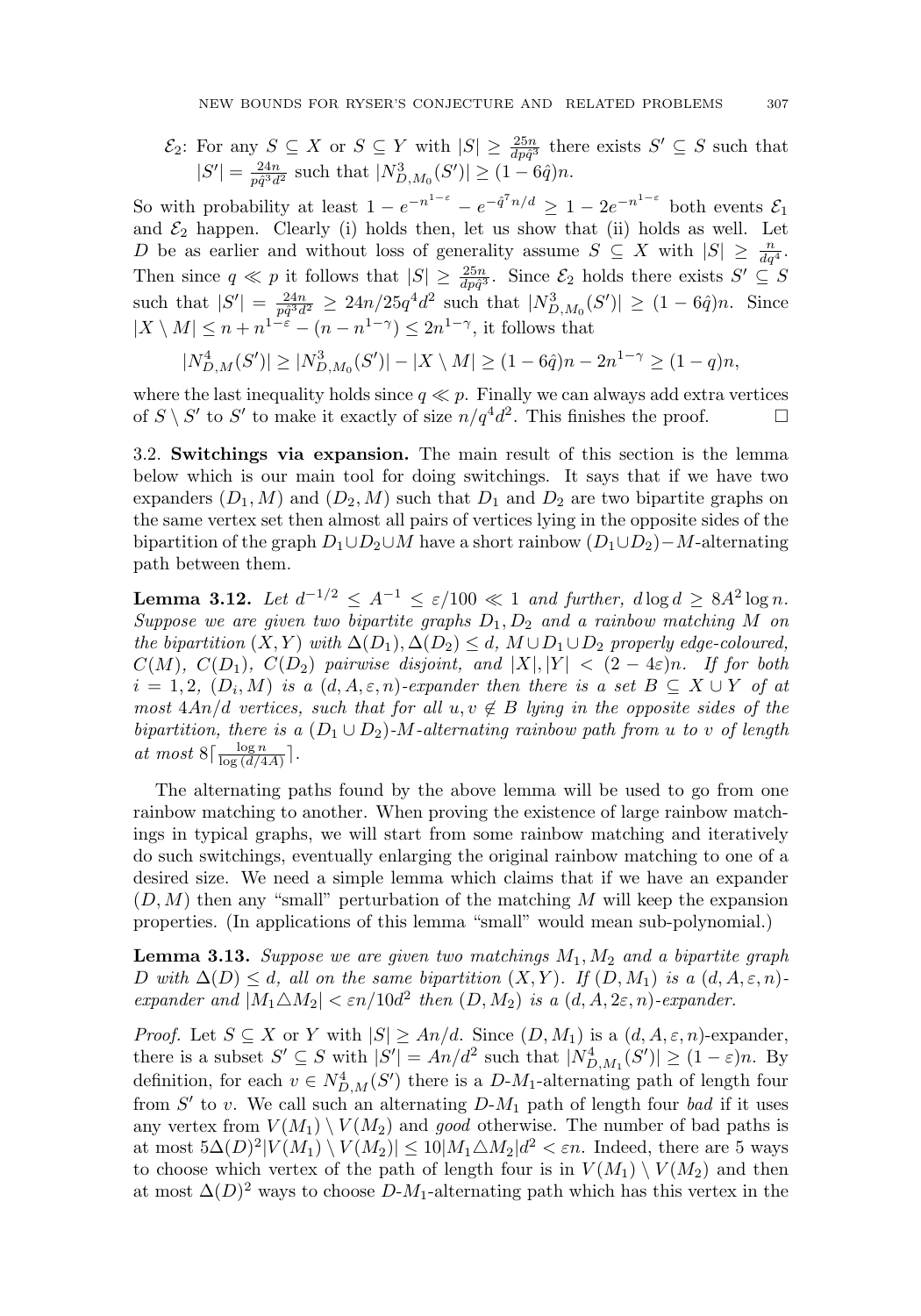$\mathcal{E}_2$: For any $S \subseteq X$ or $S \subseteq Y$ with $|S| \geq \frac{25n}{dp\hat{q}^3}$ there exists $S' \subseteq S$ such that $|S'| = \frac{24n}{p\hat{q}^3 d^2}$ such that $|N^3_{D,M_0}(S')| \geq (1-6\hat{q})n$.

So with probability at least $1 - e^{-n^{1-\varepsilon}} - e^{-\hat{q}^7 n/d} \geq 1 - 2e^{-n^{1-\varepsilon}}$ both events $\mathcal{E}_1$ and $\mathcal{E}_2$ happen. Clearly (i) holds then, let us show that (ii) holds as well. Let $D$ be as earlier and without loss of generality assume $S \subseteq X$ with $|S| \geq \frac{n}{dq^4}$. Then since $q \ll p$ it follows that $|S| \geq \frac{25n}{dp\hat{q}^3}$. Since $\mathcal{E}_2$ holds there exists $S' \subseteq S$ such that $|S'| = \frac{24n}{p\hat{q}^3 d^2} \geq 24n/25q^4d^2$ such that $|N^3_{D,M_0}(S')| \geq (1-6\hat{q})n$. Since $|X \setminus M| \leq n + n^{1-\varepsilon} - (n - n^{1-\gamma}) \leq 2n^{1-\gamma}$, it follows that

$$|N^4_{D,M}(S')| \geq |N^3_{D,M_0}(S')| - |X \setminus M| \geq (1-6\hat{q})n - 2n^{1-\gamma} \geq (1-q)n,$$

where the last inequality holds since $q \ll p$. Finally we can always add extra vertices of $S \setminus S'$ to $S'$ to make it exactly of size $n/q^4d^2$. This finishes the proof. $\square$

### 3.2. Switchings via expansion.

The main result of this section is the lemma below which is our main tool for doing switchings. It says that if we have two expanders $(D_1, M)$ and $(D_2, M)$ such that $D_1$ and $D_2$ are two bipartite graphs on the same vertex set then almost all pairs of vertices lying in the opposite sides of the bipartition of the graph $D_1 \cup D_2 \cup M$ have a short rainbow $(D_1 \cup D_2)-M$-alternating path between them.

**Lemma 3.12.** *Let $d^{-1/2} \leq A^{-1} \leq \varepsilon/100 \ll 1$ and further, $d \log d \geq 8A^2 \log n$. Suppose we are given two bipartite graphs $D_1, D_2$ and a rainbow matching $M$ on the bipartition $(X, Y)$ with $\Delta(D_1), \Delta(D_2) \leq d$, $M \cup D_1 \cup D_2$ properly edge-coloured, $C(M)$, $C(D_1)$, $C(D_2)$ pairwise disjoint, and $|X|, |Y| < (2-4\varepsilon)n$. If for both $i = 1, 2$, $(D_i, M)$ is a $(d, A, \varepsilon, n)$-expander then there is a set $B \subseteq X \cup Y$ of at most $4An/d$ vertices, such that for all $u, v \notin B$ lying in the opposite sides of the bipartition, there is a $(D_1 \cup D_2)$-$M$-alternating rainbow path from $u$ to $v$ of length at most $8\lceil \frac{\log n}{\log(d/4A)} \rceil$.*

The alternating paths found by the above lemma will be used to go from one rainbow matching to another. When proving the existence of large rainbow matchings in typical graphs, we will start from some rainbow matching and iteratively do such switchings, eventually enlarging the original rainbow matching to one of a desired size. We need a simple lemma which claims that if we have an expander $(D, M)$ then any "small" perturbation of the matching $M$ will keep the expansion properties. (In applications of this lemma "small" would mean sub-polynomial.)

**Lemma 3.13.** *Suppose we are given two matchings $M_1, M_2$ and a bipartite graph $D$ with $\Delta(D) \leq d$, all on the same bipartition $(X, Y)$. If $(D, M_1)$ is a $(d, A, \varepsilon, n)$-expander and $|M_1 \triangle M_2| < \varepsilon n/10d^2$ then $(D, M_2)$ is a $(d, A, 2\varepsilon, n)$-expander.*

*Proof.* Let $S \subseteq X$ or $Y$ with $|S| \geq An/d$. Since $(D, M_1)$ is a $(d, A, \varepsilon, n)$-expander, there is a subset $S' \subseteq S$ with $|S'| = An/d^2$ such that $|N^4_{D,M_1}(S')| \geq (1-\varepsilon)n$. By definition, for each $v \in N^4_{D,M}(S')$ there is a $D$-$M_1$-alternating path of length four from $S'$ to $v$. We call such an alternating $D$-$M_1$ path of length four *bad* if it uses any vertex from $V(M_1) \setminus V(M_2)$ and *good* otherwise. The number of bad paths is at most $5\Delta(D)^2 |V(M_1) \setminus V(M_2)| \leq 10|M_1 \triangle M_2| d^2 < \varepsilon n$. Indeed, there are 5 ways to choose which vertex of the path of length four is in $V(M_1) \setminus V(M_2)$ and then at most $\Delta(D)^2$ ways to choose $D$-$M_1$-alternating path which has this vertex in the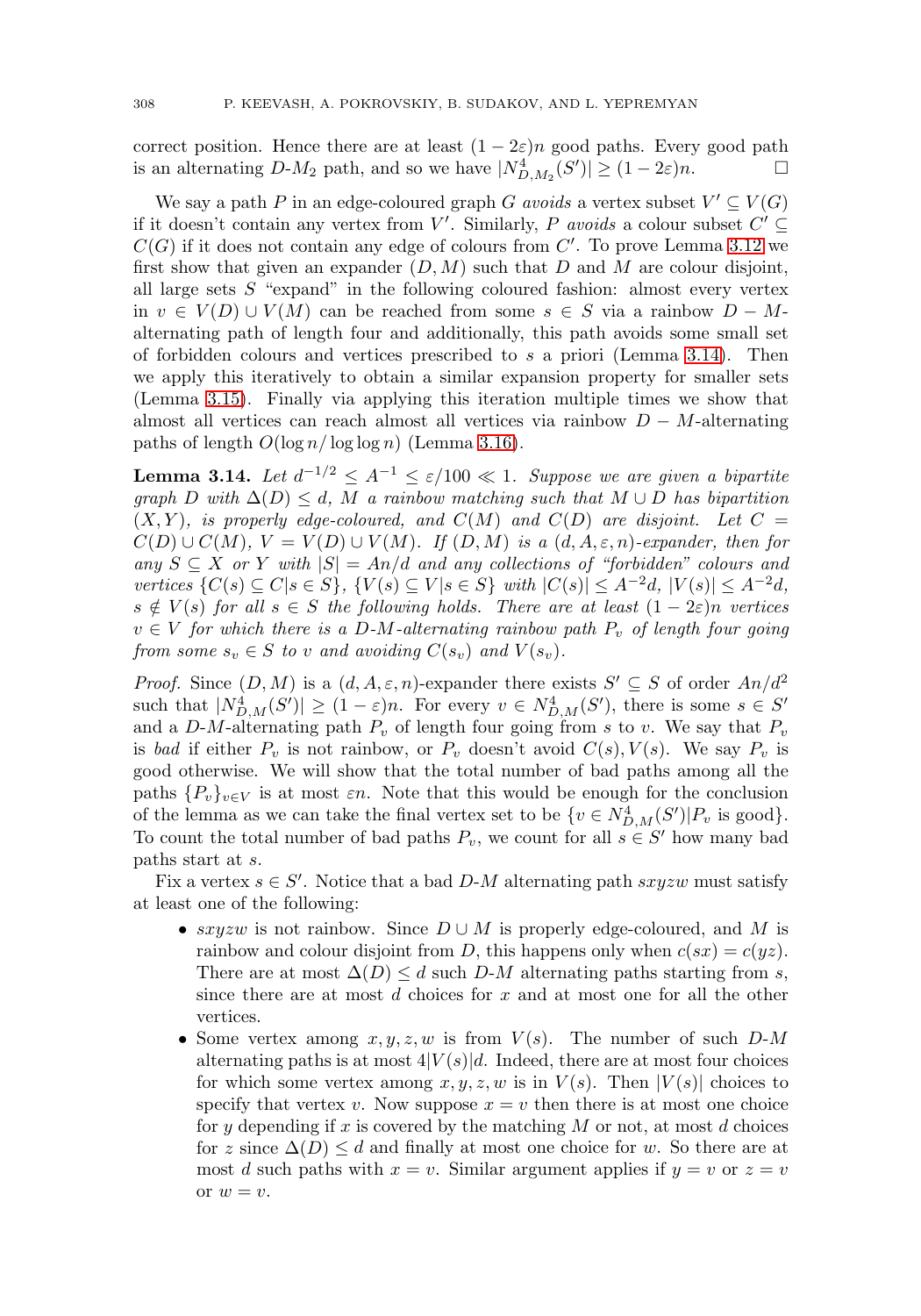correct position. Hence there are at least $(1-2\varepsilon)n$ good paths. Every good path is an alternating $D$-$M_2$ path, and so we have $|N^4_{D,M_2}(S')| \geq (1-2\varepsilon)n$. □

We say a path $P$ in an edge-coloured graph $G$ *avoids* a vertex subset $V' \subseteq V(G)$ if it doesn't contain any vertex from $V'$. Similarly, $P$ *avoids* a colour subset $C' \subseteq C(G)$ if it does not contain any edge of colours from $C'$. To prove Lemma 3.12 we first show that given an expander $(D, M)$ such that $D$ and $M$ are colour disjoint, all large sets $S$ "expand" in the following coloured fashion: almost every vertex in $v \in V(D) \cup V(M)$ can be reached from some $s \in S$ via a rainbow $D-M$-alternating path of length four and additionally, this path avoids some small set of forbidden colours and vertices prescribed to $s$ a priori (Lemma 3.14). Then we apply this iteratively to obtain a similar expansion property for smaller sets (Lemma 3.15). Finally via applying this iteration multiple times we show that almost all vertices can reach almost all vertices via rainbow $D-M$-alternating paths of length $O(\log n/\log\log n)$ (Lemma 3.16).

**Lemma 3.14.** *Let $d^{-1/2} \leq A^{-1} \leq \varepsilon/100 \ll 1$. Suppose we are given a bipartite graph $D$ with $\Delta(D) \leq d$, $M$ a rainbow matching such that $M \cup D$ has bipartition $(X, Y)$, is properly edge-coloured, and $C(M)$ and $C(D)$ are disjoint. Let $C = C(D) \cup C(M)$, $V = V(D) \cup V(M)$. If $(D, M)$ is a $(d, A, \varepsilon, n)$-expander, then for any $S \subseteq X$ or $Y$ with $|S| = An/d$ and any collections of "forbidden" colours and vertices $\{C(s) \subseteq C | s \in S\}$, $\{V(s) \subseteq V | s \in S\}$ with $|C(s)| \leq A^{-2}d$, $|V(s)| \leq A^{-2}d$, $s \notin V(s)$ for all $s \in S$ the following holds. There are at least $(1-2\varepsilon)n$ vertices $v \in V$ for which there is a $D$-$M$-alternating rainbow path $P_v$ of length four going from some $s_v \in S$ to $v$ and avoiding $C(s_v)$ and $V(s_v)$.*

*Proof.* Since $(D, M)$ is a $(d, A, \varepsilon, n)$-expander there exists $S' \subseteq S$ of order $An/d^2$ such that $|N^4_{D,M}(S')| \geq (1-\varepsilon)n$. For every $v \in N^4_{D,M}(S')$, there is some $s \in S'$ and a $D$-$M$-alternating path $P_v$ of length four going from $s$ to $v$. We say that $P_v$ is *bad* if either $P_v$ is not rainbow, or $P_v$ doesn't avoid $C(s), V(s)$. We say $P_v$ is good otherwise. We will show that the total number of bad paths among all the paths $\{P_v\}_{v\in V}$ is at most $\varepsilon n$. Note that this would be enough for the conclusion of the lemma as we can take the final vertex set to be $\{v \in N^4_{D,M}(S') | P_v \text{ is good}\}$. To count the total number of bad paths $P_v$, we count for all $s \in S'$ how many bad paths start at $s$.

Fix a vertex $s \in S'$. Notice that a bad $D$-$M$ alternating path $sxyzw$ must satisfy at least one of the following:

- $sxyzw$ is not rainbow. Since $D \cup M$ is properly edge-coloured, and $M$ is rainbow and colour disjoint from $D$, this happens only when $c(sx) = c(yz)$. There are at most $\Delta(D) \leq d$ such $D$-$M$ alternating paths starting from $s$, since there are at most $d$ choices for $x$ and at most one for all the other vertices.
- Some vertex among $x, y, z, w$ is from $V(s)$. The number of such $D$-$M$ alternating paths is at most $4|V(s)|d$. Indeed, there are at most four choices for which some vertex among $x, y, z, w$ is in $V(s)$. Then $|V(s)|$ choices to specify that vertex $v$. Now suppose $x = v$ then there is at most one choice for $y$ depending if $x$ is covered by the matching $M$ or not, at most $d$ choices for $z$ since $\Delta(D) \leq d$ and finally at most one choice for $w$. So there are at most $d$ such paths with $x = v$. Similar argument applies if $y = v$ or $z = v$ or $w = v$.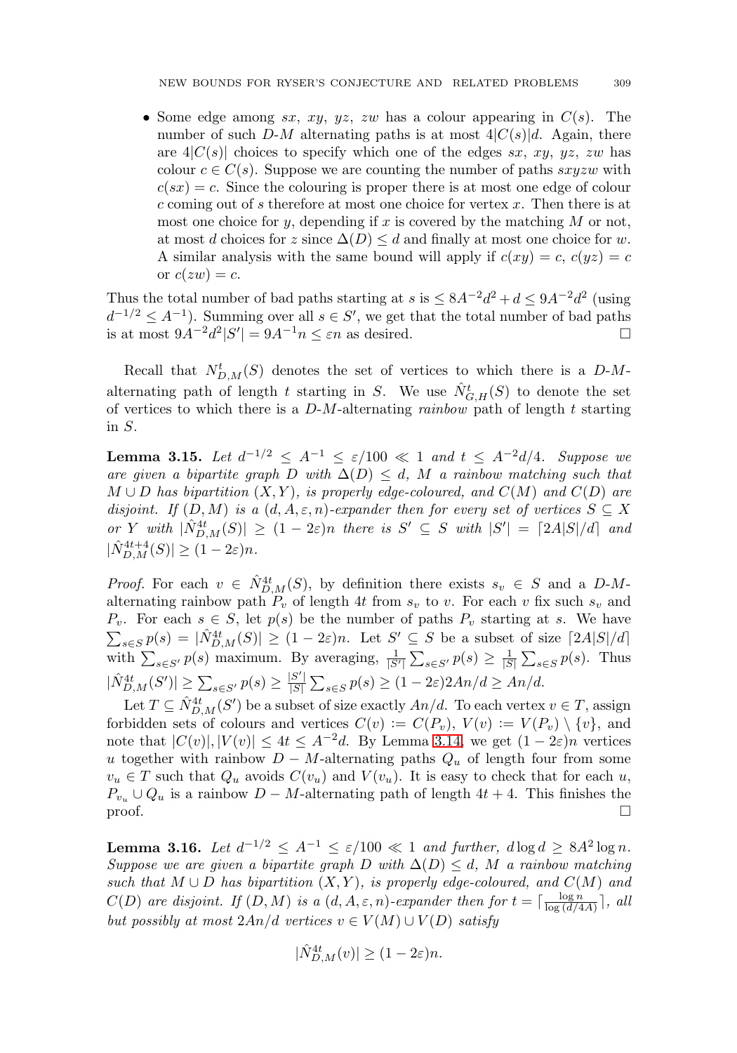- Some edge among $sx$, $xy$, $yz$, $zw$ has a colour appearing in $C(s)$. The number of such $D$-$M$ alternating paths is at most $4|C(s)|d$. Again, there are $4|C(s)|$ choices to specify which one of the edges $sx$, $xy$, $yz$, $zw$ has colour $c \in C(s)$. Suppose we are counting the number of paths $sxyzw$ with $c(sx) = c$. Since the colouring is proper there is at most one edge of colour $c$ coming out of $s$ therefore at most one choice for vertex $x$. Then there is at most one choice for $y$, depending if $x$ is covered by the matching $M$ or not, at most $d$ choices for $z$ since $\Delta(D) \leq d$ and finally at most one choice for $w$. A similar analysis with the same bound will apply if $c(xy) = c$, $c(yz) = c$ or $c(zw) = c$.

Thus the total number of bad paths starting at $s$ is $\leq 8A^{-2}d^2 + d \leq 9A^{-2}d^2$ (using $d^{-1/2} \leq A^{-1}$). Summing over all $s \in S'$, we get that the total number of bad paths is at most $9A^{-2}d^2|S'| = 9A^{-1}n \leq \varepsilon n$ as desired. □

Recall that $N^t_{D,M}(S)$ denotes the set of vertices to which there is a $D$-$M$-alternating path of length $t$ starting in $S$. We use $\hat{N}^t_{G,H}(S)$ to denote the set of vertices to which there is a $D$-$M$-alternating *rainbow* path of length $t$ starting in $S$.

**Lemma 3.15.** *Let $d^{-1/2} \leq A^{-1} \leq \varepsilon/100 \ll 1$ and $t \leq A^{-2}d/4$. Suppose we are given a bipartite graph $D$ with $\Delta(D) \leq d$, $M$ a rainbow matching such that $M \cup D$ has bipartition $(X, Y)$, is properly edge-coloured, and $C(M)$ and $C(D)$ are disjoint. If $(D, M)$ is a $(d, A, \varepsilon, n)$-expander then for every set of vertices $S \subseteq X$ or $Y$ with $|\hat{N}^{4t}_{D,M}(S)| \geq (1 - 2\varepsilon)n$ there is $S' \subseteq S$ with $|S'| = \lceil 2A|S|/d \rceil$ and $|\hat{N}^{4t+4}_{D,M}(S)| \geq (1 - 2\varepsilon)n$.*

*Proof.* For each $v \in \hat{N}^{4t}_{D,M}(S)$, by definition there exists $s_v \in S$ and a $D$-$M$-alternating rainbow path $P_v$ of length $4t$ from $s_v$ to $v$. For each $v$ fix such $s_v$ and $P_v$. For each $s \in S$, let $p(s)$ be the number of paths $P_v$ starting at $s$. We have $\sum_{s \in S} p(s) = |\hat{N}^{4t}_{D,M}(S)| \geq (1 - 2\varepsilon)n$. Let $S' \subseteq S$ be a subset of size $\lceil 2A|S|/d \rceil$ with $\sum_{s \in S'} p(s)$ maximum. By averaging, $\frac{1}{|S'|}\sum_{s \in S'} p(s) \geq \frac{1}{|S|}\sum_{s \in S} p(s)$. Thus $|\hat{N}^{4t}_{D,M}(S')| \geq \sum_{s \in S'} p(s) \geq \frac{|S'|}{|S|}\sum_{s \in S} p(s) \geq (1 - 2\varepsilon)2An/d \geq An/d$.

Let $T \subseteq \hat{N}^{4t}_{D,M}(S')$ be a subset of size exactly $An/d$. To each vertex $v \in T$, assign forbidden sets of colours and vertices $C(v) := C(P_v)$, $V(v) := V(P_v) \setminus \{v\}$, and note that $|C(v)|, |V(v)| \leq 4t \leq A^{-2}d$. By Lemma 3.14, we get $(1 - 2\varepsilon)n$ vertices $u$ together with rainbow $D - M$-alternating paths $Q_u$ of length four from some $v_u \in T$ such that $Q_u$ avoids $C(v_u)$ and $V(v_u)$. It is easy to check that for each $u$, $P_{v_u} \cup Q_u$ is a rainbow $D - M$-alternating path of length $4t + 4$. This finishes the proof. □

**Lemma 3.16.** *Let $d^{-1/2} \leq A^{-1} \leq \varepsilon/100 \ll 1$ and further, $d \log d \geq 8A^2 \log n$. Suppose we are given a bipartite graph $D$ with $\Delta(D) \leq d$, $M$ a rainbow matching such that $M \cup D$ has bipartition $(X, Y)$, is properly edge-coloured, and $C(M)$ and $C(D)$ are disjoint. If $(D, M)$ is a $(d, A, \varepsilon, n)$-expander then for $t = \lceil \frac{\log n}{\log (d/4A)} \rceil$, all but possibly at most $2An/d$ vertices $v \in V(M) \cup V(D)$ satisfy*

$$|\hat{N}^{4t}_{D,M}(v)| \geq (1 - 2\varepsilon)n.$$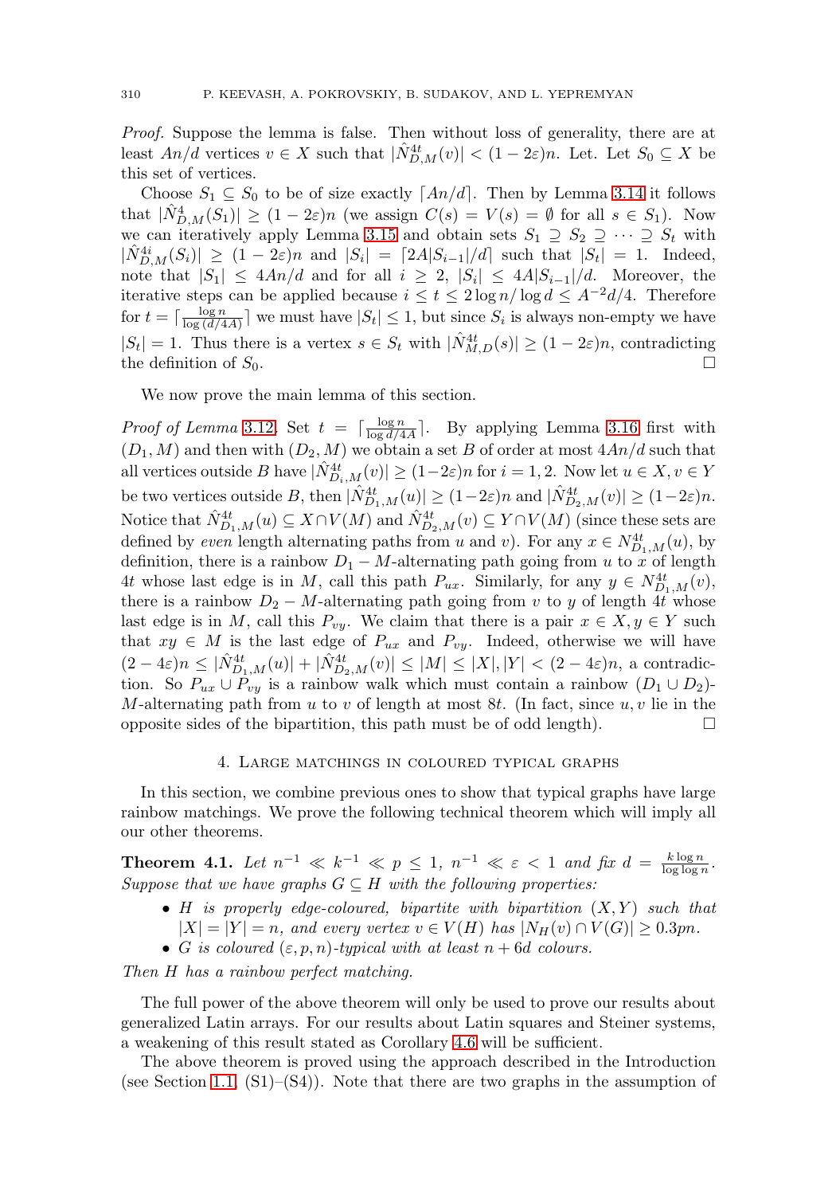*Proof.* Suppose the lemma is false. Then without loss of generality, there are at least $An/d$ vertices $v \in X$ such that $|\hat{N}^{4t}_{D,M}(v)| < (1-2\varepsilon)n$. Let. Let $S_0 \subseteq X$ be this set of vertices.

Choose $S_1 \subseteq S_0$ to be of size exactly $\lceil An/d \rceil$. Then by Lemma 3.14 it follows that $|\hat{N}^4_{D,M}(S_1)| \geq (1-2\varepsilon)n$ (we assign $C(s) = V(s) = \emptyset$ for all $s \in S_1$). Now we can iteratively apply Lemma 3.15 and obtain sets $S_1 \supseteq S_2 \supseteq \cdots \supseteq S_t$ with $|\hat{N}^{4i}_{D,M}(S_i)| \geq (1-2\varepsilon)n$ and $|S_i| = \lceil 2A|S_{i-1}|/d \rceil$ such that $|S_t| = 1$. Indeed, note that $|S_1| \leq 4An/d$ and for all $i \geq 2$, $|S_i| \leq 4A|S_{i-1}|/d$. Moreover, the iterative steps can be applied because $i \leq t \leq 2\log n/\log d \leq A^{-2}d/4$. Therefore for $t = \lceil \frac{\log n}{\log(d/4A)} \rceil$ we must have $|S_t| \leq 1$, but since $S_i$ is always non-empty we have $|S_t| = 1$. Thus there is a vertex $s \in S_t$ with $|\hat{N}^{4t}_{M,D}(s)| \geq (1-2\varepsilon)n$, contradicting the definition of $S_0$. □

We now prove the main lemma of this section.

*Proof of Lemma 3.12.* Set $t = \lceil \frac{\log n}{\log d/4A} \rceil$. By applying Lemma 3.16 first with $(D_1, M)$ and then with $(D_2, M)$ we obtain a set $B$ of order at most $4An/d$ such that all vertices outside $B$ have $|\hat{N}^{4t}_{D_i,M}(v)| \geq (1-2\varepsilon)n$ for $i = 1, 2$. Now let $u \in X, v \in Y$ be two vertices outside $B$, then $|\hat{N}^{4t}_{D_1,M}(u)| \geq (1-2\varepsilon)n$ and $|\hat{N}^{4t}_{D_2,M}(v)| \geq (1-2\varepsilon)n$. Notice that $\hat{N}^{4t}_{D_1,M}(u) \subseteq X \cap V(M)$ and $\hat{N}^{4t}_{D_2,M}(v) \subseteq Y \cap V(M)$ (since these sets are defined by *even* length alternating paths from $u$ and $v$). For any $x \in N^{4t}_{D_1,M}(u)$, by definition, there is a rainbow $D_1 - M$-alternating path going from $u$ to $x$ of length $4t$ whose last edge is in $M$, call this path $P_{ux}$. Similarly, for any $y \in N^{4t}_{D_1,M}(v)$, there is a rainbow $D_2 - M$-alternating path going from $v$ to $y$ of length $4t$ whose last edge is in $M$, call this $P_{vy}$. We claim that there is a pair $x \in X, y \in Y$ such that $xy \in M$ is the last edge of $P_{ux}$ and $P_{vy}$. Indeed, otherwise we will have $(2-4\varepsilon)n \leq |\hat{N}^{4t}_{D_1,M}(u)| + |\hat{N}^{4t}_{D_2,M}(v)| \leq |M| \leq |X|, |Y| < (2-4\varepsilon)n$, a contradiction. So $P_{ux} \cup P_{vy}$ is a rainbow walk which must contain a rainbow $(D_1 \cup D_2)$-$M$-alternating path from $u$ to $v$ of length at most $8t$. (In fact, since $u, v$ lie in the opposite sides of the bipartition, this path must be of odd length). □

## 4. Large matchings in coloured typical graphs

In this section, we combine previous ones to show that typical graphs have large rainbow matchings. We prove the following technical theorem which will imply all our other theorems.

**Theorem 4.1.** *Let $n^{-1} \ll k^{-1} \ll p \leq 1$, $n^{-1} \ll \varepsilon < 1$ and fix $d = \frac{k \log n}{\log \log n}$. Suppose that we have graphs $G \subseteq H$ with the following properties:*

- *$H$ is properly edge-coloured, bipartite with bipartition $(X, Y)$ such that $|X| = |Y| = n$, and every vertex $v \in V(H)$ has $|N_H(v) \cap V(G)| \geq 0.3pn$.*
- *$G$ is coloured $(\varepsilon, p, n)$-typical with at least $n + 6d$ colours.*

*Then $H$ has a rainbow perfect matching.*

The full power of the above theorem will only be used to prove our results about generalized Latin arrays. For our results about Latin squares and Steiner systems, a weakening of this result stated as Corollary 4.6 will be sufficient.

The above theorem is proved using the approach described in the Introduction (see Section 1.1, (S1)–(S4)). Note that there are two graphs in the assumption of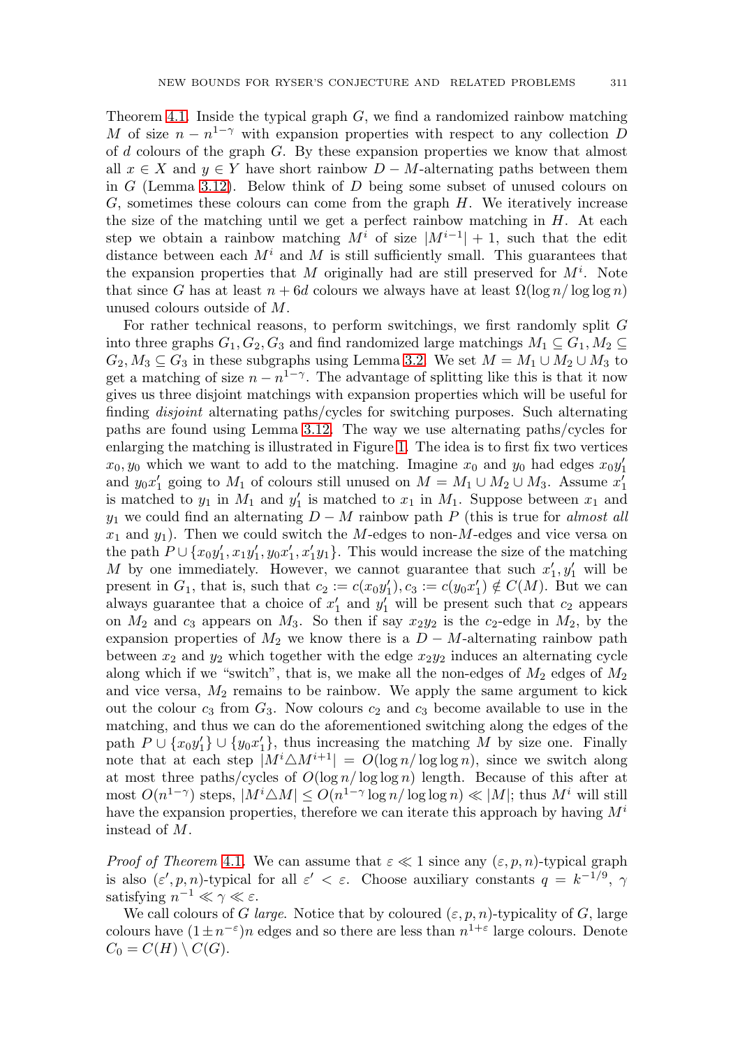Theorem 4.1. Inside the typical graph $G$, we find a randomized rainbow matching $M$ of size $n - n^{1-\gamma}$ with expansion properties with respect to any collection $D$ of $d$ colours of the graph $G$. By these expansion properties we know that almost all $x \in X$ and $y \in Y$ have short rainbow $D - M$-alternating paths between them in $G$ (Lemma 3.12). Below think of $D$ being some subset of unused colours on $G$, sometimes these colours can come from the graph $H$. We iteratively increase the size of the matching until we get a perfect rainbow matching in $H$. At each step we obtain a rainbow matching $M^i$ of size $|M^{i-1}| + 1$, such that the edit distance between each $M^i$ and $M$ is still sufficiently small. This guarantees that the expansion properties that $M$ originally had are still preserved for $M^i$. Note that since $G$ has at least $n + 6d$ colours we always have at least $\Omega(\log n / \log \log n)$ unused colours outside of $M$.

For rather technical reasons, to perform switchings, we first randomly split $G$ into three graphs $G_1, G_2, G_3$ and find randomized large matchings $M_1 \subseteq G_1, M_2 \subseteq G_2, M_3 \subseteq G_3$ in these subgraphs using Lemma 3.2. We set $M = M_1 \cup M_2 \cup M_3$ to get a matching of size $n - n^{1-\gamma}$. The advantage of splitting like this is that it now gives us three disjoint matchings with expansion properties which will be useful for finding *disjoint* alternating paths/cycles for switching purposes. Such alternating paths are found using Lemma 3.12. The way we use alternating paths/cycles for enlarging the matching is illustrated in Figure 1. The idea is to first fix two vertices $x_0, y_0$ which we want to add to the matching. Imagine $x_0$ and $y_0$ had edges $x_0y_1'$ and $y_0x_1'$ going to $M_1$ of colours still unused on $M = M_1 \cup M_2 \cup M_3$. Assume $x_1'$ is matched to $y_1$ in $M_1$ and $y_1'$ is matched to $x_1$ in $M_1$. Suppose between $x_1$ and $y_1$ we could find an alternating $D - M$ rainbow path $P$ (this is true for *almost all* $x_1$ and $y_1$). Then we could switch the $M$-edges to non-$M$-edges and vice versa on the path $P \cup \{x_0y_1', x_1y_1', y_0x_1', x_1'y_1\}$. This would increase the size of the matching $M$ by one immediately. However, we cannot guarantee that such $x_1', y_1'$ will be present in $G_1$, that is, such that $c_2 := c(x_0y_1'), c_3 := c(y_0x_1') \notin C(M)$. But we can always guarantee that a choice of $x_1'$ and $y_1'$ will be present such that $c_2$ appears on $M_2$ and $c_3$ appears on $M_3$. So then if say $x_2y_2$ is the $c_2$-edge in $M_2$, by the expansion properties of $M_2$ we know there is a $D - M$-alternating rainbow path between $x_2$ and $y_2$ which together with the edge $x_2y_2$ induces an alternating cycle along which if we "switch", that is, we make all the non-edges of $M_2$ edges of $M_2$ and vice versa, $M_2$ remains to be rainbow. We apply the same argument to kick out the colour $c_3$ from $G_3$. Now colours $c_2$ and $c_3$ become available to use in the matching, and thus we can do the aforementioned switching along the edges of the path $P \cup \{x_0y_1'\} \cup \{y_0x_1'\}$, thus increasing the matching $M$ by size one. Finally note that at each step $|M^i \triangle M^{i+1}| = O(\log n / \log \log n)$, since we switch along at most three paths/cycles of $O(\log n / \log \log n)$ length. Because of this after at most $O(n^{1-\gamma})$ steps, $|M^i \triangle M| \leq O(n^{1-\gamma} \log n / \log \log n) \ll |M|$; thus $M^i$ will still have the expansion properties, therefore we can iterate this approach by having $M^i$ instead of $M$.

*Proof of Theorem* 4.1. We can assume that $\varepsilon \ll 1$ since any $(\varepsilon, p, n)$-typical graph is also $(\varepsilon', p, n)$-typical for all $\varepsilon' < \varepsilon$. Choose auxiliary constants $q = k^{-1/9}$, $\gamma$ satisfying $n^{-1} \ll \gamma \ll \varepsilon$.

We call colours of $G$ *large*. Notice that by coloured $(\varepsilon, p, n)$-typicality of $G$, large colours have $(1 \pm n^{-\varepsilon})n$ edges and so there are less than $n^{1+\varepsilon}$ large colours. Denote $C_0 = C(H) \setminus C(G)$.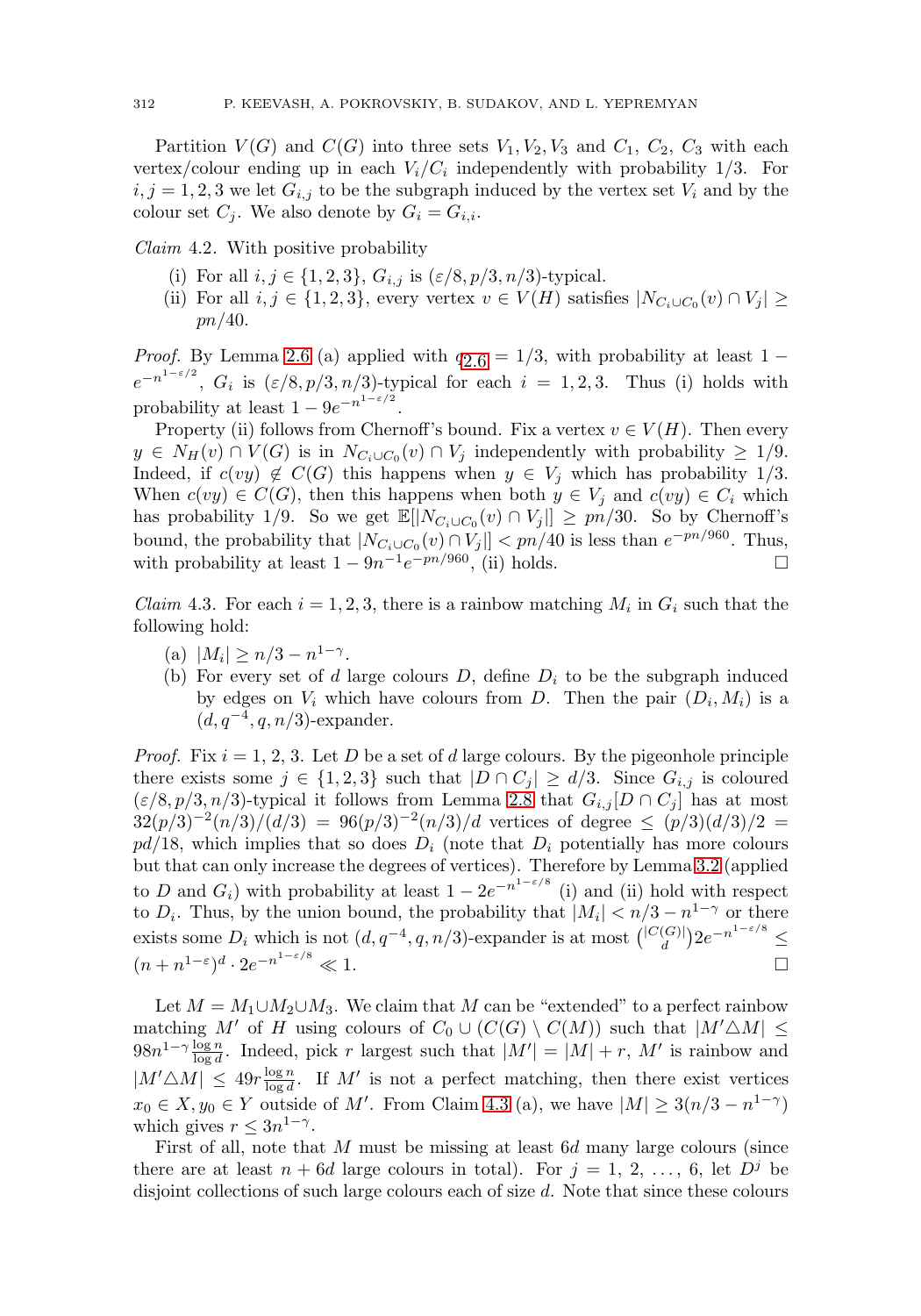Partition $V(G)$ and $C(G)$ into three sets $V_1, V_2, V_3$ and $C_1$, $C_2$, $C_3$ with each vertex/colour ending up in each $V_i/C_i$ independently with probability $1/3$. For $i, j = 1, 2, 3$ we let $G_{i,j}$ to be the subgraph induced by the vertex set $V_i$ and by the colour set $C_j$. We also denote by $G_i = G_{i,i}$.

*Claim* 4.2. With positive probability

(i) For all $i, j \in \{1, 2, 3\}$, $G_{i,j}$ is $(\varepsilon/8, p/3, n/3)$-typical.

(ii) For all $i, j \in \{1, 2, 3\}$, every vertex $v \in V(H)$ satisfies $|N_{C_i \cup C_0}(v) \cap V_j| \geq pn/40$.

*Proof.* By Lemma 2.6 (a) applied with $q_{2.6} = 1/3$, with probability at least $1 - e^{-n^{1-\varepsilon/2}}$, $G_i$ is $(\varepsilon/8, p/3, n/3)$-typical for each $i = 1, 2, 3$. Thus (i) holds with probability at least $1 - 9e^{-n^{1-\varepsilon/2}}$.

Property (ii) follows from Chernoff's bound. Fix a vertex $v \in V(H)$. Then every $y \in N_H(v) \cap V(G)$ is in $N_{C_i \cup C_0}(v) \cap V_j$ independently with probability $\geq 1/9$. Indeed, if $c(vy) \notin C(G)$ this happens when $y \in V_j$ which has probability $1/3$. When $c(vy) \in C(G)$, then this happens when both $y \in V_j$ and $c(vy) \in C_i$ which has probability $1/9$. So we get $\mathbb{E}[|N_{C_i \cup C_0}(v) \cap V_j|] \geq pn/30$. So by Chernoff's bound, the probability that $|N_{C_i \cup C_0}(v) \cap V_j|] < pn/40$ is less than $e^{-pn/960}$. Thus, with probability at least $1 - 9n^{-1}e^{-pn/960}$, (ii) holds. $\square$

*Claim* 4.3. For each $i = 1, 2, 3$, there is a rainbow matching $M_i$ in $G_i$ such that the following hold:

(a) $|M_i| \geq n/3 - n^{1-\gamma}$.

(b) For every set of $d$ large colours $D$, define $D_i$ to be the subgraph induced by edges on $V_i$ which have colours from $D$. Then the pair $(D_i, M_i)$ is a $(d, q^{-4}, q, n/3)$-expander.

*Proof.* Fix $i = 1, 2, 3$. Let $D$ be a set of $d$ large colours. By the pigeonhole principle there exists some $j \in \{1, 2, 3\}$ such that $|D \cap C_j| \geq d/3$. Since $G_{i,j}$ is coloured $(\varepsilon/8, p/3, n/3)$-typical it follows from Lemma 2.8 that $G_{i,j}[D \cap C_j]$ has at most $32(p/3)^{-2}(n/3)/(d/3) = 96(p/3)^{-2}(n/3)/d$ vertices of degree $\leq (p/3)(d/3)/2 = pd/18$, which implies that so does $D_i$ (note that $D_i$ potentially has more colours but that can only increase the degrees of vertices). Therefore by Lemma 3.2 (applied to $D$ and $G_i$) with probability at least $1 - 2e^{-n^{1-\varepsilon/8}}$ (i) and (ii) hold with respect to $D_i$. Thus, by the union bound, the probability that $|M_i| < n/3 - n^{1-\gamma}$ or there exists some $D_i$ which is not $(d, q^{-4}, q, n/3)$-expander is at most $\binom{|C(G)|}{d} 2e^{-n^{1-\varepsilon/8}} \leq (n + n^{1-\varepsilon})^d \cdot 2e^{-n^{1-\varepsilon/8}} \ll 1$. $\square$

Let $M = M_1 \cup M_2 \cup M_3$. We claim that $M$ can be "extended" to a perfect rainbow matching $M'$ of $H$ using colours of $C_0 \cup (C(G) \setminus C(M))$ such that $|M' \triangle M| \leq 98n^{1-\gamma}\frac{\log n}{\log d}$. Indeed, pick $r$ largest such that $|M'| = |M| + r$, $M'$ is rainbow and $|M' \triangle M| \leq 49r\frac{\log n}{\log d}$. If $M'$ is not a perfect matching, then there exist vertices $x_0 \in X, y_0 \in Y$ outside of $M'$. From Claim 4.3 (a), we have $|M| \geq 3(n/3 - n^{1-\gamma})$ which gives $r \leq 3n^{1-\gamma}$.

First of all, note that $M$ must be missing at least $6d$ many large colours (since there are at least $n + 6d$ large colours in total). For $j = 1, 2, \ldots, 6$, let $D^j$ be disjoint collections of such large colours each of size $d$. Note that since these colours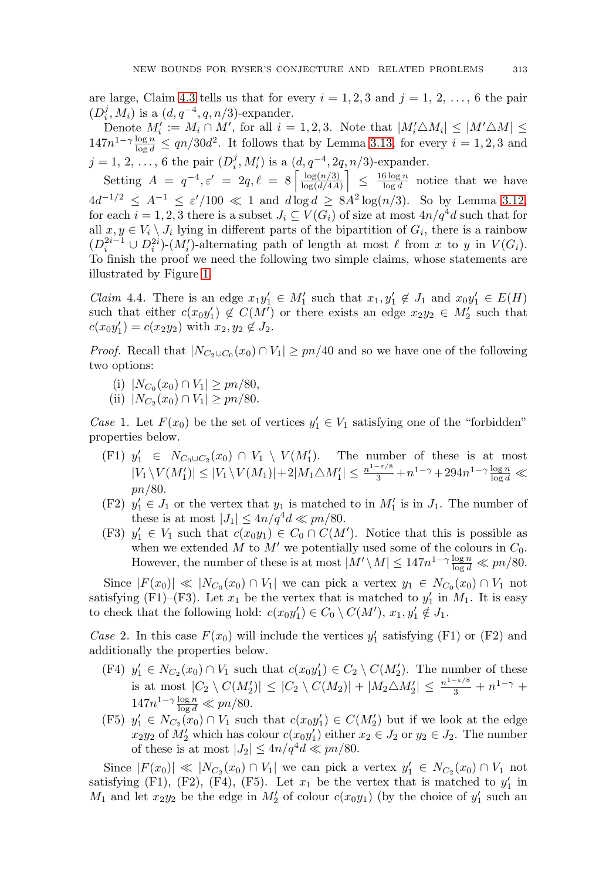are large, Claim 4.3 tells us that for every $i = 1, 2, 3$ and $j = 1, 2, \ldots, 6$ the pair $(D_i^j, M_i)$ is a $(d, q^{-4}, q, n/3)$-expander.

Denote $M_i' := M_i \cap M'$, for all $i = 1, 2, 3$. Note that $|M_i' \triangle M_i| \le |M' \triangle M| \le 147 n^{1-\gamma} \frac{\log n}{\log d} \le qn/30d^2$. It follows that by Lemma 3.13, for every $i = 1, 2, 3$ and $j = 1, 2, \ldots, 6$ the pair $(D_i^j, M_i')$ is a $(d, q^{-4}, 2q, n/3)$-expander.

Setting $A = q^{-4}, \varepsilon' = 2q, \ell = 8 \left\lceil \frac{\log(n/3)}{\log(d/4A)} \right\rceil \le \frac{16 \log n}{\log d}$ notice that we have $4d^{-1/2} \le A^{-1} \le \varepsilon'/100 \ll 1$ and $d \log d \ge 8A^2 \log(n/3)$. So by Lemma 3.12, for each $i = 1, 2, 3$ there is a subset $J_i \subseteq V(G_i)$ of size at most $4n/q^4 d$ such that for all $x, y \in V_i \setminus J_i$ lying in different parts of the bipartition of $G_i$, there is a rainbow $(D_i^{2i-1} \cup D_i^{2i})$-$(M_i')$-alternating path of length at most $\ell$ from $x$ to $y$ in $V(G_i)$. To finish the proof we need the following two simple claims, whose statements are illustrated by Figure 1.

*Claim* 4.4. There is an edge $x_1 y_1' \in M_1'$ such that $x_1, y_1' \notin J_1$ and $x_0 y_1' \in E(H)$ such that either $c(x_0 y_1') \notin C(M')$ or there exists an edge $x_2 y_2 \in M_2'$ such that $c(x_0 y_1') = c(x_2 y_2)$ with $x_2, y_2 \notin J_2$.

*Proof.* Recall that $|N_{C_2 \cup C_0}(x_0) \cap V_1| \ge pn/40$ and so we have one of the following two options:

(i) $|N_{C_0}(x_0) \cap V_1| \ge pn/80$,
(ii) $|N_{C_2}(x_0) \cap V_1| \ge pn/80$.

*Case* 1. Let $F(x_0)$ be the set of vertices $y_1' \in V_1$ satisfying one of the "forbidden" properties below.

(F1) $y_1' \in N_{C_0 \cup C_2}(x_0) \cap V_1 \setminus V(M_1')$. The number of these is at most $|V_1 \setminus V(M_1')| \le |V_1 \setminus V(M_1)| + 2|M_1 \triangle M_1'| \le \frac{n^{1-\varepsilon/8}}{3} + n^{1-\gamma} + 294 n^{1-\gamma} \frac{\log n}{\log d} \ll pn/80$.

(F2) $y_1' \in J_1$ or the vertex that $y_1$ is matched to in $M_1'$ is in $J_1$. The number of these is at most $|J_1| \le 4n/q^4 d \ll pn/80$.

(F3) $y_1' \in V_1$ such that $c(x_0 y_1) \in C_0 \cap C(M')$. Notice that this is possible as when we extended $M$ to $M'$ we potentially used some of the colours in $C_0$. However, the number of these is at most $|M' \setminus M| \le 147 n^{1-\gamma} \frac{\log n}{\log d} \ll pn/80$.

Since $|F(x_0)| \ll |N_{C_0}(x_0) \cap V_1|$ we can pick a vertex $y_1 \in N_{C_0}(x_0) \cap V_1$ not satisfying (F1)–(F3). Let $x_1$ be the vertex that is matched to $y_1'$ in $M_1$. It is easy to check that the following hold: $c(x_0 y_1') \in C_0 \setminus C(M')$, $x_1, y_1' \notin J_1$.

*Case* 2. In this case $F(x_0)$ will include the vertices $y_1'$ satisfying (F1) or (F2) and additionally the properties below.

(F4) $y_1' \in N_{C_2}(x_0) \cap V_1$ such that $c(x_0 y_1') \in C_2 \setminus C(M_2')$. The number of these is at most $|C_2 \setminus C(M_2')| \le |C_2 \setminus C(M_2)| + |M_2 \triangle M_2'| \le \frac{n^{1-\varepsilon/8}}{3} + n^{1-\gamma} + 147 n^{1-\gamma} \frac{\log n}{\log d} \ll pn/80$.

(F5) $y_1' \in N_{C_2}(x_0) \cap V_1$ such that $c(x_0 y_1') \in C(M_2')$ but if we look at the edge $x_2 y_2$ of $M_2'$ which has colour $c(x_0 y_1')$ either $x_2 \in J_2$ or $y_2 \in J_2$. The number of these is at most $|J_2| \le 4n/q^4 d \ll pn/80$.

Since $|F(x_0)| \ll |N_{C_2}(x_0) \cap V_1|$ we can pick a vertex $y_1' \in N_{C_2}(x_0) \cap V_1$ not satisfying (F1), (F2), (F4), (F5). Let $x_1$ be the vertex that is matched to $y_1'$ in $M_1$ and let $x_2 y_2$ be the edge in $M_2'$ of colour $c(x_0 y_1)$ (by the choice of $y_1'$ such an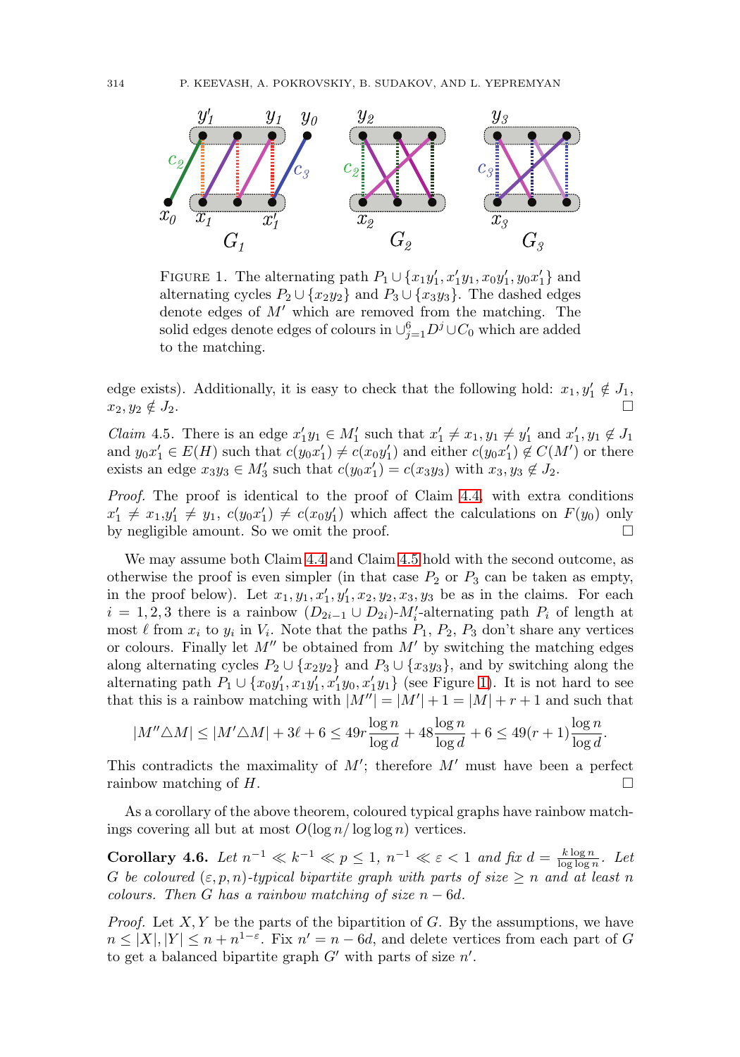$y_1'$ $y_1$ $y_0$ $y_2$ $y_3$

$c_2$ $c_3$ $c_2$ $c_3$

$x_0$ $x_1$ $x_1'$ $x_2$ $x_3$

$G_1$ $G_2$ $G_3$

FIGURE 1. The alternating path $P_1 \cup \{x_1y_1', x_1'y_1, x_0y_1', y_0x_1'\}$ and alternating cycles $P_2 \cup \{x_2y_2\}$ and $P_3 \cup \{x_3y_3\}$. The dashed edges denote edges of $M'$ which are removed from the matching. The solid edges denote edges of colours in $\cup_{j=1}^{6} D^j \cup C_0$ which are added to the matching.

edge exists). Additionally, it is easy to check that the following hold: $x_1, y_1' \notin J_1$, $x_2, y_2 \notin J_2$. □

*Claim* 4.5. There is an edge $x_1'y_1 \in M_1'$ such that $x_1' \neq x_1, y_1 \neq y_1'$ and $x_1', y_1 \notin J_1$ and $y_0x_1' \in E(H)$ such that $c(y_0x_1') \neq c(x_0y_1')$ and either $c(y_0x_1') \notin C(M')$ or there exists an edge $x_3y_3 \in M_3'$ such that $c(y_0x_1') = c(x_3y_3)$ with $x_3, y_3 \notin J_2$.

*Proof.* The proof is identical to the proof of Claim 4.4, with extra conditions $x_1' \neq x_1, y_1' \neq y_1$, $c(y_0x_1') \neq c(x_0y_1')$ which affect the calculations on $F(y_0)$ only by negligible amount. So we omit the proof. □

We may assume both Claim 4.4 and Claim 4.5 hold with the second outcome, as otherwise the proof is even simpler (in that case $P_2$ or $P_3$ can be taken as empty, in the proof below). Let $x_1, y_1, x_1', y_1', x_2, y_2, x_3, y_3$ be as in the claims. For each $i = 1, 2, 3$ there is a rainbow $(D_{2i-1} \cup D_{2i})$-$M_i'$-alternating path $P_i$ of length at most $\ell$ from $x_i$ to $y_i$ in $V_i$. Note that the paths $P_1$, $P_2$, $P_3$ don't share any vertices or colours. Finally let $M''$ be obtained from $M'$ by switching the matching edges along alternating cycles $P_2 \cup \{x_2y_2\}$ and $P_3 \cup \{x_3y_3\}$, and by switching along the alternating path $P_1 \cup \{x_0y_1', x_1y_1', x_1'y_0, x_1'y_1\}$ (see Figure 1). It is not hard to see that this is a rainbow matching with $|M''| = |M'| + 1 = |M| + r + 1$ and such that

$$|M'' \triangle M| \leq |M' \triangle M| + 3\ell + 6 \leq 49r\frac{\log n}{\log d} + 48\frac{\log n}{\log d} + 6 \leq 49(r+1)\frac{\log n}{\log d}.$$

This contradicts the maximality of $M'$; therefore $M'$ must have been a perfect rainbow matching of $H$. □

As a corollary of the above theorem, coloured typical graphs have rainbow matchings covering all but at most $O(\log n/\log\log n)$ vertices.

**Corollary 4.6.** *Let $n^{-1} \ll k^{-1} \ll p \leq 1$, $n^{-1} \ll \varepsilon < 1$ and fix $d = \frac{k \log n}{\log\log n}$. Let $G$ be coloured $(\varepsilon, p, n)$-typical bipartite graph with parts of size $\geq n$ and at least $n$ colours. Then $G$ has a rainbow matching of size $n - 6d$.*

*Proof.* Let $X, Y$ be the parts of the bipartition of $G$. By the assumptions, we have $n \leq |X|, |Y| \leq n + n^{1-\varepsilon}$. Fix $n' = n - 6d$, and delete vertices from each part of $G$ to get a balanced bipartite graph $G'$ with parts of size $n'$.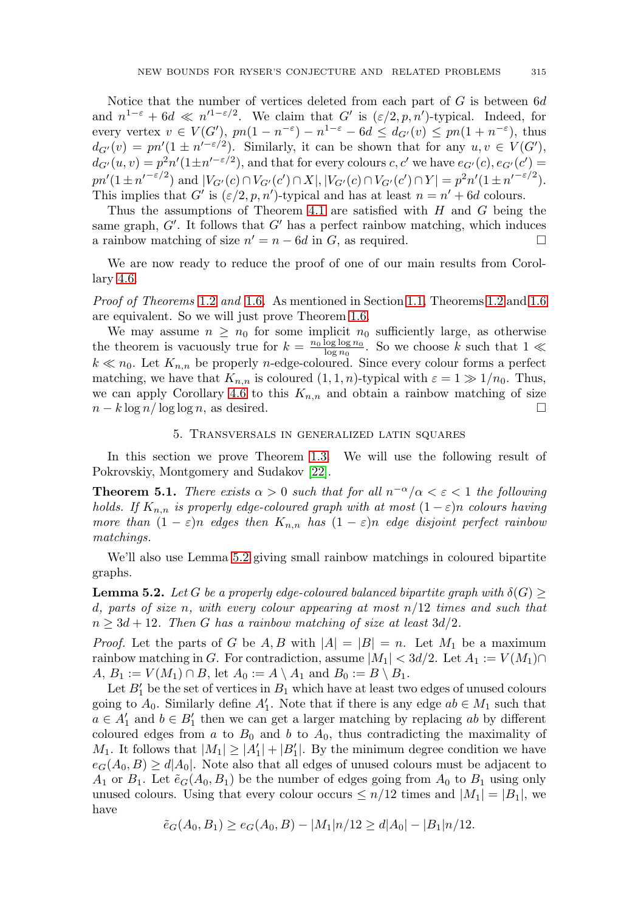Notice that the number of vertices deleted from each part of $G$ is between $6d$ and $n^{1-\varepsilon} + 6d \ll n'^{1-\varepsilon/2}$. We claim that $G'$ is $(\varepsilon/2, p, n')$-typical. Indeed, for every vertex $v \in V(G')$, $pn(1 - n^{-\varepsilon}) - n^{1-\varepsilon} - 6d \leq d_{G'}(v) \leq pn(1 + n^{-\varepsilon})$, thus $d_{G'}(v) = pn'(1 \pm n'^{-\varepsilon/2})$. Similarly, it can be shown that for any $u, v \in V(G')$, $d_{G'}(u, v) = p^2 n'(1 \pm n'^{-\varepsilon/2})$, and that for every colours $c, c'$ we have $e_{G'}(c), e_{G'}(c') = pn'(1 \pm n'^{-\varepsilon/2})$ and $|V_{G'}(c) \cap V_{G'}(c') \cap X|, |V_{G'}(c) \cap V_{G'}(c') \cap Y| = p^2 n'(1 \pm n'^{-\varepsilon/2})$. This implies that $G'$ is $(\varepsilon/2, p, n')$-typical and has at least $n = n' + 6d$ colours.

Thus the assumptions of Theorem 4.1 are satisfied with $H$ and $G$ being the same graph, $G'$. It follows that $G'$ has a perfect rainbow matching, which induces a rainbow matching of size $n' = n - 6d$ in $G$, as required. $\square$

We are now ready to reduce the proof of one of our main results from Corollary 4.6.

*Proof of Theorems* 1.2 *and* 1.6. As mentioned in Section 1.1, Theorems 1.2 and 1.6 are equivalent. So we will just prove Theorem 1.6.

We may assume $n \geq n_0$ for some implicit $n_0$ sufficiently large, as otherwise the theorem is vacuously true for $k = \frac{n_0 \log \log n_0}{\log n_0}$. So we choose $k$ such that $1 \ll k \ll n_0$. Let $K_{n,n}$ be properly $n$-edge-coloured. Since every colour forms a perfect matching, we have that $K_{n,n}$ is coloured $(1, 1, n)$-typical with $\varepsilon = 1 \gg 1/n_0$. Thus, we can apply Corollary 4.6 to this $K_{n,n}$ and obtain a rainbow matching of size $n - k \log n / \log \log n$, as desired. $\square$

## 5. Transversals in generalized latin squares

In this section we prove Theorem 1.3. We will use the following result of Pokrovskiy, Montgomery and Sudakov [22].

**Theorem 5.1.** *There exists $\alpha > 0$ such that for all $n^{-\alpha}/\alpha < \varepsilon < 1$ the following holds. If $K_{n,n}$ is properly edge-coloured graph with at most $(1 - \varepsilon)n$ colours having more than $(1 - \varepsilon)n$ edges then $K_{n,n}$ has $(1 - \varepsilon)n$ edge disjoint perfect rainbow matchings.*

We'll also use Lemma 5.2 giving small rainbow matchings in coloured bipartite graphs.

**Lemma 5.2.** *Let $G$ be a properly edge-coloured balanced bipartite graph with $\delta(G) \geq d$, parts of size $n$, with every colour appearing at most $n/12$ times and such that $n \geq 3d + 12$. Then $G$ has a rainbow matching of size at least $3d/2$.*

*Proof.* Let the parts of $G$ be $A, B$ with $|A| = |B| = n$. Let $M_1$ be a maximum rainbow matching in $G$. For contradiction, assume $|M_1| < 3d/2$. Let $A_1 := V(M_1) \cap A$, $B_1 := V(M_1) \cap B$, let $A_0 := A \setminus A_1$ and $B_0 := B \setminus B_1$.

Let $B_1'$ be the set of vertices in $B_1$ which have at least two edges of unused colours going to $A_0$. Similarly define $A_1'$. Note that if there is any edge $ab \in M_1$ such that $a \in A_1'$ and $b \in B_1'$ then we can get a larger matching by replacing $ab$ by different coloured edges from $a$ to $B_0$ and $b$ to $A_0$, thus contradicting the maximality of $M_1$. It follows that $|M_1| \geq |A_1'| + |B_1'|$. By the minimum degree condition we have $e_G(A_0, B) \geq d|A_0|$. Note also that all edges of unused colours must be adjacent to $A_1$ or $B_1$. Let $\tilde{e}_G(A_0, B_1)$ be the number of edges going from $A_0$ to $B_1$ using only unused colours. Using that every colour occurs $\leq n/12$ times and $|M_1| = |B_1|$, we have

$$\tilde{e}_G(A_0, B_1) \geq e_G(A_0, B) - |M_1|n/12 \geq d|A_0| - |B_1|n/12.$$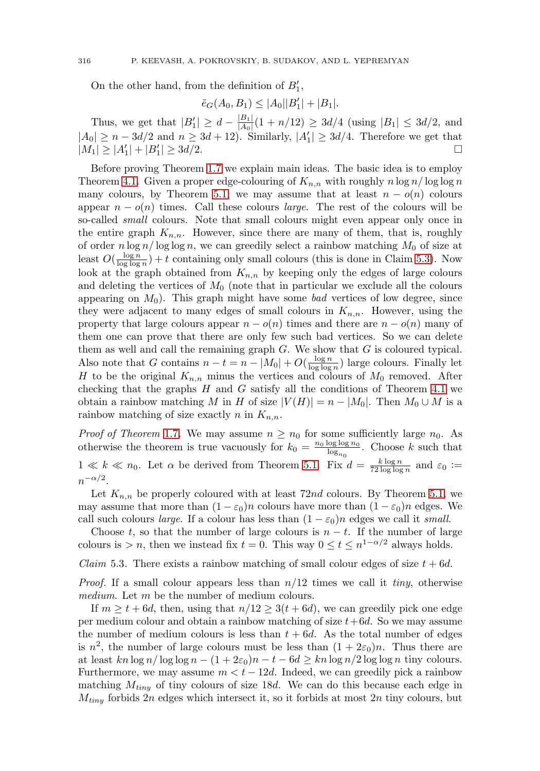On the other hand, from the definition of $B_1'$,

$$\tilde{e}_G(A_0, B_1) \le |A_0||B_1'| + |B_1|.$$

Thus, we get that $|B_1'| \ge d - \frac{|B_1|}{|A_0|}(1 + n/12) \ge 3d/4$ (using $|B_1| \le 3d/2$, and $|A_0| \ge n - 3d/2$ and $n \ge 3d + 12$). Similarly, $|A_1'| \ge 3d/4$. Therefore we get that $|M_1| \ge |A_1'| + |B_1'| \ge 3d/2$. □

Before proving Theorem 1.7 we explain main ideas. The basic idea is to employ Theorem 4.1. Given a proper edge-colouring of $K_{n,n}$ with roughly $n \log n / \log\log n$ many colours, by Theorem 5.1, we may assume that at least $n - o(n)$ colours appear $n - o(n)$ times. Call these colours *large*. The rest of the colours will be so-called *small* colours. Note that small colours might even appear only once in the entire graph $K_{n,n}$. However, since there are many of them, that is, roughly of order $n \log n / \log\log n$, we can greedily select a rainbow matching $M_0$ of size at least $O(\frac{\log n}{\log\log n}) + t$ containing only small colours (this is done in Claim 5.3). Now look at the graph obtained from $K_{n,n}$ by keeping only the edges of large colours and deleting the vertices of $M_0$ (note that in particular we exclude all the colours appearing on $M_0$). This graph might have some *bad* vertices of low degree, since they were adjacent to many edges of small colours in $K_{n,n}$. However, using the property that large colours appear $n - o(n)$ times and there are $n - o(n)$ many of them one can prove that there are only few such bad vertices. So we can delete them as well and call the remaining graph $G$. We show that $G$ is coloured typical. Also note that $G$ contains $n - t = n - |M_0| + O(\frac{\log n}{\log\log n})$ large colours. Finally let $H$ to be the original $K_{n,n}$ minus the vertices and colours of $M_0$ removed. After checking that the graphs $H$ and $G$ satisfy all the conditions of Theorem 4.1 we obtain a rainbow matching $M$ in $H$ of size $|V(H)| = n - |M_0|$. Then $M_0 \cup M$ is a rainbow matching of size exactly $n$ in $K_{n,n}$.

*Proof of Theorem* 1.7. We may assume $n \ge n_0$ for some sufficiently large $n_0$. As otherwise the theorem is true vacuously for $k_0 = \frac{n_0 \log\log n_0}{\log_{n_0}}$. Choose $k$ such that $1 \ll k \ll n_0$. Let $\alpha$ be derived from Theorem 5.1. Fix $d = \frac{k \log n}{72 \log\log n}$ and $\varepsilon_0 := n^{-\alpha/2}$.

Let $K_{n,n}$ be properly coloured with at least $72nd$ colours. By Theorem 5.1, we may assume that more than $(1-\varepsilon_0)n$ colours have more than $(1-\varepsilon_0)n$ edges. We call such colours *large*. If a colour has less than $(1-\varepsilon_0)n$ edges we call it *small*.

Choose $t$, so that the number of large colours is $n - t$. If the number of large colours is $> n$, then we instead fix $t = 0$. This way $0 \le t \le n^{1-\alpha/2}$ always holds.

*Claim* 5.3. There exists a rainbow matching of small colour edges of size $t + 6d$.

*Proof.* If a small colour appears less than $n/12$ times we call it *tiny*, otherwise *medium*. Let $m$ be the number of medium colours.

If $m \ge t + 6d$, then, using that $n/12 \ge 3(t + 6d)$, we can greedily pick one edge per medium colour and obtain a rainbow matching of size $t+6d$. So we may assume the number of medium colours is less than $t + 6d$. As the total number of edges is $n^2$, the number of large colours must be less than $(1 + 2\varepsilon_0)n$. Thus there are at least $kn \log n / \log\log n - (1 + 2\varepsilon_0)n - t - 6d \ge kn \log n / 2 \log\log n$ tiny colours. Furthermore, we may assume $m < t - 12d$. Indeed, we can greedily pick a rainbow matching $M_{tiny}$ of tiny colours of size $18d$. We can do this because each edge in $M_{tiny}$ forbids $2n$ edges which intersect it, so it forbids at most $2n$ tiny colours, but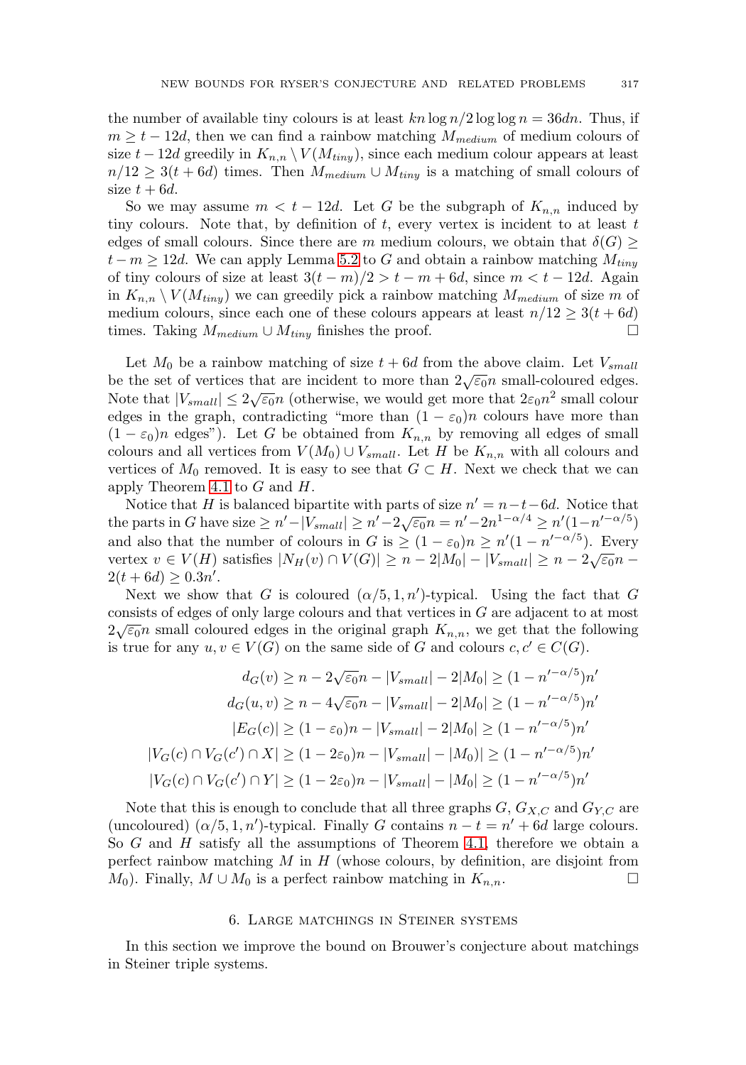the number of available tiny colours is at least $kn \log n / 2 \log \log n = 36dn$. Thus, if $m \geq t - 12d$, then we can find a rainbow matching $M_{medium}$ of medium colours of size $t - 12d$ greedily in $K_{n,n} \setminus V(M_{tiny})$, since each medium colour appears at least $n/12 \geq 3(t + 6d)$ times. Then $M_{medium} \cup M_{tiny}$ is a matching of small colours of size $t + 6d$.

So we may assume $m < t - 12d$. Let $G$ be the subgraph of $K_{n,n}$ induced by tiny colours. Note that, by definition of $t$, every vertex is incident to at least $t$ edges of small colours. Since there are $m$ medium colours, we obtain that $\delta(G) \geq t - m \geq 12d$. We can apply Lemma 5.2 to $G$ and obtain a rainbow matching $M_{tiny}$ of tiny colours of size at least $3(t-m)/2 > t - m + 6d$, since $m < t - 12d$. Again in $K_{n,n} \setminus V(M_{tiny})$ we can greedily pick a rainbow matching $M_{medium}$ of size $m$ of medium colours, since each one of these colours appears at least $n/12 \geq 3(t + 6d)$ times. Taking $M_{medium} \cup M_{tiny}$ finishes the proof. $\square$

Let $M_0$ be a rainbow matching of size $t + 6d$ from the above claim. Let $V_{small}$ be the set of vertices that are incident to more than $2\sqrt{\varepsilon_0}n$ small-coloured edges. Note that $|V_{small}| \leq 2\sqrt{\varepsilon_0}n$ (otherwise, we would get more that $2\varepsilon_0 n^2$ small colour edges in the graph, contradicting "more than $(1 - \varepsilon_0)n$ colours have more than $(1 - \varepsilon_0)n$ edges"). Let $G$ be obtained from $K_{n,n}$ by removing all edges of small colours and all vertices from $V(M_0) \cup V_{small}$. Let $H$ be $K_{n,n}$ with all colours and vertices of $M_0$ removed. It is easy to see that $G \subset H$. Next we check that we can apply Theorem 4.1 to $G$ and $H$.

Notice that $H$ is balanced bipartite with parts of size $n' = n - t - 6d$. Notice that the parts in $G$ have size $\geq n' - |V_{small}| \geq n' - 2\sqrt{\varepsilon_0}n = n' - 2n^{1-\alpha/4} \geq n'(1 - n'^{-\alpha/5})$ and also that the number of colours in $G$ is $\geq (1 - \varepsilon_0)n \geq n'(1 - n'^{-\alpha/5})$. Every vertex $v \in V(H)$ satisfies $|N_H(v) \cap V(G)| \geq n - 2|M_0| - |V_{small}| \geq n - 2\sqrt{\varepsilon_0}n - 2(t + 6d) \geq 0.3n'$.

Next we show that $G$ is coloured $(\alpha/5, 1, n')$-typical. Using the fact that $G$ consists of edges of only large colours and that vertices in $G$ are adjacent to at most $2\sqrt{\varepsilon_0}n$ small coloured edges in the original graph $K_{n,n}$, we get that the following is true for any $u, v \in V(G)$ on the same side of $G$ and colours $c, c' \in C(G)$.

$$d_G(v) \geq n - 2\sqrt{\varepsilon_0}n - |V_{small}| - 2|M_0| \geq (1 - n'^{-\alpha/5})n'$$

$$d_G(u, v) \geq n - 4\sqrt{\varepsilon_0}n - |V_{small}| - 2|M_0| \geq (1 - n'^{-\alpha/5})n'$$

$$|E_G(c)| \geq (1 - \varepsilon_0)n - |V_{small}| - 2|M_0| \geq (1 - n'^{-\alpha/5})n'$$

$$|V_G(c) \cap V_G(c') \cap X| \geq (1 - 2\varepsilon_0)n - |V_{small}| - |M_0|) \geq (1 - n'^{-\alpha/5})n'$$

$$|V_G(c) \cap V_G(c') \cap Y| \geq (1 - 2\varepsilon_0)n - |V_{small}| - |M_0| \geq (1 - n'^{-\alpha/5})n'$$

Note that this is enough to conclude that all three graphs $G$, $G_{X,C}$ and $G_{Y,C}$ are (uncoloured) $(\alpha/5, 1, n')$-typical. Finally $G$ contains $n - t = n' + 6d$ large colours. So $G$ and $H$ satisfy all the assumptions of Theorem 4.1, therefore we obtain a perfect rainbow matching $M$ in $H$ (whose colours, by definition, are disjoint from $M_0$). Finally, $M \cup M_0$ is a perfect rainbow matching in $K_{n,n}$. $\square$

## 6. Large matchings in Steiner systems

In this section we improve the bound on Brouwer's conjecture about matchings in Steiner triple systems.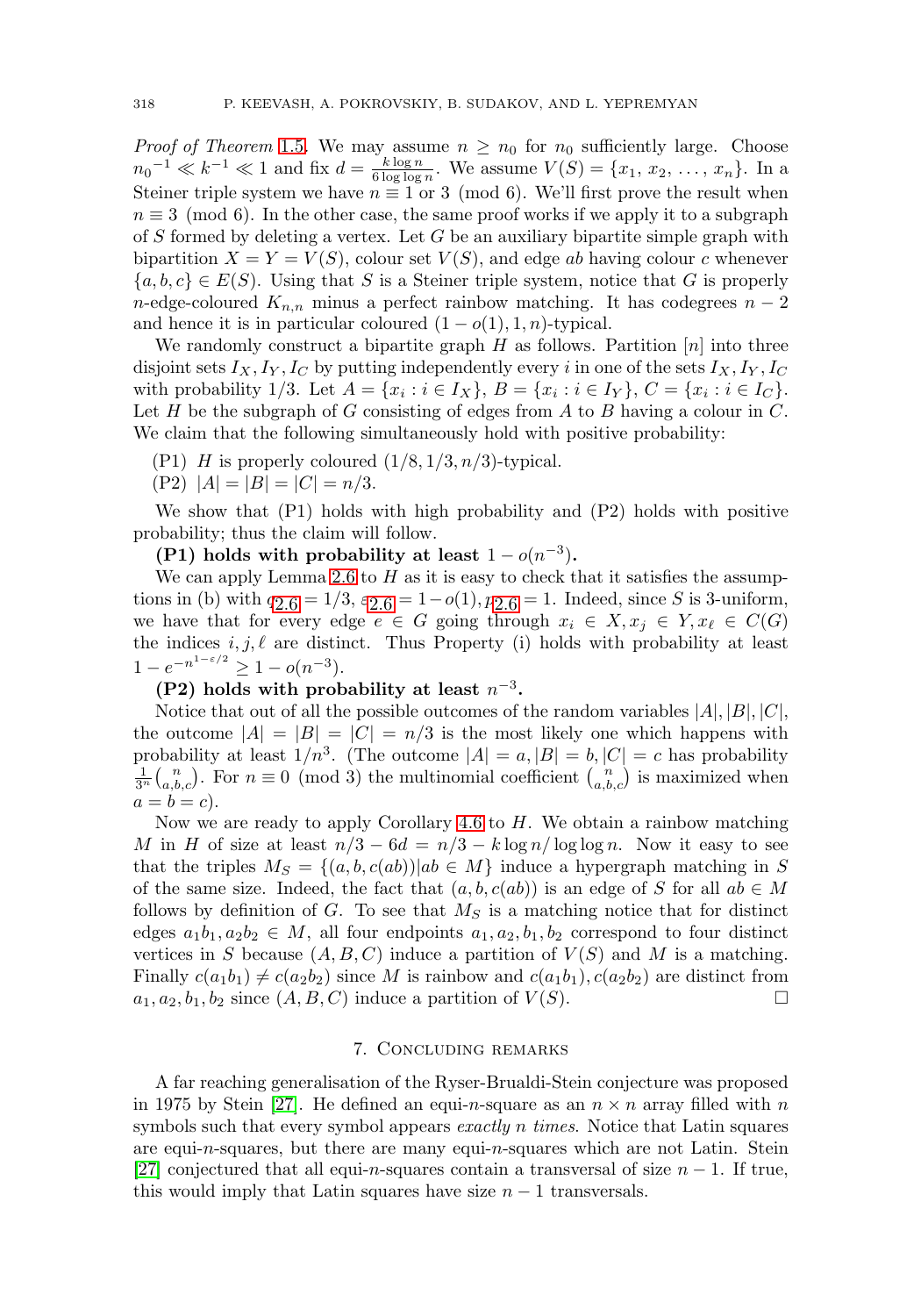*Proof of Theorem 1.5.* We may assume $n \geq n_0$ for $n_0$ sufficiently large. Choose ${n_0}^{-1} \ll k^{-1} \ll 1$ and fix $d = \frac{k \log n}{6 \log \log n}$. We assume $V(S) = \{x_1, x_2, \ldots, x_n\}$. In a Steiner triple system we have $n \equiv 1$ or $3 \pmod 6$. We'll first prove the result when $n \equiv 3 \pmod 6$. In the other case, the same proof works if we apply it to a subgraph of $S$ formed by deleting a vertex. Let $G$ be an auxiliary bipartite simple graph with bipartition $X = Y = V(S)$, colour set $V(S)$, and edge $ab$ having colour $c$ whenever $\{a, b, c\} \in E(S)$. Using that $S$ is a Steiner triple system, notice that $G$ is properly $n$-edge-coloured $K_{n,n}$ minus a perfect rainbow matching. It has codegrees $n-2$ and hence it is in particular coloured $(1 - o(1), 1, n)$-typical.

We randomly construct a bipartite graph $H$ as follows. Partition $[n]$ into three disjoint sets $I_X, I_Y, I_C$ by putting independently every $i$ in one of the sets $I_X, I_Y, I_C$ with probability $1/3$. Let $A = \{x_i : i \in I_X\}$, $B = \{x_i : i \in I_Y\}$, $C = \{x_i : i \in I_C\}$. Let $H$ be the subgraph of $G$ consisting of edges from $A$ to $B$ having a colour in $C$. We claim that the following simultaneously hold with positive probability:

(P1) $H$ is properly coloured $(1/8, 1/3, n/3)$-typical.

(P2) $|A| = |B| = |C| = n/3$.

We show that (P1) holds with high probability and (P2) holds with positive probability; thus the claim will follow.

**(P1) holds with probability at least $1 - o(n^{-3})$.**

We can apply Lemma 2.6 to $H$ as it is easy to check that it satisfies the assumptions in (b) with $q_{2.6} = 1/3$, $\varepsilon_{2.6} = 1 - o(1)$, $p_{2.6} = 1$. Indeed, since $S$ is 3-uniform, we have that for every edge $e \in G$ going through $x_i \in X, x_j \in Y, x_\ell \in C(G)$ the indices $i, j, \ell$ are distinct. Thus Property (i) holds with probability at least $1 - e^{-n^{1-\varepsilon/2}} \geq 1 - o(n^{-3})$.

**(P2) holds with probability at least $n^{-3}$.**

Notice that out of all the possible outcomes of the random variables $|A|, |B|, |C|$, the outcome $|A| = |B| = |C| = n/3$ is the most likely one which happens with probability at least $1/n^3$. (The outcome $|A| = a, |B| = b, |C| = c$ has probability $\frac{1}{3^n}\binom{n}{a,b,c}$. For $n \equiv 0 \pmod 3$ the multinomial coefficient $\binom{n}{a,b,c}$ is maximized when $a = b = c$).

Now we are ready to apply Corollary 4.6 to $H$. We obtain a rainbow matching $M$ in $H$ of size at least $n/3 - 6d = n/3 - k \log n / \log \log n$. Now it easy to see that the triples $M_S = \{(a, b, c(ab)) | ab \in M\}$ induce a hypergraph matching in $S$ of the same size. Indeed, the fact that $(a, b, c(ab))$ is an edge of $S$ for all $ab \in M$ follows by definition of $G$. To see that $M_S$ is a matching notice that for distinct edges $a_1b_1, a_2b_2 \in M$, all four endpoints $a_1, a_2, b_1, b_2$ correspond to four distinct vertices in $S$ because $(A, B, C)$ induce a partition of $V(S)$ and $M$ is a matching. Finally $c(a_1b_1) \neq c(a_2b_2)$ since $M$ is rainbow and $c(a_1b_1), c(a_2b_2)$ are distinct from $a_1, a_2, b_1, b_2$ since $(A, B, C)$ induce a partition of $V(S)$. □

## 7. Concluding remarks

A far reaching generalisation of the Ryser-Brualdi-Stein conjecture was proposed in 1975 by Stein [27]. He defined an equi-$n$-square as an $n \times n$ array filled with $n$ symbols such that every symbol appears *exactly* $n$ *times*. Notice that Latin squares are equi-$n$-squares, but there are many equi-$n$-squares which are not Latin. Stein [27] conjectured that all equi-$n$-squares contain a transversal of size $n - 1$. If true, this would imply that Latin squares have size $n - 1$ transversals.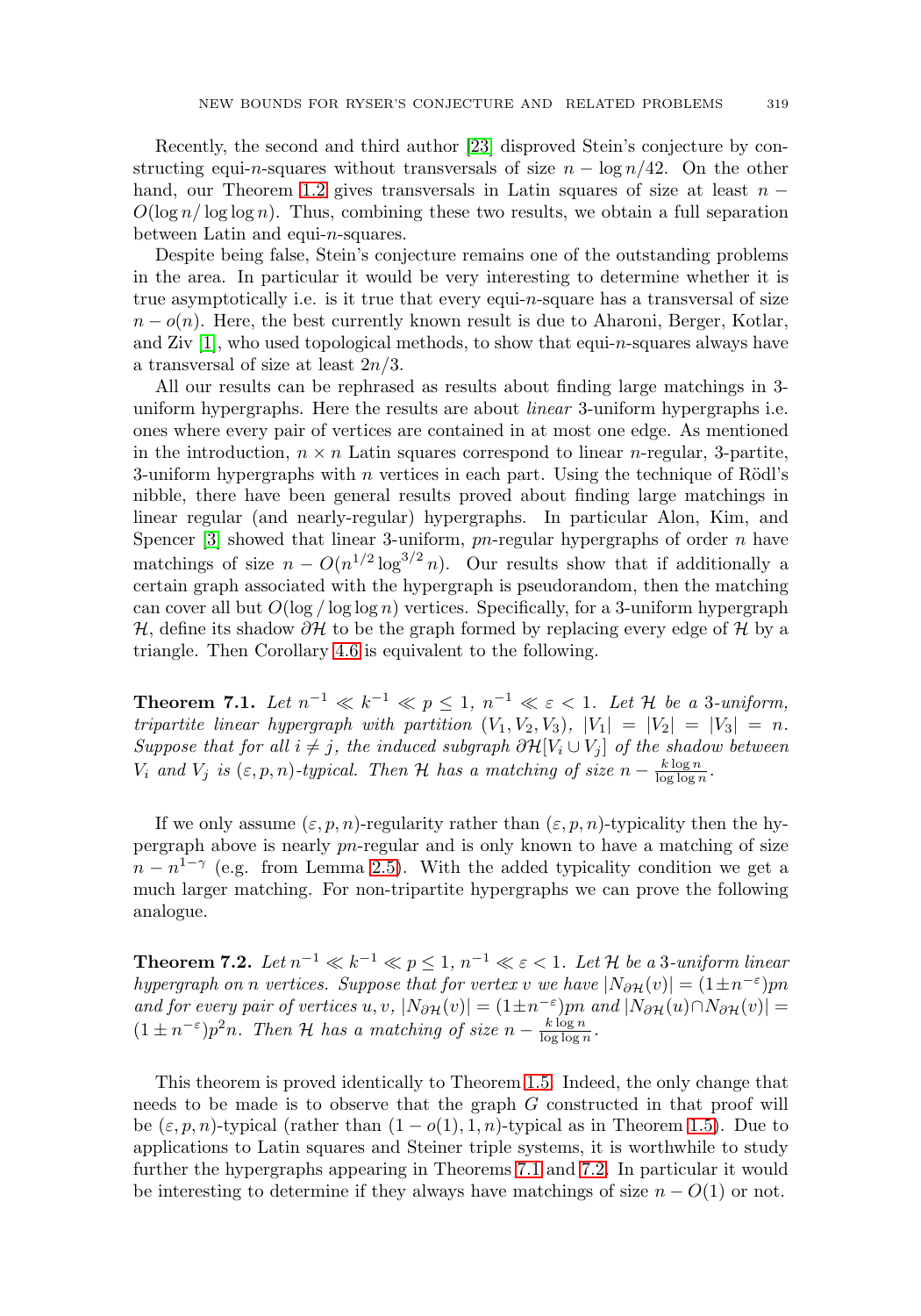Recently, the second and third author [23] disproved Stein's conjecture by constructing equi-$n$-squares without transversals of size $n - \log n/42$. On the other hand, our Theorem 1.2 gives transversals in Latin squares of size at least $n - O(\log n/\log\log n)$. Thus, combining these two results, we obtain a full separation between Latin and equi-$n$-squares.

Despite being false, Stein's conjecture remains one of the outstanding problems in the area. In particular it would be very interesting to determine whether it is true asymptotically i.e. is it true that every equi-$n$-square has a transversal of size $n - o(n)$. Here, the best currently known result is due to Aharoni, Berger, Kotlar, and Ziv [1], who used topological methods, to show that equi-$n$-squares always have a transversal of size at least $2n/3$.

All our results can be rephrased as results about finding large matchings in 3-uniform hypergraphs. Here the results are about *linear* 3-uniform hypergraphs i.e. ones where every pair of vertices are contained in at most one edge. As mentioned in the introduction, $n \times n$ Latin squares correspond to linear $n$-regular, 3-partite, 3-uniform hypergraphs with $n$ vertices in each part. Using the technique of Rödl's nibble, there have been general results proved about finding large matchings in linear regular (and nearly-regular) hypergraphs. In particular Alon, Kim, and Spencer [3] showed that linear 3-uniform, $pn$-regular hypergraphs of order $n$ have matchings of size $n - O(n^{1/2}\log^{3/2} n)$. Our results show that if additionally a certain graph associated with the hypergraph is pseudorandom, then the matching can cover all but $O(\log/\log\log n)$ vertices. Specifically, for a 3-uniform hypergraph $\mathcal{H}$, define its shadow $\partial\mathcal{H}$ to be the graph formed by replacing every edge of $\mathcal{H}$ by a triangle. Then Corollary 4.6 is equivalent to the following.

**Theorem 7.1.** *Let $n^{-1} \ll k^{-1} \ll p \leq 1$, $n^{-1} \ll \varepsilon < 1$. Let $\mathcal{H}$ be a 3-uniform, tripartite linear hypergraph with partition $(V_1, V_2, V_3)$, $|V_1| = |V_2| = |V_3| = n$. Suppose that for all $i \neq j$, the induced subgraph $\partial\mathcal{H}[V_i \cup V_j]$ of the shadow between $V_i$ and $V_j$ is $(\varepsilon, p, n)$-typical. Then $\mathcal{H}$ has a matching of size $n - \frac{k\log n}{\log\log n}$.*

If we only assume $(\varepsilon, p, n)$-regularity rather than $(\varepsilon, p, n)$-typicality then the hypergraph above is nearly $pn$-regular and is only known to have a matching of size $n - n^{1-\gamma}$ (e.g. from Lemma 2.5). With the added typicality condition we get a much larger matching. For non-tripartite hypergraphs we can prove the following analogue.

**Theorem 7.2.** *Let $n^{-1} \ll k^{-1} \ll p \leq 1$, $n^{-1} \ll \varepsilon < 1$. Let $\mathcal{H}$ be a 3-uniform linear hypergraph on $n$ vertices. Suppose that for vertex $v$ we have $|N_{\partial\mathcal{H}}(v)| = (1 \pm n^{-\varepsilon})pn$ and for every pair of vertices $u, v$, $|N_{\partial\mathcal{H}}(v)| = (1 \pm n^{-\varepsilon})pn$ and $|N_{\partial\mathcal{H}}(u) \cap N_{\partial\mathcal{H}}(v)| = (1 \pm n^{-\varepsilon})p^2 n$. Then $\mathcal{H}$ has a matching of size $n - \frac{k\log n}{\log\log n}$.*

This theorem is proved identically to Theorem 1.5. Indeed, the only change that needs to be made is to observe that the graph $G$ constructed in that proof will be $(\varepsilon, p, n)$-typical (rather than $(1 - o(1), 1, n)$-typical as in Theorem 1.5). Due to applications to Latin squares and Steiner triple systems, it is worthwhile to study further the hypergraphs appearing in Theorems 7.1 and 7.2. In particular it would be interesting to determine if they always have matchings of size $n - O(1)$ or not.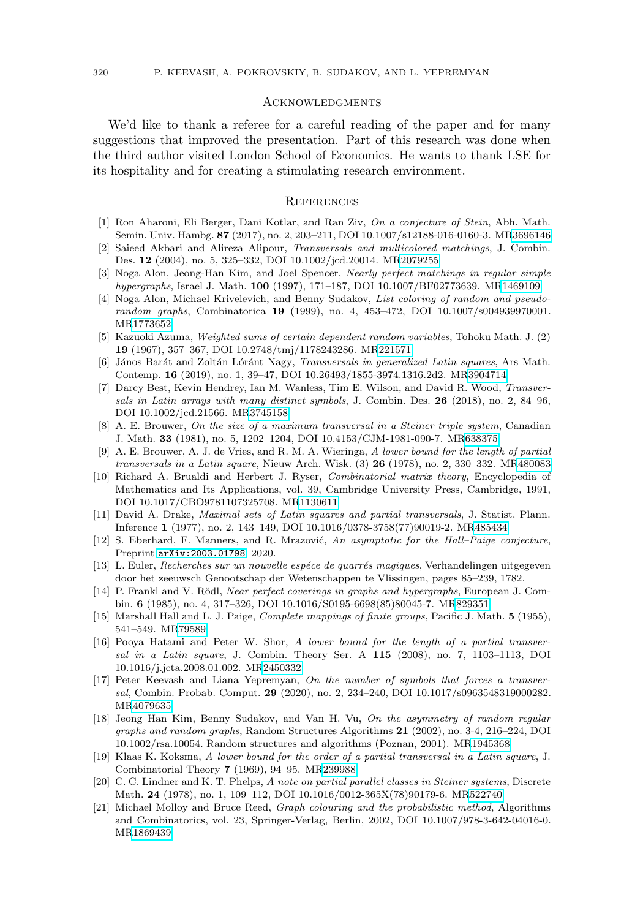## Acknowledgments

We'd like to thank a referee for a careful reading of the paper and for many suggestions that improved the presentation. Part of this research was done when the third author visited London School of Economics. He wants to thank LSE for its hospitality and for creating a stimulating research environment.

## References

[1] Ron Aharoni, Eli Berger, Dani Kotlar, and Ran Ziv, *On a conjecture of Stein*, Abh. Math. Semin. Univ. Hambg. **87** (2017), no. 2, 203–211, DOI 10.1007/s12188-016-0160-3. MR3696146

[2] Saieed Akbari and Alireza Alipour, *Transversals and multicolored matchings*, J. Combin. Des. **12** (2004), no. 5, 325–332, DOI 10.1002/jcd.20014. MR2079255

[3] Noga Alon, Jeong-Han Kim, and Joel Spencer, *Nearly perfect matchings in regular simple hypergraphs*, Israel J. Math. **100** (1997), 171–187, DOI 10.1007/BF02773639. MR1469109

[4] Noga Alon, Michael Krivelevich, and Benny Sudakov, *List coloring of random and pseudo-random graphs*, Combinatorica **19** (1999), no. 4, 453–472, DOI 10.1007/s004939970001. MR1773652

[5] Kazuoki Azuma, *Weighted sums of certain dependent random variables*, Tohoku Math. J. (2) **19** (1967), 357–367, DOI 10.2748/tmj/1178243286. MR221571

[6] János Barát and Zoltán Lóránt Nagy, *Transversals in generalized Latin squares*, Ars Math. Contemp. **16** (2019), no. 1, 39–47, DOI 10.26493/1855-3974.1316.2d2. MR3904714

[7] Darcy Best, Kevin Hendrey, Ian M. Wanless, Tim E. Wilson, and David R. Wood, *Transversals in Latin arrays with many distinct symbols*, J. Combin. Des. **26** (2018), no. 2, 84–96, DOI 10.1002/jcd.21566. MR3745158

[8] A. E. Brouwer, *On the size of a maximum transversal in a Steiner triple system*, Canadian J. Math. **33** (1981), no. 5, 1202–1204, DOI 10.4153/CJM-1981-090-7. MR638375

[9] A. E. Brouwer, A. J. de Vries, and R. M. A. Wieringa, *A lower bound for the length of partial transversals in a Latin square*, Nieuw Arch. Wisk. (3) **26** (1978), no. 2, 330–332. MR480083

[10] Richard A. Brualdi and Herbert J. Ryser, *Combinatorial matrix theory*, Encyclopedia of Mathematics and Its Applications, vol. 39, Cambridge University Press, Cambridge, 1991, DOI 10.1017/CBO9781107325708. MR1130611

[11] David A. Drake, *Maximal sets of Latin squares and partial transversals*, J. Statist. Plann. Inference **1** (1977), no. 2, 143–149, DOI 10.1016/0378-3758(77)90019-2. MR485434

[12] S. Eberhard, F. Manners, and R. Mrazović, *An asymptotic for the Hall–Paige conjecture*, Preprint arXiv:2003.01798, 2020.

[13] L. Euler, *Recherches sur un nouvelle espéce de quarrés magiques*, Verhandelingen uitgegeven door het zeeuwsch Genootschap der Wetenschappen te Vlissingen, pages 85–239, 1782.

[14] P. Frankl and V. Rödl, *Near perfect coverings in graphs and hypergraphs*, European J. Combin. **6** (1985), no. 4, 317–326, DOI 10.1016/S0195-6698(85)80045-7. MR829351

[15] Marshall Hall and L. J. Paige, *Complete mappings of finite groups*, Pacific J. Math. **5** (1955), 541–549. MR79589

[16] Pooya Hatami and Peter W. Shor, *A lower bound for the length of a partial transversal in a Latin square*, J. Combin. Theory Ser. A **115** (2008), no. 7, 1103–1113, DOI 10.1016/j.jcta.2008.01.002. MR2450332

[17] Peter Keevash and Liana Yepremyan, *On the number of symbols that forces a transversal*, Combin. Probab. Comput. **29** (2020), no. 2, 234–240, DOI 10.1017/s0963548319000282. MR4079635

[18] Jeong Han Kim, Benny Sudakov, and Van H. Vu, *On the asymmetry of random regular graphs and random graphs*, Random Structures Algorithms **21** (2002), no. 3-4, 216–224, DOI 10.1002/rsa.10054. Random structures and algorithms (Poznan, 2001). MR1945368

[19] Klaas K. Koksma, *A lower bound for the order of a partial transversal in a Latin square*, J. Combinatorial Theory **7** (1969), 94–95. MR239988

[20] C. C. Lindner and K. T. Phelps, *A note on partial parallel classes in Steiner systems*, Discrete Math. **24** (1978), no. 1, 109–112, DOI 10.1016/0012-365X(78)90179-6. MR522740

[21] Michael Molloy and Bruce Reed, *Graph colouring and the probabilistic method*, Algorithms and Combinatorics, vol. 23, Springer-Verlag, Berlin, 2002, DOI 10.1007/978-3-642-04016-0. MR1869439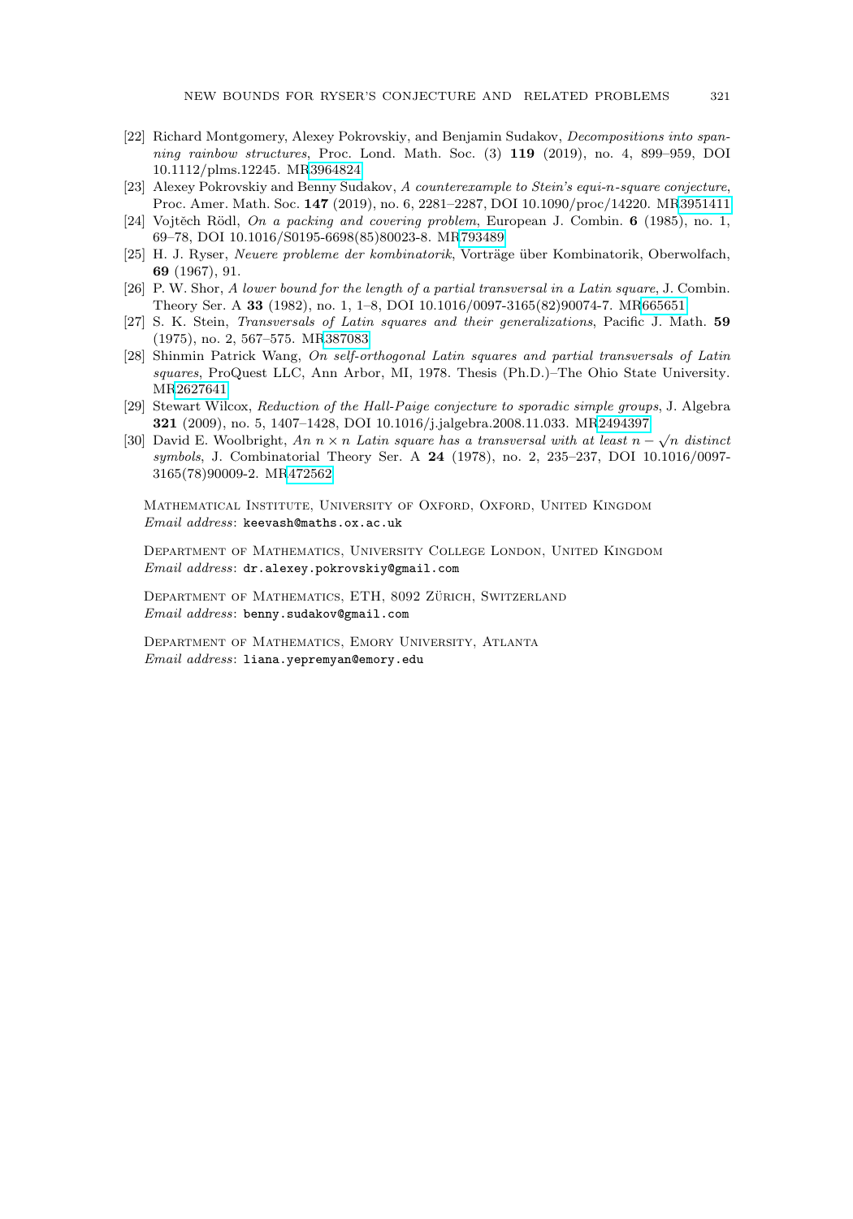[22] Richard Montgomery, Alexey Pokrovskiy, and Benjamin Sudakov, *Decompositions into spanning rainbow structures*, Proc. Lond. Math. Soc. (3) **119** (2019), no. 4, 899–959, DOI 10.1112/plms.12245. MR3964824

[23] Alexey Pokrovskiy and Benny Sudakov, *A counterexample to Stein's equi-n-square conjecture*, Proc. Amer. Math. Soc. **147** (2019), no. 6, 2281–2287, DOI 10.1090/proc/14220. MR3951411

[24] Vojtěch Rödl, *On a packing and covering problem*, European J. Combin. **6** (1985), no. 1, 69–78, DOI 10.1016/S0195-6698(85)80023-8. MR793489

[25] H. J. Ryser, *Neuere probleme der kombinatorik*, Vorträge über Kombinatorik, Oberwolfach, **69** (1967), 91.

[26] P. W. Shor, *A lower bound for the length of a partial transversal in a Latin square*, J. Combin. Theory Ser. A **33** (1982), no. 1, 1–8, DOI 10.1016/0097-3165(82)90074-7. MR665651

[27] S. K. Stein, *Transversals of Latin squares and their generalizations*, Pacific J. Math. **59** (1975), no. 2, 567–575. MR387083

[28] Shinmin Patrick Wang, *On self-orthogonal Latin squares and partial transversals of Latin squares*, ProQuest LLC, Ann Arbor, MI, 1978. Thesis (Ph.D.)–The Ohio State University. MR2627641

[29] Stewart Wilcox, *Reduction of the Hall-Paige conjecture to sporadic simple groups*, J. Algebra **321** (2009), no. 5, 1407–1428, DOI 10.1016/j.jalgebra.2008.11.033. MR2494397

[30] David E. Woolbright, *An $n \times n$ Latin square has a transversal with at least $n - \sqrt{n}$ distinct symbols*, J. Combinatorial Theory Ser. A **24** (1978), no. 2, 235–237, DOI 10.1016/0097-3165(78)90009-2. MR472562

Mathematical Institute, University of Oxford, Oxford, United Kingdom
*Email address*: keevash@maths.ox.ac.uk

Department of Mathematics, University College London, United Kingdom
*Email address*: dr.alexey.pokrovskiy@gmail.com

Department of Mathematics, ETH, 8092 Zürich, Switzerland
*Email address*: benny.sudakov@gmail.com

Department of Mathematics, Emory University, Atlanta
*Email address*: liana.yepremyan@emory.edu